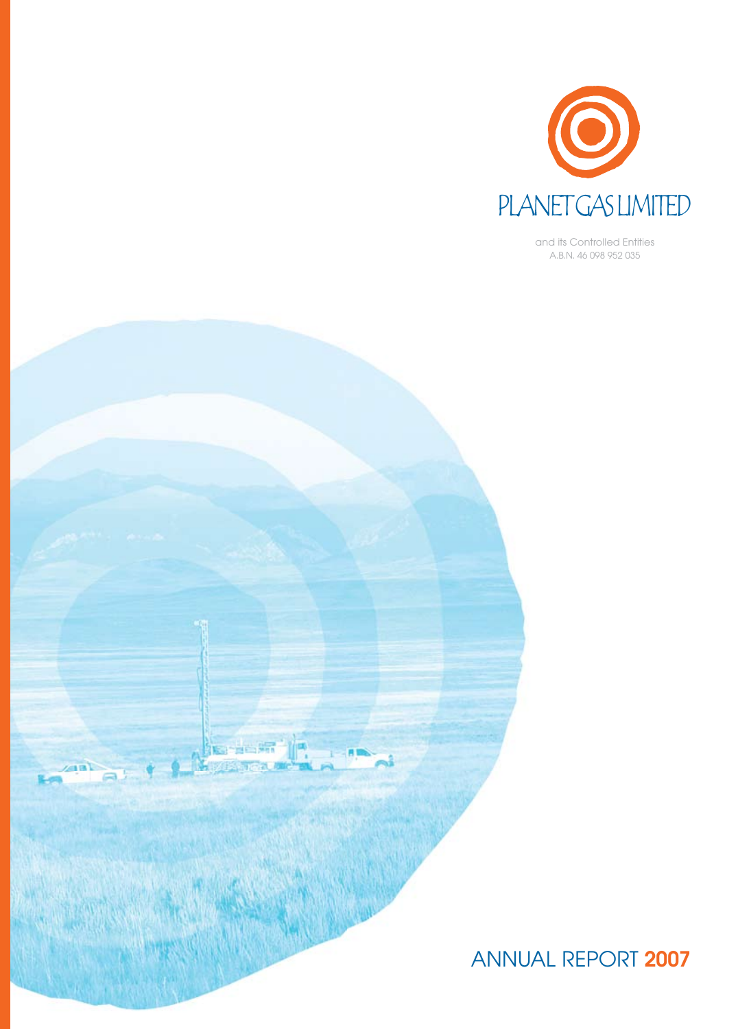# PLANET GAS LIMITED

and its Controlled Entities
A.B.N. 46 098 952 035

# ANNUAL REPORT **2007**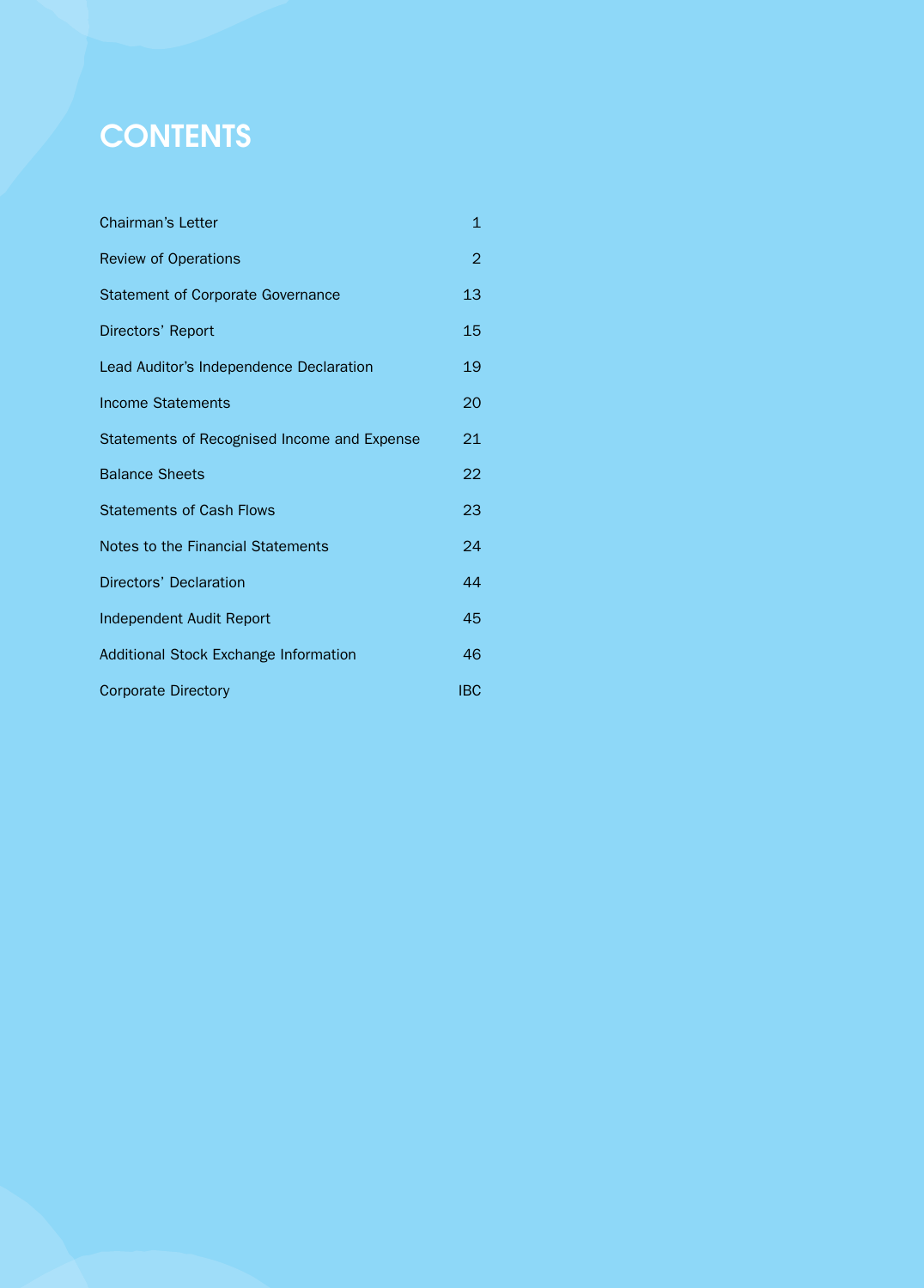# CONTENTS

| | |
|---|---|
| Chairman's Letter | 1 |
| Review of Operations | 2 |
| Statement of Corporate Governance | 13 |
| Directors' Report | 15 |
| Lead Auditor's Independence Declaration | 19 |
| Income Statements | 20 |
| Statements of Recognised Income and Expense | 21 |
| Balance Sheets | 22 |
| Statements of Cash Flows | 23 |
| Notes to the Financial Statements | 24 |
| Directors' Declaration | 44 |
| Independent Audit Report | 45 |
| Additional Stock Exchange Information | 46 |
| Corporate Directory | IBC |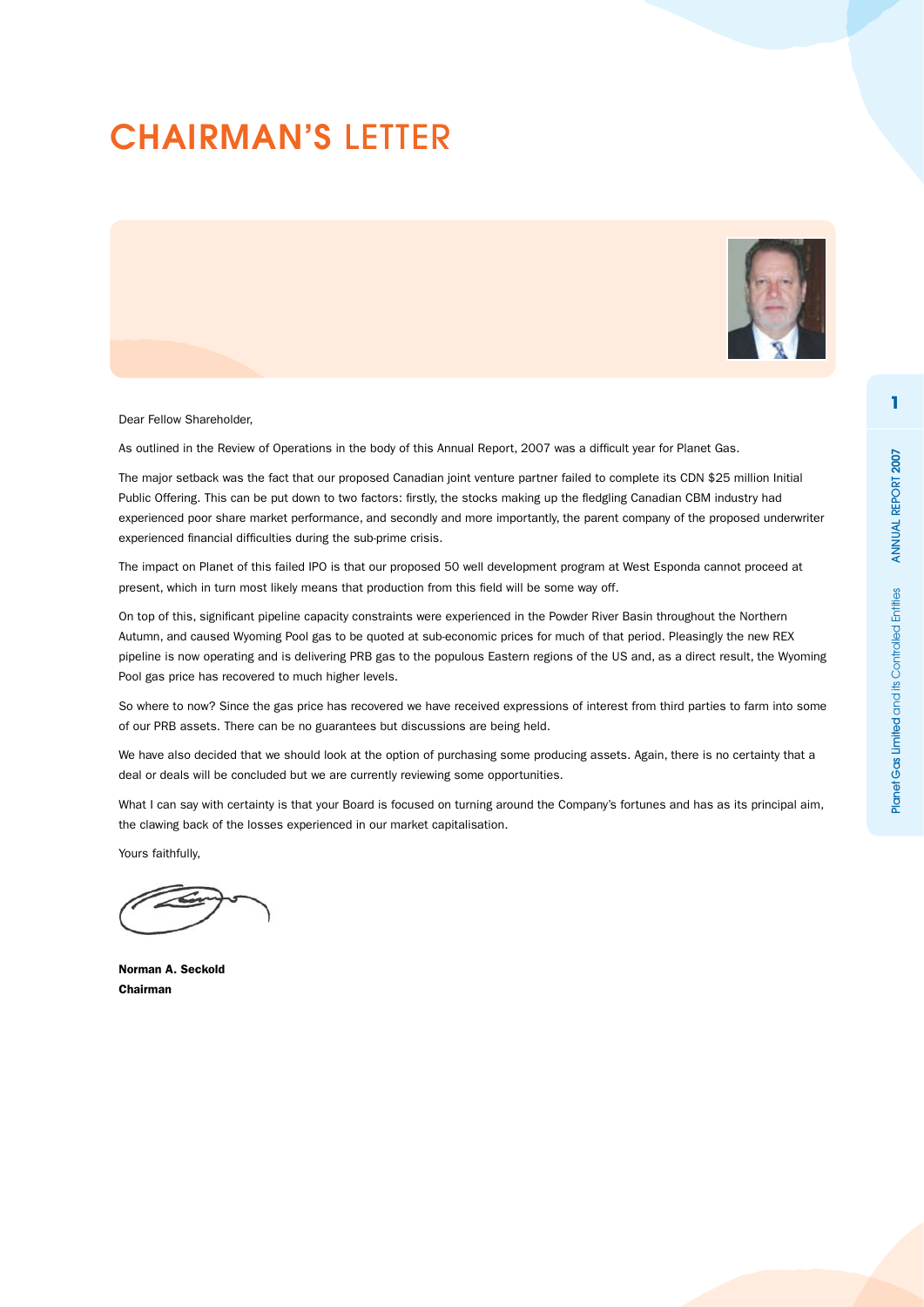# CHAIRMAN'S LETTER

Dear Fellow Shareholder,

As outlined in the Review of Operations in the body of this Annual Report, 2007 was a difficult year for Planet Gas.

The major setback was the fact that our proposed Canadian joint venture partner failed to complete its CDN $25 million Initial Public Offering. This can be put down to two factors: firstly, the stocks making up the fledgling Canadian CBM industry had experienced poor share market performance, and secondly and more importantly, the parent company of the proposed underwriter experienced financial difficulties during the sub-prime crisis.

The impact on Planet of this failed IPO is that our proposed 50 well development program at West Esponda cannot proceed at present, which in turn most likely means that production from this field will be some way off.

On top of this, significant pipeline capacity constraints were experienced in the Powder River Basin throughout the Northern Autumn, and caused Wyoming Pool gas to be quoted at sub-economic prices for much of that period. Pleasingly the new REX pipeline is now operating and is delivering PRB gas to the populous Eastern regions of the US and, as a direct result, the Wyoming Pool gas price has recovered to much higher levels.

So where to now? Since the gas price has recovered we have received expressions of interest from third parties to farm into some of our PRB assets. There can be no guarantees but discussions are being held.

We have also decided that we should look at the option of purchasing some producing assets. Again, there is no certainty that a deal or deals will be concluded but we are currently reviewing some opportunities.

What I can say with certainty is that your Board is focused on turning around the Company's fortunes and has as its principal aim, the clawing back of the losses experienced in our market capitalisation.

Yours faithfully,

**Norman A. Seckold**
**Chairman**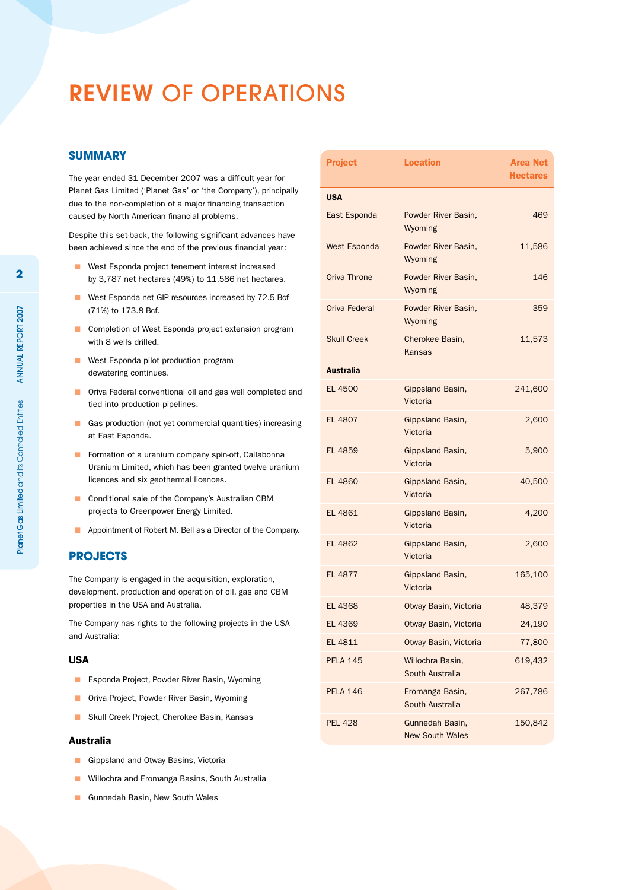# REVIEW OF OPERATIONS

## SUMMARY

The year ended 31 December 2007 was a difficult year for Planet Gas Limited ('Planet Gas' or 'the Company'), principally due to the non-completion of a major financing transaction caused by North American financial problems.

Despite this set-back, the following significant advances have been achieved since the end of the previous financial year:

- West Esponda project tenement interest increased by 3,787 net hectares (49%) to 11,586 net hectares.
- West Esponda net GIP resources increased by 72.5 Bcf (71%) to 173.8 Bcf.
- Completion of West Esponda project extension program with 8 wells drilled.
- West Esponda pilot production program dewatering continues.
- Oriva Federal conventional oil and gas well completed and tied into production pipelines.
- Gas production (not yet commercial quantities) increasing at East Esponda.
- Formation of a uranium company spin-off, Callabonna Uranium Limited, which has been granted twelve uranium licences and six geothermal licences.
- Conditional sale of the Company's Australian CBM projects to Greenpower Energy Limited.
- Appointment of Robert M. Bell as a Director of the Company.

## PROJECTS

The Company is engaged in the acquisition, exploration, development, production and operation of oil, gas and CBM properties in the USA and Australia.

The Company has rights to the following projects in the USA and Australia:

### USA

- Esponda Project, Powder River Basin, Wyoming
- Oriva Project, Powder River Basin, Wyoming
- Skull Creek Project, Cherokee Basin, Kansas

### Australia

- Gippsland and Otway Basins, Victoria
- Willochra and Eromanga Basins, South Australia
- Gunnedah Basin, New South Wales

| Project | Location | Area Net Hectares |
|---|---|---|
| **USA** | | |
| East Esponda | Powder River Basin, Wyoming | 469 |
| West Esponda | Powder River Basin, Wyoming | 11,586 |
| Oriva Throne | Powder River Basin, Wyoming | 146 |
| Oriva Federal | Powder River Basin, Wyoming | 359 |
| Skull Creek | Cherokee Basin, Kansas | 11,573 |
| **Australia** | | |
| EL 4500 | Gippsland Basin, Victoria | 241,600 |
| EL 4807 | Gippsland Basin, Victoria | 2,600 |
| EL 4859 | Gippsland Basin, Victoria | 5,900 |
| EL 4860 | Gippsland Basin, Victoria | 40,500 |
| EL 4861 | Gippsland Basin, Victoria | 4,200 |
| EL 4862 | Gippsland Basin, Victoria | 2,600 |
| EL 4877 | Gippsland Basin, Victoria | 165,100 |
| EL 4368 | Otway Basin, Victoria | 48,379 |
| EL 4369 | Otway Basin, Victoria | 24,190 |
| EL 4811 | Otway Basin, Victoria | 77,800 |
| PELA 145 | Willochra Basin, South Australia | 619,432 |
| PELA 146 | Eromanga Basin, South Australia | 267,786 |
| PEL 428 | Gunnedah Basin, New South Wales | 150,842 |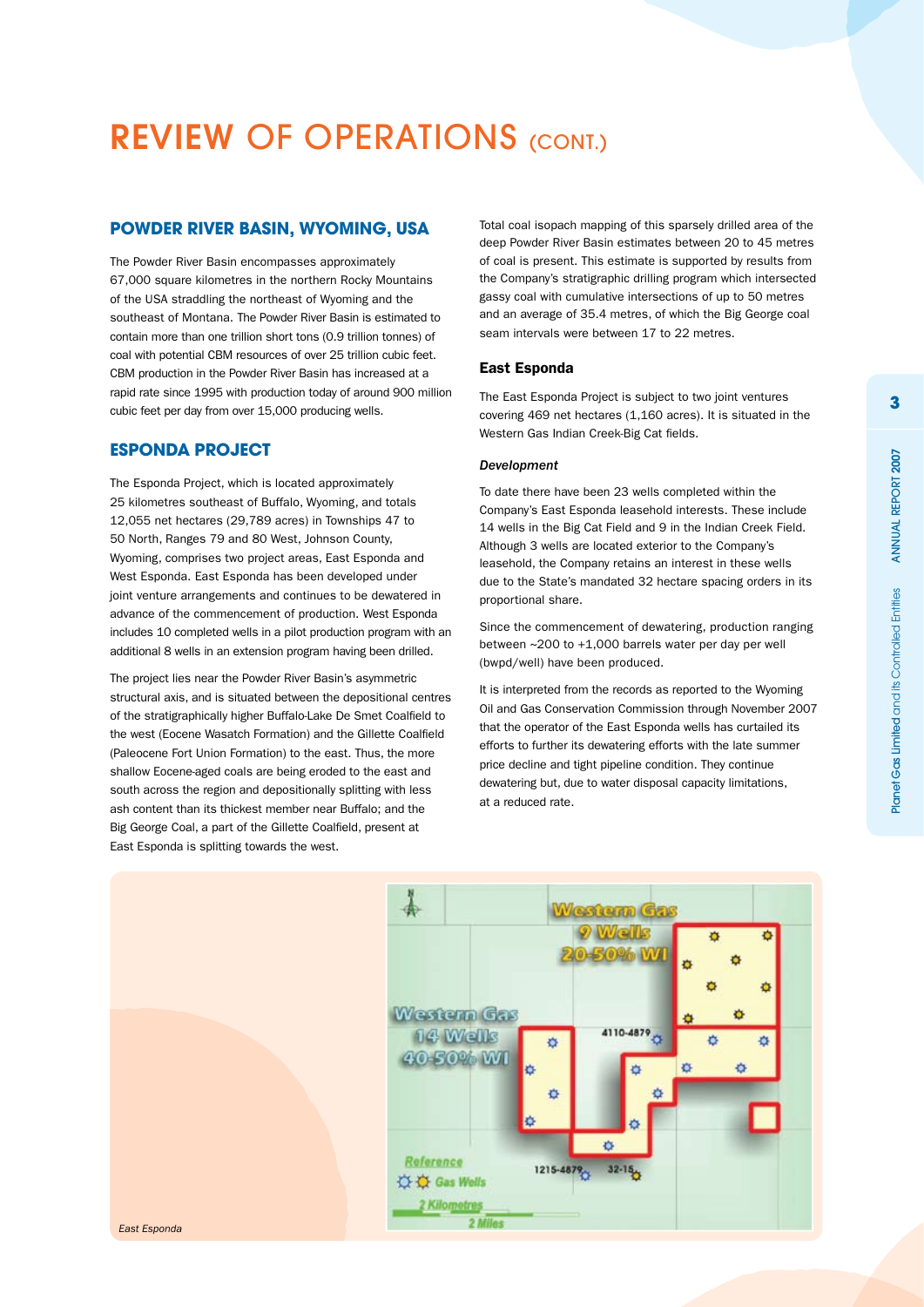# REVIEW OF OPERATIONS (CONT.)

## POWDER RIVER BASIN, WYOMING, USA

The Powder River Basin encompasses approximately 67,000 square kilometres in the northern Rocky Mountains of the USA straddling the northeast of Wyoming and the southeast of Montana. The Powder River Basin is estimated to contain more than one trillion short tons (0.9 trillion tonnes) of coal with potential CBM resources of over 25 trillion cubic feet. CBM production in the Powder River Basin has increased at a rapid rate since 1995 with production today of around 900 million cubic feet per day from over 15,000 producing wells.

## ESPONDA PROJECT

The Esponda Project, which is located approximately 25 kilometres southeast of Buffalo, Wyoming, and totals 12,055 net hectares (29,789 acres) in Townships 47 to 50 North, Ranges 79 and 80 West, Johnson County, Wyoming, comprises two project areas, East Esponda and West Esponda. East Esponda has been developed under joint venture arrangements and continues to be dewatered in advance of the commencement of production. West Esponda includes 10 completed wells in a pilot production program with an additional 8 wells in an extension program having been drilled.

The project lies near the Powder River Basin's asymmetric structural axis, and is situated between the depositional centres of the stratigraphically higher Buffalo-Lake De Smet Coalfield to the west (Eocene Wasatch Formation) and the Gillette Coalfield (Paleocene Fort Union Formation) to the east. Thus, the more shallow Eocene-aged coals are being eroded to the east and south across the region and depositionally splitting with less ash content than its thickest member near Buffalo; and the Big George Coal, a part of the Gillette Coalfield, present at East Esponda is splitting towards the west.

Total coal isopach mapping of this sparsely drilled area of the deep Powder River Basin estimates between 20 to 45 metres of coal is present. This estimate is supported by results from the Company's stratigraphic drilling program which intersected gassy coal with cumulative intersections of up to 50 metres and an average of 35.4 metres, of which the Big George coal seam intervals were between 17 to 22 metres.

### East Esponda

The East Esponda Project is subject to two joint ventures covering 469 net hectares (1,160 acres). It is situated in the Western Gas Indian Creek-Big Cat fields.

#### *Development*

To date there have been 23 wells completed within the Company's East Esponda leasehold interests. These include 14 wells in the Big Cat Field and 9 in the Indian Creek Field. Although 3 wells are located exterior to the Company's leasehold, the Company retains an interest in these wells due to the State's mandated 32 hectare spacing orders in its proportional share.

Since the commencement of dewatering, production ranging between ~200 to +1,000 barrels water per day per well (bwpd/well) have been produced.

It is interpreted from the records as reported to the Wyoming Oil and Gas Conservation Commission through November 2007 that the operator of the East Esponda wells has curtailed its efforts to further its dewatering efforts with the late summer price decline and tight pipeline condition. They continue dewatering but, due to water disposal capacity limitations, at a reduced rate.

*East Esponda*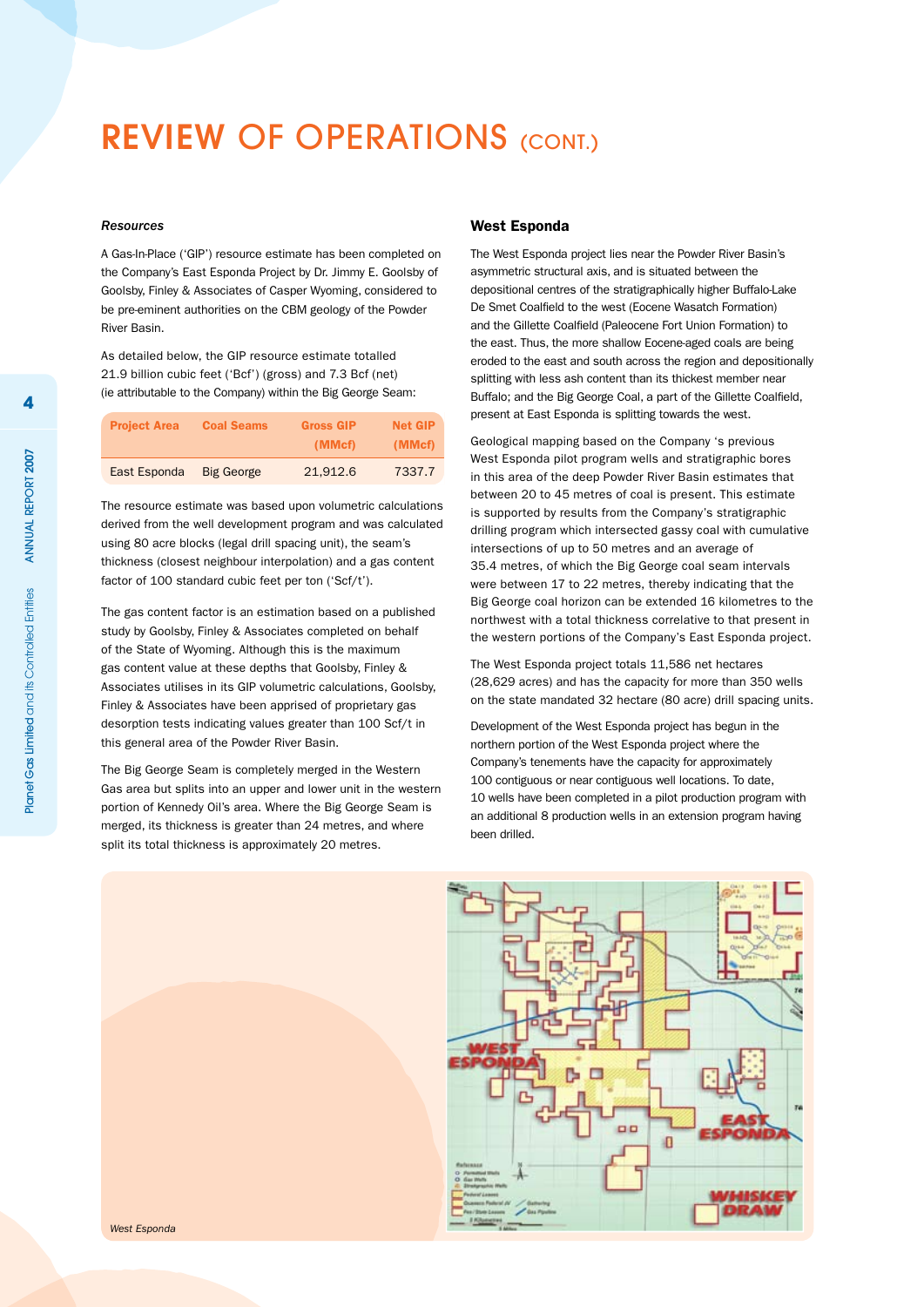# REVIEW OF OPERATIONS (CONT.)

### *Resources*

A Gas-In-Place ('GIP') resource estimate has been completed on the Company's East Esponda Project by Dr. Jimmy E. Goolsby of Goolsby, Finley & Associates of Casper Wyoming, considered to be pre-eminent authorities on the CBM geology of the Powder River Basin.

As detailed below, the GIP resource estimate totalled 21.9 billion cubic feet ('Bcf') (gross) and 7.3 Bcf (net) (ie attributable to the Company) within the Big George Seam:

| Project Area | Coal Seams | Gross GIP (MMcf) | Net GIP (MMcf) |
|---|---|---|---|
| East Esponda | Big George | 21,912.6 | 7337.7 |

The resource estimate was based upon volumetric calculations derived from the well development program and was calculated using 80 acre blocks (legal drill spacing unit), the seam's thickness (closest neighbour interpolation) and a gas content factor of 100 standard cubic feet per ton ('Scf/t').

The gas content factor is an estimation based on a published study by Goolsby, Finley & Associates completed on behalf of the State of Wyoming. Although this is the maximum gas content value at these depths that Goolsby, Finley & Associates utilises in its GIP volumetric calculations, Goolsby, Finley & Associates have been apprised of proprietary gas desorption tests indicating values greater than 100 Scf/t in this general area of the Powder River Basin.

The Big George Seam is completely merged in the Western Gas area but splits into an upper and lower unit in the western portion of Kennedy Oil's area. Where the Big George Seam is merged, its thickness is greater than 24 metres, and where split its total thickness is approximately 20 metres.

## West Esponda

The West Esponda project lies near the Powder River Basin's asymmetric structural axis, and is situated between the depositional centres of the stratigraphically higher Buffalo-Lake De Smet Coalfield to the west (Eocene Wasatch Formation) and the Gillette Coalfield (Paleocene Fort Union Formation) to the east. Thus, the more shallow Eocene-aged coals are being eroded to the east and south across the region and depositionally splitting with less ash content than its thickest member near Buffalo; and the Big George Coal, a part of the Gillette Coalfield, present at East Esponda is splitting towards the west.

Geological mapping based on the Company 's previous West Esponda pilot program wells and stratigraphic bores in this area of the deep Powder River Basin estimates that between 20 to 45 metres of coal is present. This estimate is supported by results from the Company's stratigraphic drilling program which intersected gassy coal with cumulative intersections of up to 50 metres and an average of 35.4 metres, of which the Big George coal seam intervals were between 17 to 22 metres, thereby indicating that the Big George coal horizon can be extended 16 kilometres to the northwest with a total thickness correlative to that present in the western portions of the Company's East Esponda project.

The West Esponda project totals 11,586 net hectares (28,629 acres) and has the capacity for more than 350 wells on the state mandated 32 hectare (80 acre) drill spacing units.

Development of the West Esponda project has begun in the northern portion of the West Esponda project where the Company's tenements have the capacity for approximately 100 contiguous or near contiguous well locations. To date, 10 wells have been completed in a pilot production program with an additional 8 production wells in an extension program having been drilled.

*West Esponda*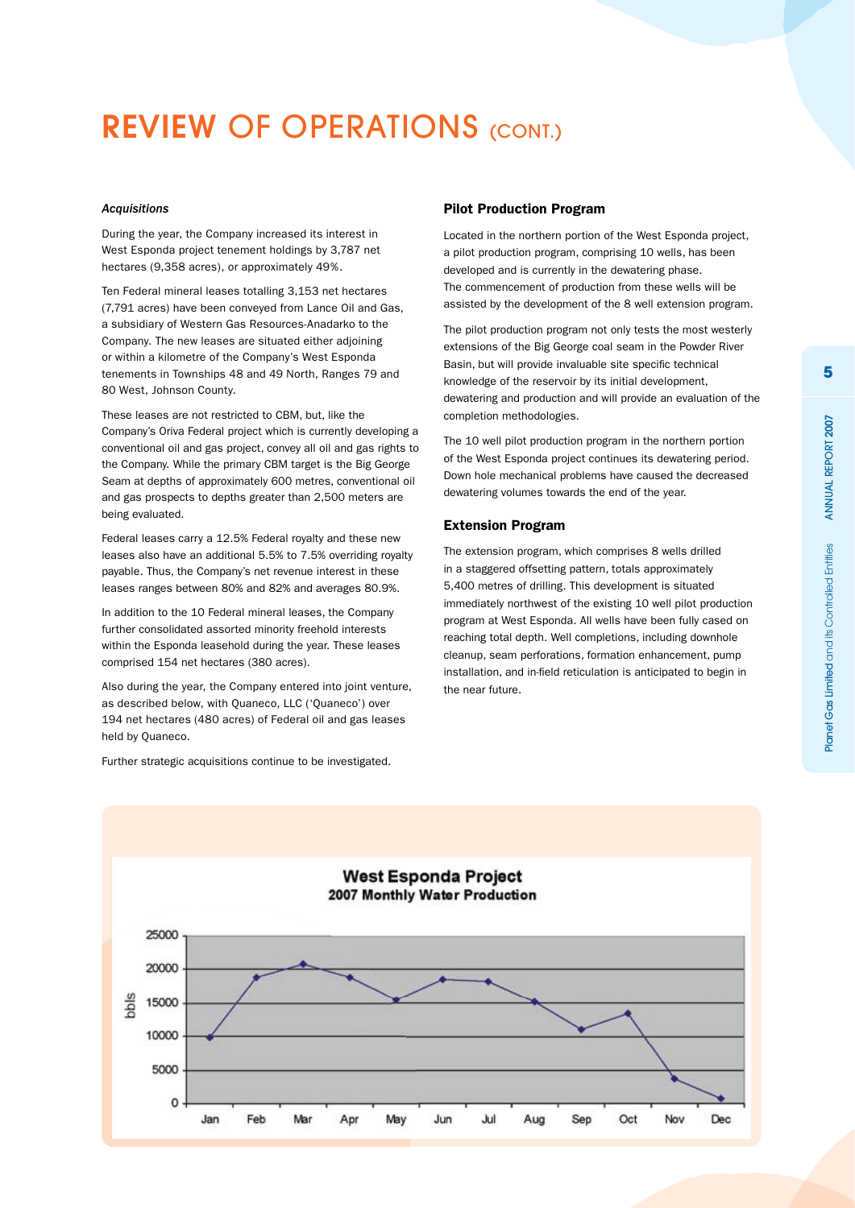# REVIEW OF OPERATIONS (CONT.)

*Acquisitions*

During the year, the Company increased its interest in West Esponda project tenement holdings by 3,787 net hectares (9,358 acres), or approximately 49%.

Ten Federal mineral leases totalling 3,153 net hectares (7,791 acres) have been conveyed from Lance Oil and Gas, a subsidiary of Western Gas Resources-Anadarko to the Company. The new leases are situated either adjoining or within a kilometre of the Company's West Esponda tenements in Townships 48 and 49 North, Ranges 79 and 80 West, Johnson County.

These leases are not restricted to CBM, but, like the Company's Oriva Federal project which is currently developing a conventional oil and gas project, convey all oil and gas rights to the Company. While the primary CBM target is the Big George Seam at depths of approximately 600 metres, conventional oil and gas prospects to depths greater than 2,500 meters are being evaluated.

Federal leases carry a 12.5% Federal royalty and these new leases also have an additional 5.5% to 7.5% overriding royalty payable. Thus, the Company's net revenue interest in these leases ranges between 80% and 82% and averages 80.9%.

In addition to the 10 Federal mineral leases, the Company further consolidated assorted minority freehold interests within the Esponda leasehold during the year. These leases comprised 154 net hectares (380 acres).

Also during the year, the Company entered into joint venture, as described below, with Quaneco, LLC ('Quaneco') over 194 net hectares (480 acres) of Federal oil and gas leases held by Quaneco.

Further strategic acquisitions continue to be investigated.

## Pilot Production Program

Located in the northern portion of the West Esponda project, a pilot production program, comprising 10 wells, has been developed and is currently in the dewatering phase. The commencement of production from these wells will be assisted by the development of the 8 well extension program.

The pilot production program not only tests the most westerly extensions of the Big George coal seam in the Powder River Basin, but will provide invaluable site specific technical knowledge of the reservoir by its initial development, dewatering and production and will provide an evaluation of the completion methodologies.

The 10 well pilot production program in the northern portion of the West Esponda project continues its dewatering period. Down hole mechanical problems have caused the decreased dewatering volumes towards the end of the year.

## Extension Program

The extension program, which comprises 8 wells drilled in a staggered offsetting pattern, totals approximately 5,400 metres of drilling. This development is situated immediately northwest of the existing 10 well pilot production program at West Esponda. All wells have been fully cased on reaching total depth. Well completions, including downhole cleanup, seam perforations, formation enhancement, pump installation, and in-field reticulation is anticipated to begin in the near future.

**West Esponda Project**
**2007 Monthly Water Production**

| Month | bbls (approx.) |
|---|---|
| Jan | 9,800 |
| Feb | 18,800 |
| Mar | 20,800 |
| Apr | 18,800 |
| May | 15,500 |
| Jun | 18,500 |
| Jul | 18,200 |
| Aug | 15,200 |
| Sep | 11,000 |
| Oct | 13,400 |
| Nov | 3,700 |
| Dec | 700 |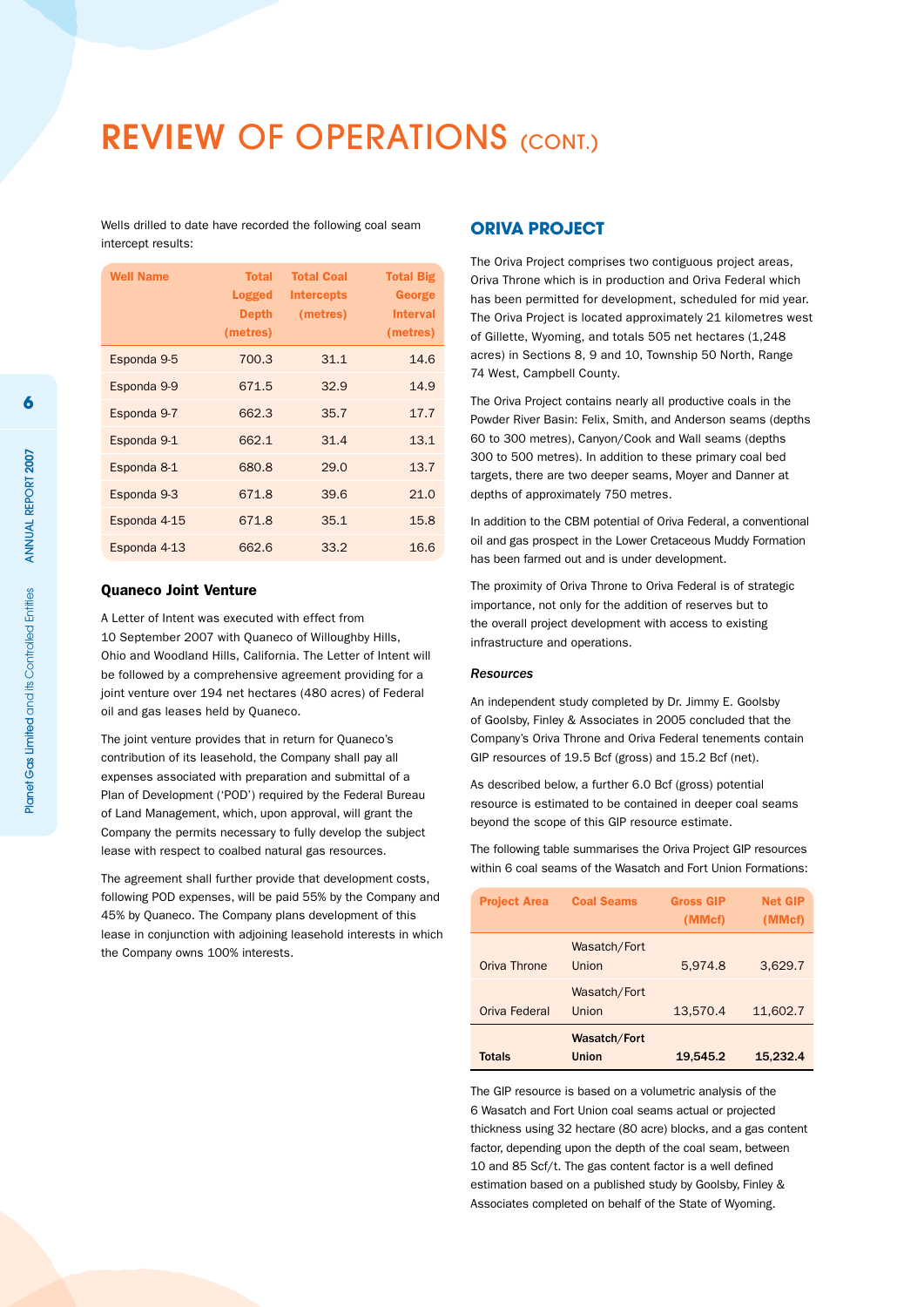# REVIEW OF OPERATIONS (CONT.)

Wells drilled to date have recorded the following coal seam intercept results:

| Well Name | Total Logged Depth (metres) | Total Coal Intercepts (metres) | Total Big George Interval (metres) |
|---|---|---|---|
| Esponda 9-5 | 700.3 | 31.1 | 14.6 |
| Esponda 9-9 | 671.5 | 32.9 | 14.9 |
| Esponda 9-7 | 662.3 | 35.7 | 17.7 |
| Esponda 9-1 | 662.1 | 31.4 | 13.1 |
| Esponda 8-1 | 680.8 | 29.0 | 13.7 |
| Esponda 9-3 | 671.8 | 39.6 | 21.0 |
| Esponda 4-15 | 671.8 | 35.1 | 15.8 |
| Esponda 4-13 | 662.6 | 33.2 | 16.6 |

### Quaneco Joint Venture

A Letter of Intent was executed with effect from 10 September 2007 with Quaneco of Willoughby Hills, Ohio and Woodland Hills, California. The Letter of Intent will be followed by a comprehensive agreement providing for a joint venture over 194 net hectares (480 acres) of Federal oil and gas leases held by Quaneco.

The joint venture provides that in return for Quaneco's contribution of its leasehold, the Company shall pay all expenses associated with preparation and submittal of a Plan of Development ('POD') required by the Federal Bureau of Land Management, which, upon approval, will grant the Company the permits necessary to fully develop the subject lease with respect to coalbed natural gas resources.

The agreement shall further provide that development costs, following POD expenses, will be paid 55% by the Company and 45% by Quaneco. The Company plans development of this lease in conjunction with adjoining leasehold interests in which the Company owns 100% interests.

## ORIVA PROJECT

The Oriva Project comprises two contiguous project areas, Oriva Throne which is in production and Oriva Federal which has been permitted for development, scheduled for mid year. The Oriva Project is located approximately 21 kilometres west of Gillette, Wyoming, and totals 505 net hectares (1,248 acres) in Sections 8, 9 and 10, Township 50 North, Range 74 West, Campbell County.

The Oriva Project contains nearly all productive coals in the Powder River Basin: Felix, Smith, and Anderson seams (depths 60 to 300 metres), Canyon/Cook and Wall seams (depths 300 to 500 metres). In addition to these primary coal bed targets, there are two deeper seams, Moyer and Danner at depths of approximately 750 metres.

In addition to the CBM potential of Oriva Federal, a conventional oil and gas prospect in the Lower Cretaceous Muddy Formation has been farmed out and is under development.

The proximity of Oriva Throne to Oriva Federal is of strategic importance, not only for the addition of reserves but to the overall project development with access to existing infrastructure and operations.

#### *Resources*

An independent study completed by Dr. Jimmy E. Goolsby of Goolsby, Finley & Associates in 2005 concluded that the Company's Oriva Throne and Oriva Federal tenements contain GIP resources of 19.5 Bcf (gross) and 15.2 Bcf (net).

As described below, a further 6.0 Bcf (gross) potential resource is estimated to be contained in deeper coal seams beyond the scope of this GIP resource estimate.

The following table summarises the Oriva Project GIP resources within 6 coal seams of the Wasatch and Fort Union Formations:

| Project Area | Coal Seams | Gross GIP (MMcf) | Net GIP (MMcf) |
|---|---|---|---|
| Oriva Throne | Wasatch/Fort Union | 5,974.8 | 3,629.7 |
| Oriva Federal | Wasatch/Fort Union | 13,570.4 | 11,602.7 |
| **Totals** | **Wasatch/Fort Union** | **19,545.2** | **15,232.4** |

The GIP resource is based on a volumetric analysis of the 6 Wasatch and Fort Union coal seams actual or projected thickness using 32 hectare (80 acre) blocks, and a gas content factor, depending upon the depth of the coal seam, between 10 and 85 Scf/t. The gas content factor is a well defined estimation based on a published study by Goolsby, Finley & Associates completed on behalf of the State of Wyoming.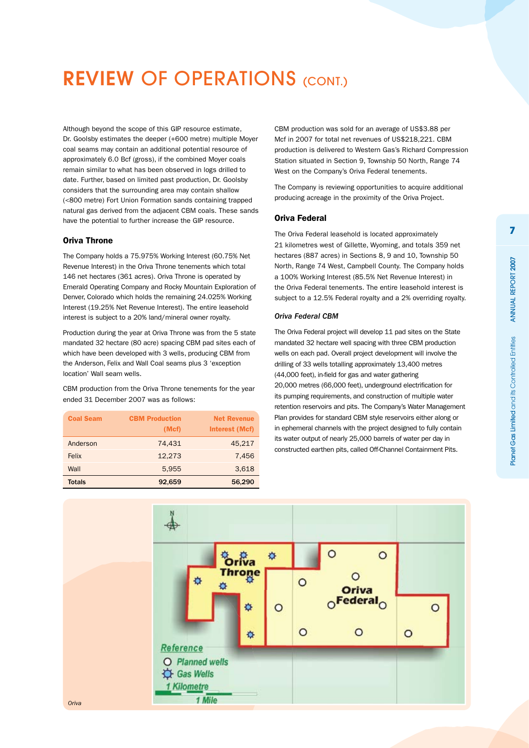# REVIEW OF OPERATIONS (CONT.)

Although beyond the scope of this GIP resource estimate, Dr. Goolsby estimates the deeper (+600 metre) multiple Moyer coal seams may contain an additional potential resource of approximately 6.0 Bcf (gross), if the combined Moyer coals remain similar to what has been observed in logs drilled to date. Further, based on limited past production, Dr. Goolsby considers that the surrounding area may contain shallow (<800 metre) Fort Union Formation sands containing trapped natural gas derived from the adjacent CBM coals. These sands have the potential to further increase the GIP resource.

### Oriva Throne

The Company holds a 75.975% Working Interest (60.75% Net Revenue Interest) in the Oriva Throne tenements which total 146 net hectares (361 acres). Oriva Throne is operated by Emerald Operating Company and Rocky Mountain Exploration of Denver, Colorado which holds the remaining 24.025% Working Interest (19.25% Net Revenue Interest). The entire leasehold interest is subject to a 20% land/mineral owner royalty.

Production during the year at Oriva Throne was from the 5 state mandated 32 hectare (80 acre) spacing CBM pad sites each of which have been developed with 3 wells, producing CBM from the Anderson, Felix and Wall Coal seams plus 3 'exception location' Wall seam wells.

CBM production from the Oriva Throne tenements for the year ended 31 December 2007 was as follows:

| Coal Seam | CBM Production (Mcf) | Net Revenue Interest (Mcf) |
|---|---|---|
| Anderson | 74,431 | 45,217 |
| Felix | 12,273 | 7,456 |
| Wall | 5,955 | 3,618 |
| **Totals** | **92,659** | **56,290** |

CBM production was sold for an average of US$3.88 per Mcf in 2007 for total net revenues of US$218,221. CBM production is delivered to Western Gas's Richard Compression Station situated in Section 9, Township 50 North, Range 74 West on the Company's Oriva Federal tenements.

The Company is reviewing opportunities to acquire additional producing acreage in the proximity of the Oriva Project.

### Oriva Federal

The Oriva Federal leasehold is located approximately 21 kilometres west of Gillette, Wyoming, and totals 359 net hectares (887 acres) in Sections 8, 9 and 10, Township 50 North, Range 74 West, Campbell County. The Company holds a 100% Working Interest (85.5% Net Revenue Interest) in the Oriva Federal tenements. The entire leasehold interest is subject to a 12.5% Federal royalty and a 2% overriding royalty.

#### *Oriva Federal CBM*

The Oriva Federal project will develop 11 pad sites on the State mandated 32 hectare well spacing with three CBM production wells on each pad. Overall project development will involve the drilling of 33 wells totalling approximately 13,400 metres (44,000 feet), in-field for gas and water gathering 20,000 metres (66,000 feet), underground electrification for its pumping requirements, and construction of multiple water retention reservoirs and pits. The Company's Water Management Plan provides for standard CBM style reservoirs either along or in ephemeral channels with the project designed to fully contain its water output of nearly 25,000 barrels of water per day in constructed earthen pits, called Off-Channel Containment Pits.

*Oriva*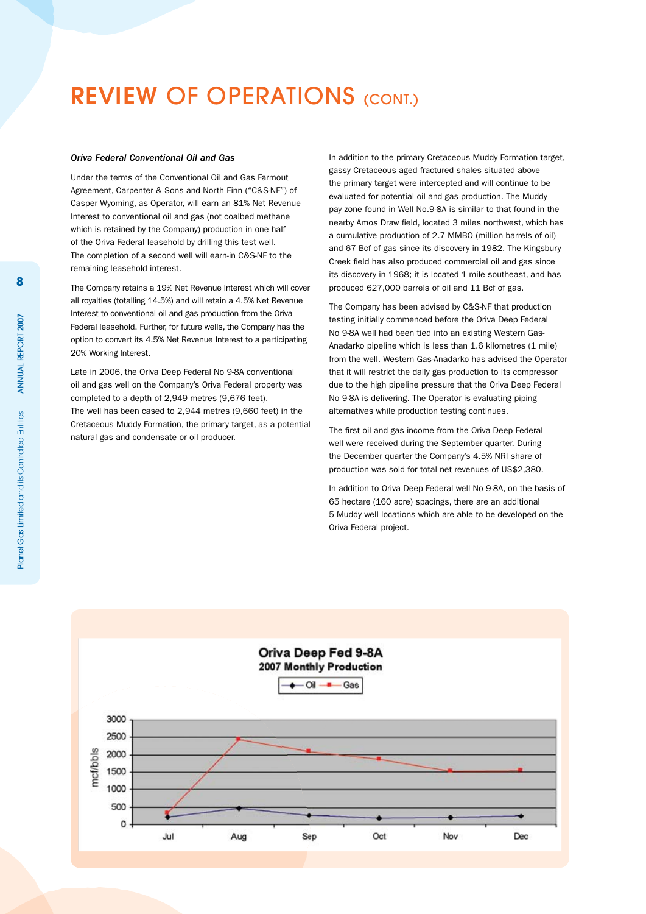# REVIEW OF OPERATIONS (CONT.)

### *Oriva Federal Conventional Oil and Gas*

Under the terms of the Conventional Oil and Gas Farmout Agreement, Carpenter & Sons and North Finn ("C&S-NF") of Casper Wyoming, as Operator, will earn an 81% Net Revenue Interest to conventional oil and gas (not coalbed methane which is retained by the Company) production in one half of the Oriva Federal leasehold by drilling this test well. The completion of a second well will earn-in C&S-NF to the remaining leasehold interest.

The Company retains a 19% Net Revenue Interest which will cover all royalties (totalling 14.5%) and will retain a 4.5% Net Revenue Interest to conventional oil and gas production from the Oriva Federal leasehold. Further, for future wells, the Company has the option to convert its 4.5% Net Revenue Interest to a participating 20% Working Interest.

Late in 2006, the Oriva Deep Federal No 9-8A conventional oil and gas well on the Company's Oriva Federal property was completed to a depth of 2,949 metres (9,676 feet). The well has been cased to 2,944 metres (9,660 feet) in the Cretaceous Muddy Formation, the primary target, as a potential natural gas and condensate or oil producer.

In addition to the primary Cretaceous Muddy Formation target, gassy Cretaceous aged fractured shales situated above the primary target were intercepted and will continue to be evaluated for potential oil and gas production. The Muddy pay zone found in Well No.9-8A is similar to that found in the nearby Amos Draw field, located 3 miles northwest, which has a cumulative production of 2.7 MMBO (million barrels of oil) and 67 Bcf of gas since its discovery in 1982. The Kingsbury Creek field has also produced commercial oil and gas since its discovery in 1968; it is located 1 mile southeast, and has produced 627,000 barrels of oil and 11 Bcf of gas.

The Company has been advised by C&S-NF that production testing initially commenced before the Oriva Deep Federal No 9-8A well had been tied into an existing Western Gas-Anadarko pipeline which is less than 1.6 kilometres (1 mile) from the well. Western Gas-Anadarko has advised the Operator that it will restrict the daily gas production to its compressor due to the high pipeline pressure that the Oriva Deep Federal No 9-8A is delivering. The Operator is evaluating piping alternatives while production testing continues.

The first oil and gas income from the Oriva Deep Federal well were received during the September quarter. During the December quarter the Company's 4.5% NRI share of production was sold for total net revenues of US$2,380.

In addition to Oriva Deep Federal well No 9-8A, on the basis of 65 hectare (160 acre) spacings, there are an additional 5 Muddy well locations which are able to be developed on the Oriva Federal project.

**Oriva Deep Fed 9-8A**
**2007 Monthly Production**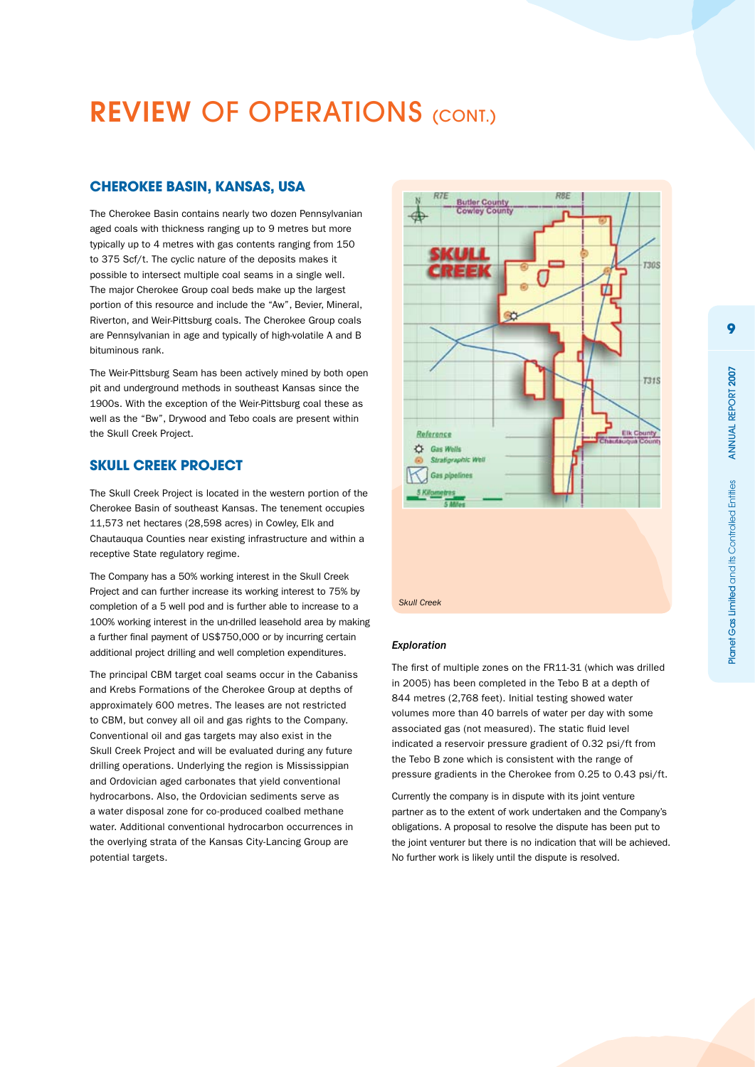# REVIEW OF OPERATIONS (CONT.)

## CHEROKEE BASIN, KANSAS, USA

The Cherokee Basin contains nearly two dozen Pennsylvanian aged coals with thickness ranging up to 9 metres but more typically up to 4 metres with gas contents ranging from 150 to 375 Scf/t. The cyclic nature of the deposits makes it possible to intersect multiple coal seams in a single well. The major Cherokee Group coal beds make up the largest portion of this resource and include the "Aw", Bevier, Mineral, Riverton, and Weir-Pittsburg coals. The Cherokee Group coals are Pennsylvanian in age and typically of high-volatile A and B bituminous rank.

The Weir-Pittsburg Seam has been actively mined by both open pit and underground methods in southeast Kansas since the 1900s. With the exception of the Weir-Pittsburg coal these as well as the "Bw", Drywood and Tebo coals are present within the Skull Creek Project.

## SKULL CREEK PROJECT

The Skull Creek Project is located in the western portion of the Cherokee Basin of southeast Kansas. The tenement occupies 11,573 net hectares (28,598 acres) in Cowley, Elk and Chautauqua Counties near existing infrastructure and within a receptive State regulatory regime.

The Company has a 50% working interest in the Skull Creek Project and can further increase its working interest to 75% by completion of a 5 well pod and is further able to increase to a 100% working interest in the un-drilled leasehold area by making a further final payment of US$750,000 or by incurring certain additional project drilling and well completion expenditures.

The principal CBM target coal seams occur in the Cabaniss and Krebs Formations of the Cherokee Group at depths of approximately 600 metres. The leases are not restricted to CBM, but convey all oil and gas rights to the Company. Conventional oil and gas targets may also exist in the Skull Creek Project and will be evaluated during any future drilling operations. Underlying the region is Mississippian and Ordovician aged carbonates that yield conventional hydrocarbons. Also, the Ordovician sediments serve as a water disposal zone for co-produced coalbed methane water. Additional conventional hydrocarbon occurrences in the overlying strata of the Kansas City-Lancing Group are potential targets.

*Skull Creek*

### *Exploration*

The first of multiple zones on the FR11-31 (which was drilled in 2005) has been completed in the Tebo B at a depth of 844 metres (2,768 feet). Initial testing showed water volumes more than 40 barrels of water per day with some associated gas (not measured). The static fluid level indicated a reservoir pressure gradient of 0.32 psi/ft from the Tebo B zone which is consistent with the range of pressure gradients in the Cherokee from 0.25 to 0.43 psi/ft.

Currently the company is in dispute with its joint venture partner as to the extent of work undertaken and the Company's obligations. A proposal to resolve the dispute has been put to the joint venturer but there is no indication that will be achieved. No further work is likely until the dispute is resolved.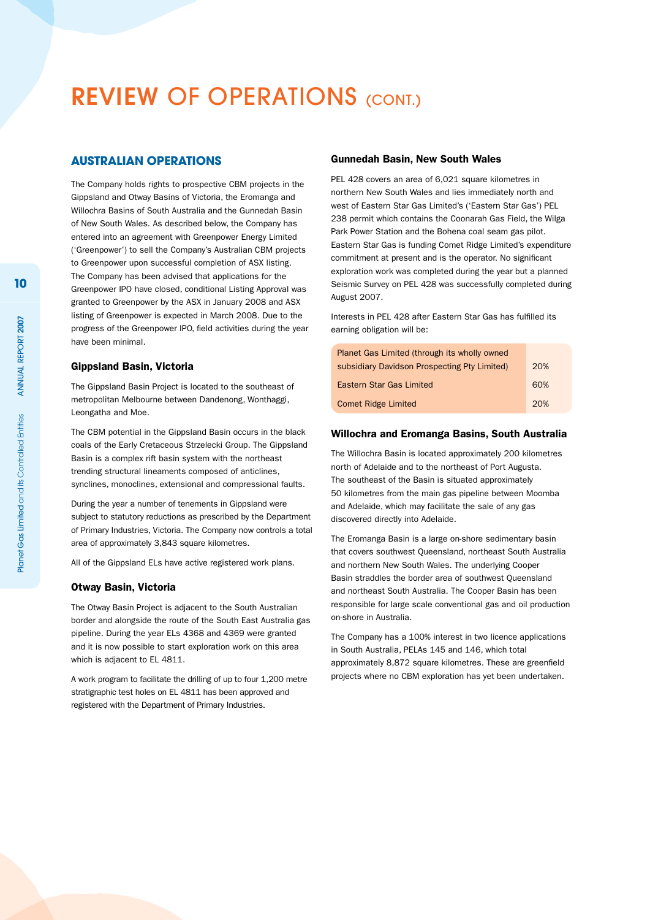# REVIEW OF OPERATIONS (CONT.)

## AUSTRALIAN OPERATIONS

The Company holds rights to prospective CBM projects in the Gippsland and Otway Basins of Victoria, the Eromanga and Willochra Basins of South Australia and the Gunnedah Basin of New South Wales. As described below, the Company has entered into an agreement with Greenpower Energy Limited ('Greenpower') to sell the Company's Australian CBM projects to Greenpower upon successful completion of ASX listing. The Company has been advised that applications for the Greenpower IPO have closed, conditional Listing Approval was granted to Greenpower by the ASX in January 2008 and ASX listing of Greenpower is expected in March 2008. Due to the progress of the Greenpower IPO, field activities during the year have been minimal.

### Gippsland Basin, Victoria

The Gippsland Basin Project is located to the southeast of metropolitan Melbourne between Dandenong, Wonthaggi, Leongatha and Moe.

The CBM potential in the Gippsland Basin occurs in the black coals of the Early Cretaceous Strzelecki Group. The Gippsland Basin is a complex rift basin system with the northeast trending structural lineaments composed of anticlines, synclines, monoclines, extensional and compressional faults.

During the year a number of tenements in Gippsland were subject to statutory reductions as prescribed by the Department of Primary Industries, Victoria. The Company now controls a total area of approximately 3,843 square kilometres.

All of the Gippsland ELs have active registered work plans.

### Otway Basin, Victoria

The Otway Basin Project is adjacent to the South Australian border and alongside the route of the South East Australia gas pipeline. During the year ELs 4368 and 4369 were granted and it is now possible to start exploration work on this area which is adjacent to EL 4811.

A work program to facilitate the drilling of up to four 1,200 metre stratigraphic test holes on EL 4811 has been approved and registered with the Department of Primary Industries.

### Gunnedah Basin, New South Wales

PEL 428 covers an area of 6,021 square kilometres in northern New South Wales and lies immediately north and west of Eastern Star Gas Limited's ('Eastern Star Gas') PEL 238 permit which contains the Coonarah Gas Field, the Wilga Park Power Station and the Bohena coal seam gas pilot. Eastern Star Gas is funding Comet Ridge Limited's expenditure commitment at present and is the operator. No significant exploration work was completed during the year but a planned Seismic Survey on PEL 428 was successfully completed during August 2007.

Interests in PEL 428 after Eastern Star Gas has fulfilled its earning obligation will be:

| | |
|---|---|
| Planet Gas Limited (through its wholly owned subsidiary Davidson Prospecting Pty Limited) | 20% |
| Eastern Star Gas Limited | 60% |
| Comet Ridge Limited | 20% |

### Willochra and Eromanga Basins, South Australia

The Willochra Basin is located approximately 200 kilometres north of Adelaide and to the northeast of Port Augusta. The southeast of the Basin is situated approximately 50 kilometres from the main gas pipeline between Moomba and Adelaide, which may facilitate the sale of any gas discovered directly into Adelaide.

The Eromanga Basin is a large on-shore sedimentary basin that covers southwest Queensland, northeast South Australia and northern New South Wales. The underlying Cooper Basin straddles the border area of southwest Queensland and northeast South Australia. The Cooper Basin has been responsible for large scale conventional gas and oil production on-shore in Australia.

The Company has a 100% interest in two licence applications in South Australia, PELAs 145 and 146, which total approximately 8,872 square kilometres. These are greenfield projects where no CBM exploration has yet been undertaken.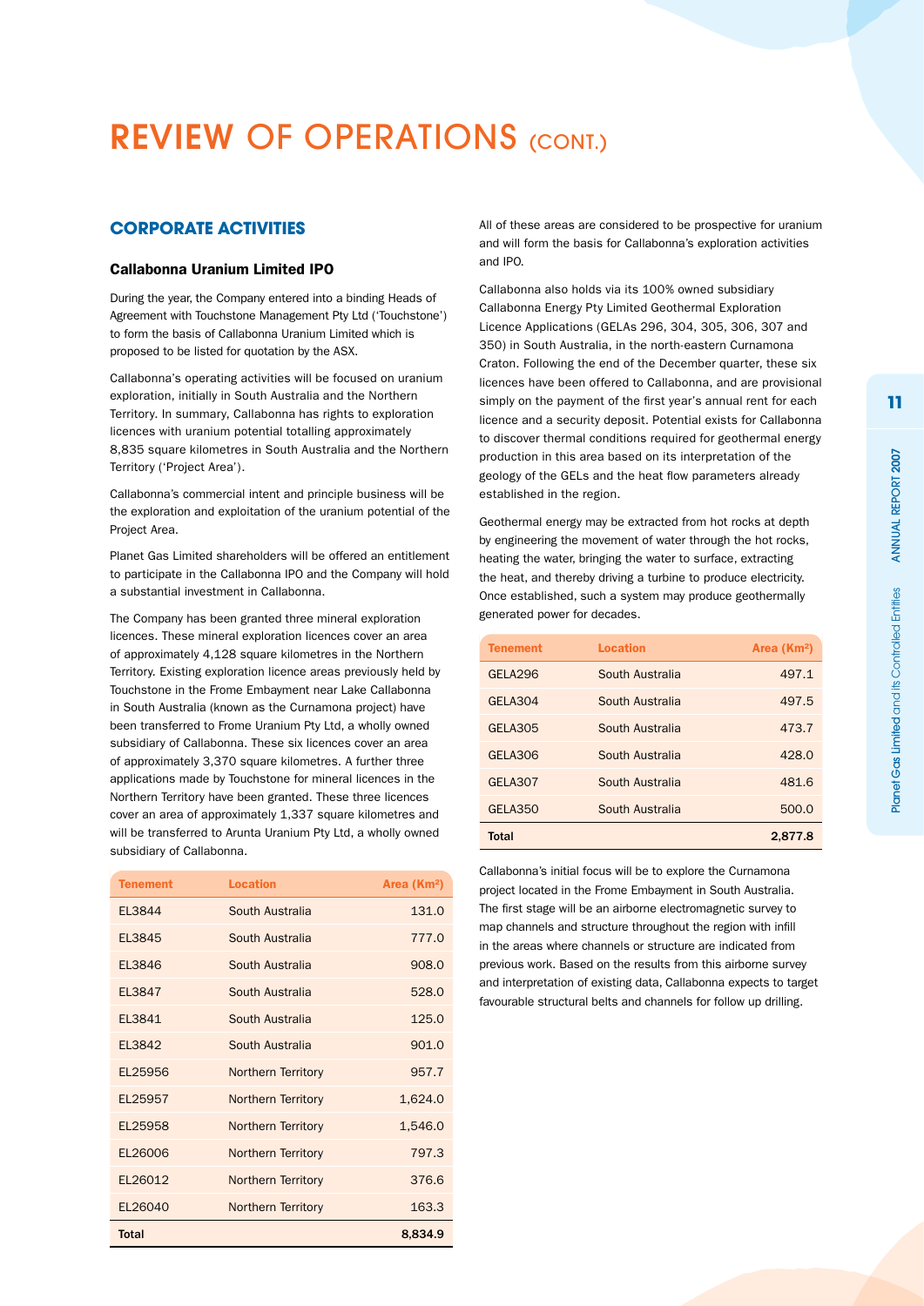# REVIEW OF OPERATIONS (CONT.)

## CORPORATE ACTIVITIES

### Callabonna Uranium Limited IPO

During the year, the Company entered into a binding Heads of Agreement with Touchstone Management Pty Ltd ('Touchstone') to form the basis of Callabonna Uranium Limited which is proposed to be listed for quotation by the ASX.

Callabonna's operating activities will be focused on uranium exploration, initially in South Australia and the Northern Territory. In summary, Callabonna has rights to exploration licences with uranium potential totalling approximately 8,835 square kilometres in South Australia and the Northern Territory ('Project Area').

Callabonna's commercial intent and principle business will be the exploration and exploitation of the uranium potential of the Project Area.

Planet Gas Limited shareholders will be offered an entitlement to participate in the Callabonna IPO and the Company will hold a substantial investment in Callabonna.

The Company has been granted three mineral exploration licences. These mineral exploration licences cover an area of approximately 4,128 square kilometres in the Northern Territory. Existing exploration licence areas previously held by Touchstone in the Frome Embayment near Lake Callabonna in South Australia (known as the Curnamona project) have been transferred to Frome Uranium Pty Ltd, a wholly owned subsidiary of Callabonna. These six licences cover an area of approximately 3,370 square kilometres. A further three applications made by Touchstone for mineral licences in the Northern Territory have been granted. These three licences cover an area of approximately 1,337 square kilometres and will be transferred to Arunta Uranium Pty Ltd, a wholly owned subsidiary of Callabonna.

| Tenement | Location | Area (Km²) |
|---|---|---|
| EL3844 | South Australia | 131.0 |
| EL3845 | South Australia | 777.0 |
| EL3846 | South Australia | 908.0 |
| EL3847 | South Australia | 528.0 |
| EL3841 | South Australia | 125.0 |
| EL3842 | South Australia | 901.0 |
| EL25956 | Northern Territory | 957.7 |
| EL25957 | Northern Territory | 1,624.0 |
| EL25958 | Northern Territory | 1,546.0 |
| EL26006 | Northern Territory | 797.3 |
| EL26012 | Northern Territory | 376.6 |
| EL26040 | Northern Territory | 163.3 |
| **Total** | | **8,834.9** |

All of these areas are considered to be prospective for uranium and will form the basis for Callabonna's exploration activities and IPO.

Callabonna also holds via its 100% owned subsidiary Callabonna Energy Pty Limited Geothermal Exploration Licence Applications (GELAs 296, 304, 305, 306, 307 and 350) in South Australia, in the north-eastern Curnamona Craton. Following the end of the December quarter, these six licences have been offered to Callabonna, and are provisional simply on the payment of the first year's annual rent for each licence and a security deposit. Potential exists for Callabonna to discover thermal conditions required for geothermal energy production in this area based on its interpretation of the geology of the GELs and the heat flow parameters already established in the region.

Geothermal energy may be extracted from hot rocks at depth by engineering the movement of water through the hot rocks, heating the water, bringing the water to surface, extracting the heat, and thereby driving a turbine to produce electricity. Once established, such a system may produce geothermally generated power for decades.

| Tenement | Location | Area (Km²) |
|---|---|---|
| GELA296 | South Australia | 497.1 |
| GELA304 | South Australia | 497.5 |
| GELA305 | South Australia | 473.7 |
| GELA306 | South Australia | 428.0 |
| GELA307 | South Australia | 481.6 |
| GELA350 | South Australia | 500.0 |
| **Total** | | **2,877.8** |

Callabonna's initial focus will be to explore the Curnamona project located in the Frome Embayment in South Australia. The first stage will be an airborne electromagnetic survey to map channels and structure throughout the region with infill in the areas where channels or structure are indicated from previous work. Based on the results from this airborne survey and interpretation of existing data, Callabonna expects to target favourable structural belts and channels for follow up drilling.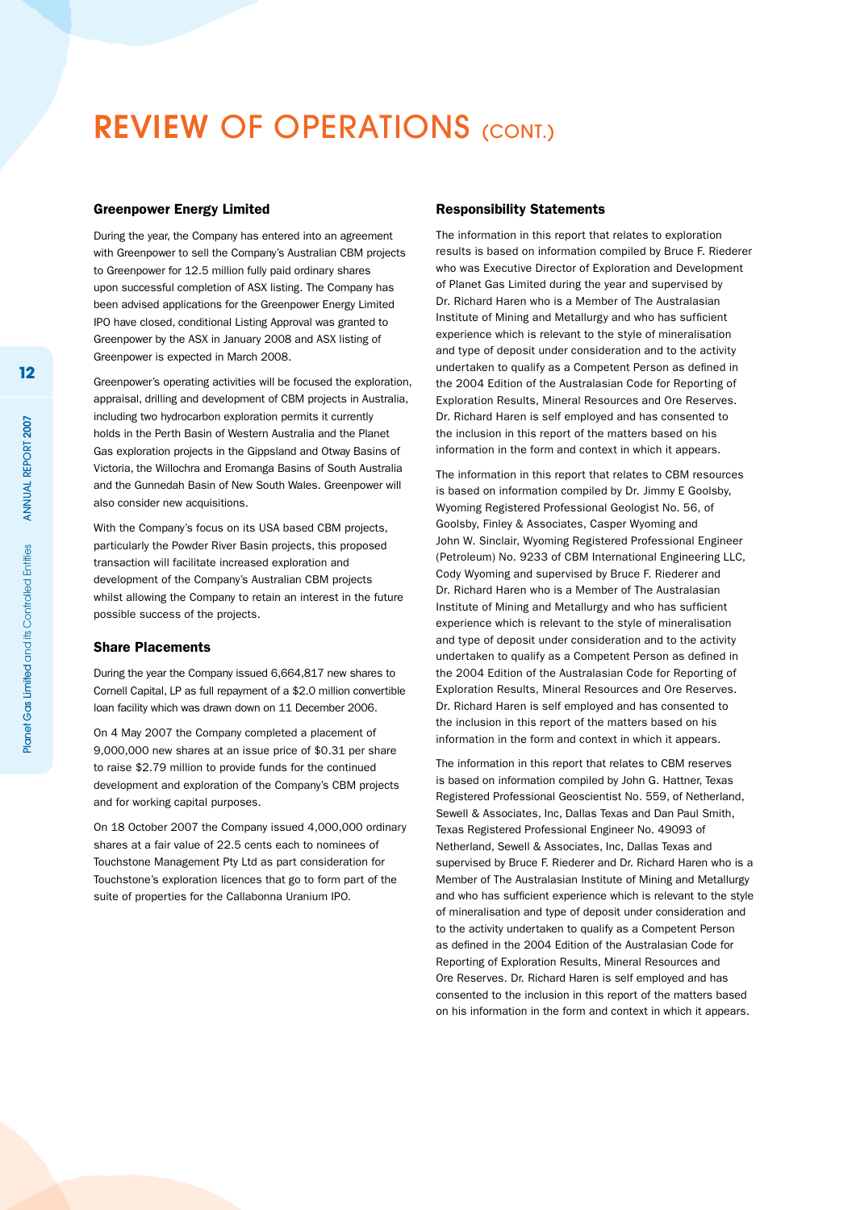# REVIEW OF OPERATIONS (CONT.)

## Greenpower Energy Limited

During the year, the Company has entered into an agreement with Greenpower to sell the Company's Australian CBM projects to Greenpower for 12.5 million fully paid ordinary shares upon successful completion of ASX listing. The Company has been advised applications for the Greenpower Energy Limited IPO have closed, conditional Listing Approval was granted to Greenpower by the ASX in January 2008 and ASX listing of Greenpower is expected in March 2008.

Greenpower's operating activities will be focused the exploration, appraisal, drilling and development of CBM projects in Australia, including two hydrocarbon exploration permits it currently holds in the Perth Basin of Western Australia and the Planet Gas exploration projects in the Gippsland and Otway Basins of Victoria, the Willochra and Eromanga Basins of South Australia and the Gunnedah Basin of New South Wales. Greenpower will also consider new acquisitions.

With the Company's focus on its USA based CBM projects, particularly the Powder River Basin projects, this proposed transaction will facilitate increased exploration and development of the Company's Australian CBM projects whilst allowing the Company to retain an interest in the future possible success of the projects.

## Share Placements

During the year the Company issued 6,664,817 new shares to Cornell Capital, LP as full repayment of a $2.0 million convertible loan facility which was drawn down on 11 December 2006.

On 4 May 2007 the Company completed a placement of 9,000,000 new shares at an issue price of $0.31 per share to raise $2.79 million to provide funds for the continued development and exploration of the Company's CBM projects and for working capital purposes.

On 18 October 2007 the Company issued 4,000,000 ordinary shares at a fair value of 22.5 cents each to nominees of Touchstone Management Pty Ltd as part consideration for Touchstone's exploration licences that go to form part of the suite of properties for the Callabonna Uranium IPO.

## Responsibility Statements

The information in this report that relates to exploration results is based on information compiled by Bruce F. Riederer who was Executive Director of Exploration and Development of Planet Gas Limited during the year and supervised by Dr. Richard Haren who is a Member of The Australasian Institute of Mining and Metallurgy and who has sufficient experience which is relevant to the style of mineralisation and type of deposit under consideration and to the activity undertaken to qualify as a Competent Person as defined in the 2004 Edition of the Australasian Code for Reporting of Exploration Results, Mineral Resources and Ore Reserves. Dr. Richard Haren is self employed and has consented to the inclusion in this report of the matters based on his information in the form and context in which it appears.

The information in this report that relates to CBM resources is based on information compiled by Dr. Jimmy E Goolsby, Wyoming Registered Professional Geologist No. 56, of Goolsby, Finley & Associates, Casper Wyoming and John W. Sinclair, Wyoming Registered Professional Engineer (Petroleum) No. 9233 of CBM International Engineering LLC, Cody Wyoming and supervised by Bruce F. Riederer and Dr. Richard Haren who is a Member of The Australasian Institute of Mining and Metallurgy and who has sufficient experience which is relevant to the style of mineralisation and type of deposit under consideration and to the activity undertaken to qualify as a Competent Person as defined in the 2004 Edition of the Australasian Code for Reporting of Exploration Results, Mineral Resources and Ore Reserves. Dr. Richard Haren is self employed and has consented to the inclusion in this report of the matters based on his information in the form and context in which it appears.

The information in this report that relates to CBM reserves is based on information compiled by John G. Hattner, Texas Registered Professional Geoscientist No. 559, of Netherland, Sewell & Associates, Inc, Dallas Texas and Dan Paul Smith, Texas Registered Professional Engineer No. 49093 of Netherland, Sewell & Associates, Inc, Dallas Texas and supervised by Bruce F. Riederer and Dr. Richard Haren who is a Member of The Australasian Institute of Mining and Metallurgy and who has sufficient experience which is relevant to the style of mineralisation and type of deposit under consideration and to the activity undertaken to qualify as a Competent Person as defined in the 2004 Edition of the Australasian Code for Reporting of Exploration Results, Mineral Resources and Ore Reserves. Dr. Richard Haren is self employed and has consented to the inclusion in this report of the matters based on his information in the form and context in which it appears.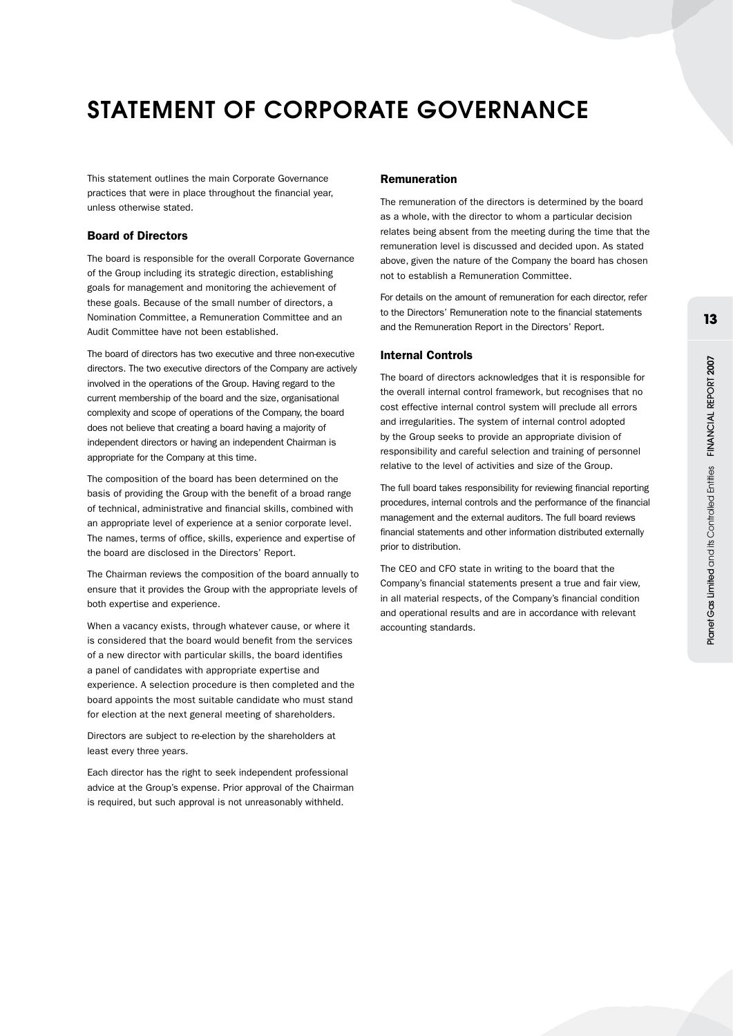# STATEMENT OF CORPORATE GOVERNANCE

This statement outlines the main Corporate Governance practices that were in place throughout the financial year, unless otherwise stated.

## Board of Directors

The board is responsible for the overall Corporate Governance of the Group including its strategic direction, establishing goals for management and monitoring the achievement of these goals. Because of the small number of directors, a Nomination Committee, a Remuneration Committee and an Audit Committee have not been established.

The board of directors has two executive and three non-executive directors. The two executive directors of the Company are actively involved in the operations of the Group. Having regard to the current membership of the board and the size, organisational complexity and scope of operations of the Company, the board does not believe that creating a board having a majority of independent directors or having an independent Chairman is appropriate for the Company at this time.

The composition of the board has been determined on the basis of providing the Group with the benefit of a broad range of technical, administrative and financial skills, combined with an appropriate level of experience at a senior corporate level. The names, terms of office, skills, experience and expertise of the board are disclosed in the Directors' Report.

The Chairman reviews the composition of the board annually to ensure that it provides the Group with the appropriate levels of both expertise and experience.

When a vacancy exists, through whatever cause, or where it is considered that the board would benefit from the services of a new director with particular skills, the board identifies a panel of candidates with appropriate expertise and experience. A selection procedure is then completed and the board appoints the most suitable candidate who must stand for election at the next general meeting of shareholders.

Directors are subject to re-election by the shareholders at least every three years.

Each director has the right to seek independent professional advice at the Group's expense. Prior approval of the Chairman is required, but such approval is not unreasonably withheld.

## Remuneration

The remuneration of the directors is determined by the board as a whole, with the director to whom a particular decision relates being absent from the meeting during the time that the remuneration level is discussed and decided upon. As stated above, given the nature of the Company the board has chosen not to establish a Remuneration Committee.

For details on the amount of remuneration for each director, refer to the Directors' Remuneration note to the financial statements and the Remuneration Report in the Directors' Report.

## Internal Controls

The board of directors acknowledges that it is responsible for the overall internal control framework, but recognises that no cost effective internal control system will preclude all errors and irregularities. The system of internal control adopted by the Group seeks to provide an appropriate division of responsibility and careful selection and training of personnel relative to the level of activities and size of the Group.

The full board takes responsibility for reviewing financial reporting procedures, internal controls and the performance of the financial management and the external auditors. The full board reviews financial statements and other information distributed externally prior to distribution.

The CEO and CFO state in writing to the board that the Company's financial statements present a true and fair view, in all material respects, of the Company's financial condition and operational results and are in accordance with relevant accounting standards.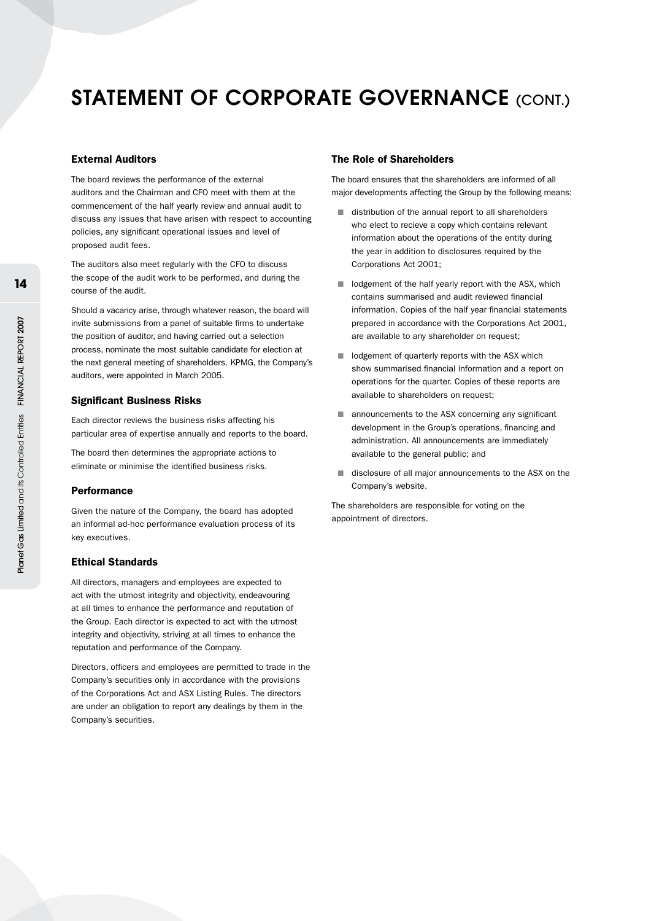# STATEMENT OF CORPORATE GOVERNANCE (CONT.)

### External Auditors

The board reviews the performance of the external auditors and the Chairman and CFO meet with them at the commencement of the half yearly review and annual audit to discuss any issues that have arisen with respect to accounting policies, any significant operational issues and level of proposed audit fees.

The auditors also meet regularly with the CFO to discuss the scope of the audit work to be performed, and during the course of the audit.

Should a vacancy arise, through whatever reason, the board will invite submissions from a panel of suitable firms to undertake the position of auditor, and having carried out a selection process, nominate the most suitable candidate for election at the next general meeting of shareholders. KPMG, the Company's auditors, were appointed in March 2005.

### Significant Business Risks

Each director reviews the business risks affecting his particular area of expertise annually and reports to the board.

The board then determines the appropriate actions to eliminate or minimise the identified business risks.

### Performance

Given the nature of the Company, the board has adopted an informal ad-hoc performance evaluation process of its key executives.

### Ethical Standards

All directors, managers and employees are expected to act with the utmost integrity and objectivity, endeavouring at all times to enhance the performance and reputation of the Group. Each director is expected to act with the utmost integrity and objectivity, striving at all times to enhance the reputation and performance of the Company.

Directors, officers and employees are permitted to trade in the Company's securities only in accordance with the provisions of the Corporations Act and ASX Listing Rules. The directors are under an obligation to report any dealings by them in the Company's securities.

### The Role of Shareholders

The board ensures that the shareholders are informed of all major developments affecting the Group by the following means:

- distribution of the annual report to all shareholders who elect to recieve a copy which contains relevant information about the operations of the entity during the year in addition to disclosures required by the Corporations Act 2001;
- lodgement of the half yearly report with the ASX, which contains summarised and audit reviewed financial information. Copies of the half year financial statements prepared in accordance with the Corporations Act 2001, are available to any shareholder on request;
- lodgement of quarterly reports with the ASX which show summarised financial information and a report on operations for the quarter. Copies of these reports are available to shareholders on request;
- announcements to the ASX concerning any significant development in the Group's operations, financing and administration. All announcements are immediately available to the general public; and
- disclosure of all major announcements to the ASX on the Company's website.

The shareholders are responsible for voting on the appointment of directors.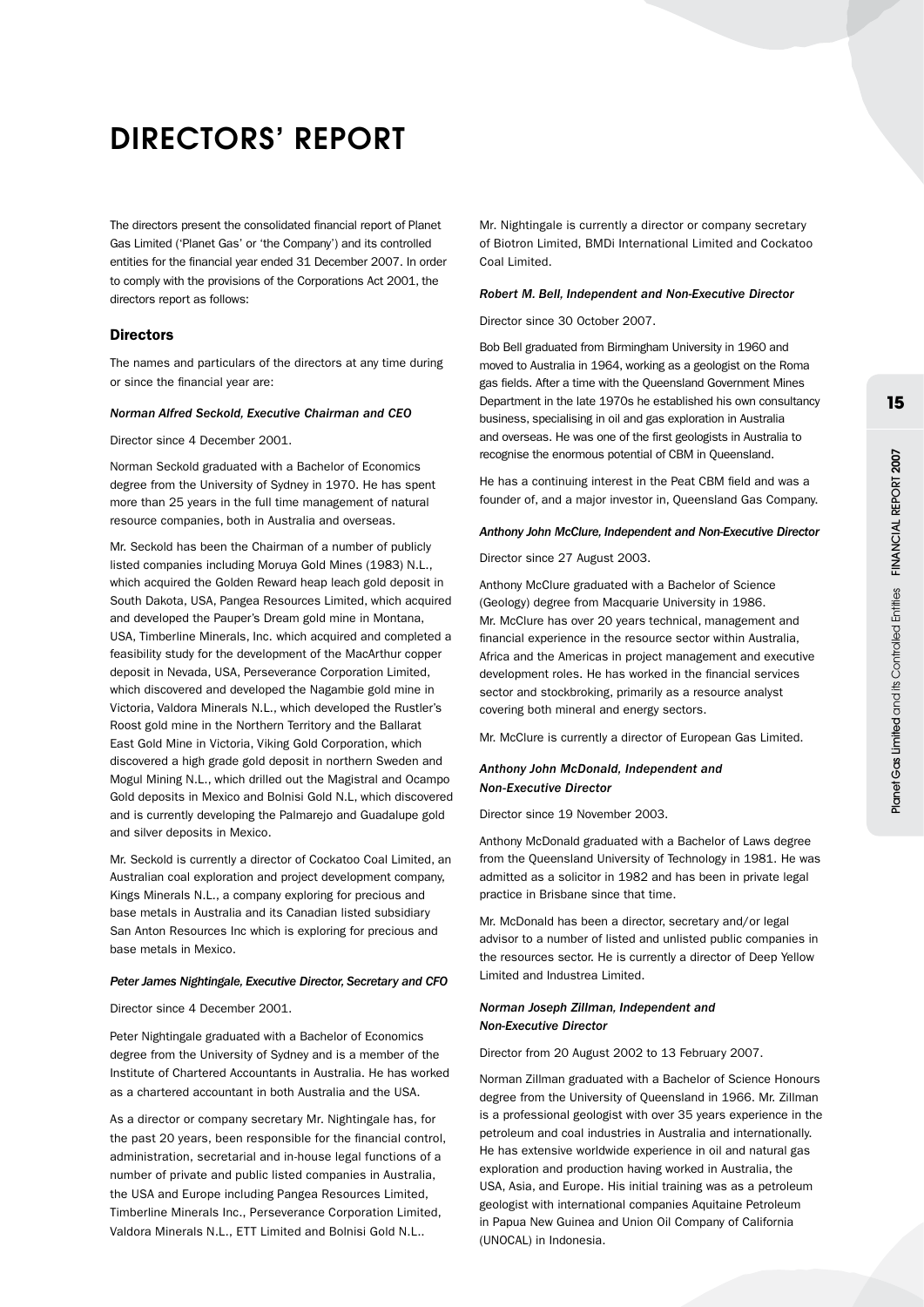# DIRECTORS' REPORT

The directors present the consolidated financial report of Planet Gas Limited ('Planet Gas' or 'the Company') and its controlled entities for the financial year ended 31 December 2007. In order to comply with the provisions of the Corporations Act 2001, the directors report as follows:

## Directors

The names and particulars of the directors at any time during or since the financial year are:

### *Norman Alfred Seckold, Executive Chairman and CEO*

Director since 4 December 2001.

Norman Seckold graduated with a Bachelor of Economics degree from the University of Sydney in 1970. He has spent more than 25 years in the full time management of natural resource companies, both in Australia and overseas.

Mr. Seckold has been the Chairman of a number of publicly listed companies including Moruya Gold Mines (1983) N.L., which acquired the Golden Reward heap leach gold deposit in South Dakota, USA, Pangea Resources Limited, which acquired and developed the Pauper's Dream gold mine in Montana, USA, Timberline Minerals, Inc. which acquired and completed a feasibility study for the development of the MacArthur copper deposit in Nevada, USA, Perseverance Corporation Limited, which discovered and developed the Nagambie gold mine in Victoria, Valdora Minerals N.L., which developed the Rustler's Roost gold mine in the Northern Territory and the Ballarat East Gold Mine in Victoria, Viking Gold Corporation, which discovered a high grade gold deposit in northern Sweden and Mogul Mining N.L., which drilled out the Magistral and Ocampo Gold deposits in Mexico and Bolnisi Gold N.L which discovered and is currently developing the Palmarejo and Guadalupe gold and silver deposits in Mexico.

Mr. Seckold is currently a director of Cockatoo Coal Limited, an Australian coal exploration and project development company, Kings Minerals N.L., a company exploring for precious and base metals in Australia and its Canadian listed subsidiary San Anton Resources Inc which is exploring for precious and base metals in Mexico.

### *Peter James Nightingale, Executive Director, Secretary and CFO*

Director since 4 December 2001.

Peter Nightingale graduated with a Bachelor of Economics degree from the University of Sydney and is a member of the Institute of Chartered Accountants in Australia. He has worked as a chartered accountant in both Australia and the USA.

As a director or company secretary Mr. Nightingale has, for the past 20 years, been responsible for the financial control, administration, secretarial and in-house legal functions of a number of private and public listed companies in Australia, the USA and Europe including Pangea Resources Limited, Timberline Minerals Inc., Perseverance Corporation Limited, Valdora Minerals N.L., ETT Limited and Bolnisi Gold N.L..

Mr. Nightingale is currently a director or company secretary of Biotron Limited, BMDi International Limited and Cockatoo Coal Limited.

### *Robert M. Bell, Independent and Non-Executive Director*

Director since 30 October 2007.

Bob Bell graduated from Birmingham University in 1960 and moved to Australia in 1964, working as a geologist on the Roma gas fields. After a time with the Queensland Government Mines Department in the late 1970s he established his own consultancy business, specialising in oil and gas exploration in Australia and overseas. He was one of the first geologists in Australia to recognise the enormous potential of CBM in Queensland.

He has a continuing interest in the Peat CBM field and was a founder of, and a major investor in, Queensland Gas Company.

### *Anthony John McClure, Independent and Non-Executive Director*

Director since 27 August 2003.

Anthony McClure graduated with a Bachelor of Science (Geology) degree from Macquarie University in 1986. Mr. McClure has over 20 years technical, management and financial experience in the resource sector within Australia, Africa and the Americas in project management and executive development roles. He has worked in the financial services sector and stockbroking, primarily as a resource analyst covering both mineral and energy sectors.

Mr. McClure is currently a director of European Gas Limited.

### *Anthony John McDonald, Independent and Non-Executive Director*

Director since 19 November 2003.

Anthony McDonald graduated with a Bachelor of Laws degree from the Queensland University of Technology in 1981. He was admitted as a solicitor in 1982 and has been in private legal practice in Brisbane since that time.

Mr. McDonald has been a director, secretary and/or legal advisor to a number of listed and unlisted public companies in the resources sector. He is currently a director of Deep Yellow Limited and Industrea Limited.

### *Norman Joseph Zillman, Independent and Non-Executive Director*

Director from 20 August 2002 to 13 February 2007.

Norman Zillman graduated with a Bachelor of Science Honours degree from the University of Queensland in 1966. Mr. Zillman is a professional geologist with over 35 years experience in the petroleum and coal industries in Australia and internationally. He has extensive worldwide experience in oil and natural gas exploration and production having worked in Australia, the USA, Asia, and Europe. His initial training was as a petroleum geologist with international companies Aquitaine Petroleum in Papua New Guinea and Union Oil Company of California (UNOCAL) in Indonesia.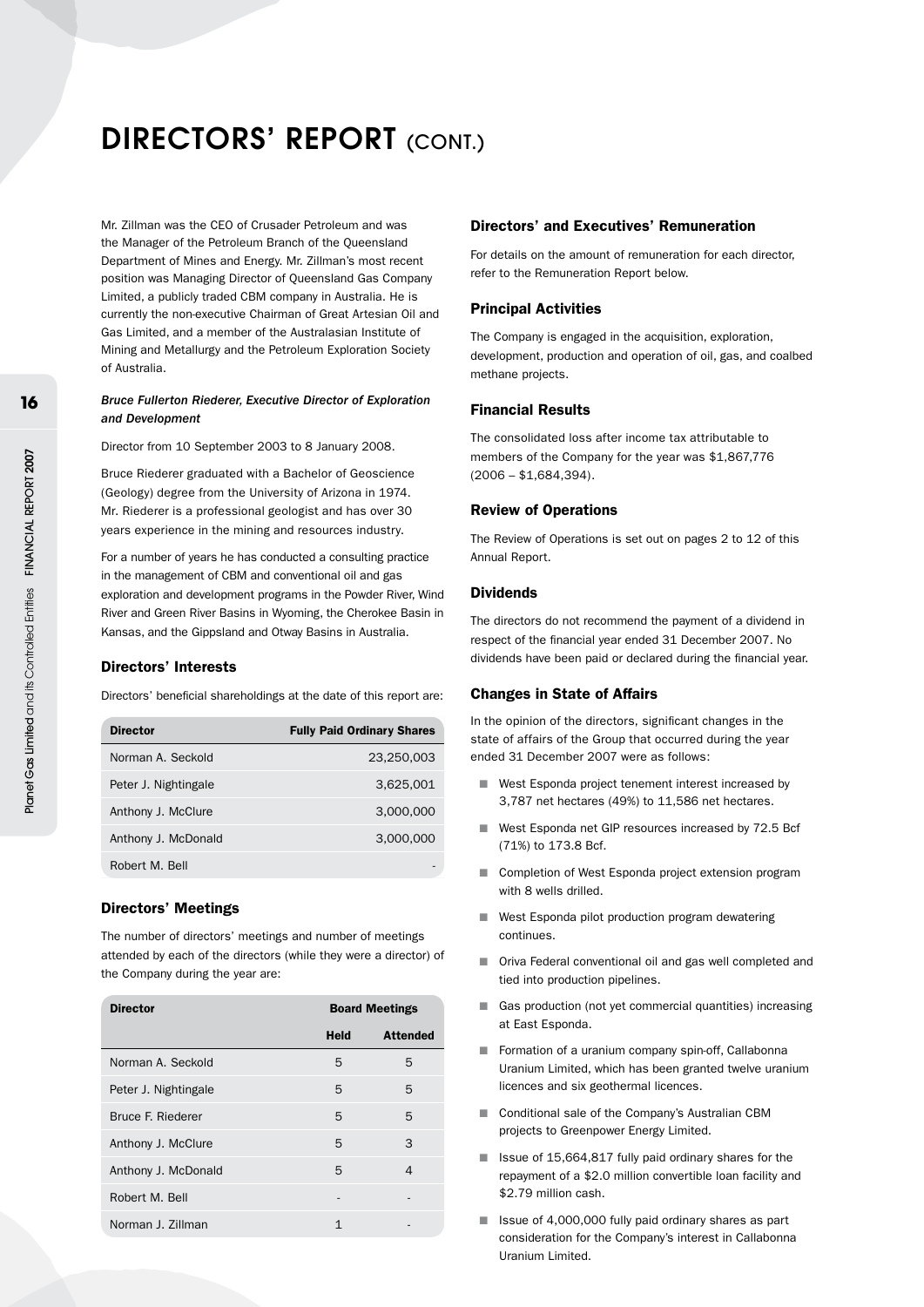# DIRECTORS' REPORT (CONT.)

Mr. Zillman was the CEO of Crusader Petroleum and was the Manager of the Petroleum Branch of the Queensland Department of Mines and Energy. Mr. Zillman's most recent position was Managing Director of Queensland Gas Company Limited, a publicly traded CBM company in Australia. He is currently the non-executive Chairman of Great Artesian Oil and Gas Limited, and a member of the Australasian Institute of Mining and Metallurgy and the Petroleum Exploration Society of Australia.

***Bruce Fullerton Riederer, Executive Director of Exploration and Development***

Director from 10 September 2003 to 8 January 2008.

Bruce Riederer graduated with a Bachelor of Geoscience (Geology) degree from the University of Arizona in 1974. Mr. Riederer is a professional geologist and has over 30 years experience in the mining and resources industry.

For a number of years he has conducted a consulting practice in the management of CBM and conventional oil and gas exploration and development programs in the Powder River, Wind River and Green River Basins in Wyoming, the Cherokee Basin in Kansas, and the Gippsland and Otway Basins in Australia.

## Directors' Interests

Directors' beneficial shareholdings at the date of this report are:

| Director | Fully Paid Ordinary Shares |
|---|---|
| Norman A. Seckold | 23,250,003 |
| Peter J. Nightingale | 3,625,001 |
| Anthony J. McClure | 3,000,000 |
| Anthony J. McDonald | 3,000,000 |
| Robert M. Bell | - |

## Directors' Meetings

The number of directors' meetings and number of meetings attended by each of the directors (while they were a director) of the Company during the year are:

| Director | Board Meetings | |
|---|---|---|
| | Held | Attended |
| Norman A. Seckold | 5 | 5 |
| Peter J. Nightingale | 5 | 5 |
| Bruce F. Riederer | 5 | 5 |
| Anthony J. McClure | 5 | 3 |
| Anthony J. McDonald | 5 | 4 |
| Robert M. Bell | - | - |
| Norman J. Zillman | 1 | - |

## Directors' and Executives' Remuneration

For details on the amount of remuneration for each director, refer to the Remuneration Report below.

## Principal Activities

The Company is engaged in the acquisition, exploration, development, production and operation of oil, gas, and coalbed methane projects.

## Financial Results

The consolidated loss after income tax attributable to members of the Company for the year was $1,867,776 (2006 – $1,684,394).

## Review of Operations

The Review of Operations is set out on pages 2 to 12 of this Annual Report.

## Dividends

The directors do not recommend the payment of a dividend in respect of the financial year ended 31 December 2007. No dividends have been paid or declared during the financial year.

## Changes in State of Affairs

In the opinion of the directors, significant changes in the state of affairs of the Group that occurred during the year ended 31 December 2007 were as follows:

- West Esponda project tenement interest increased by 3,787 net hectares (49%) to 11,586 net hectares.
- West Esponda net GIP resources increased by 72.5 Bcf (71%) to 173.8 Bcf.
- Completion of West Esponda project extension program with 8 wells drilled.
- West Esponda pilot production program dewatering continues.
- Oriva Federal conventional oil and gas well completed and tied into production pipelines.
- Gas production (not yet commercial quantities) increasing at East Esponda.
- Formation of a uranium company spin-off, Callabonna Uranium Limited, which has been granted twelve uranium licences and six geothermal licences.
- Conditional sale of the Company's Australian CBM projects to Greenpower Energy Limited.
- Issue of 15,664,817 fully paid ordinary shares for the repayment of a $2.0 million convertible loan facility and $2.79 million cash.
- Issue of 4,000,000 fully paid ordinary shares as part consideration for the Company's interest in Callabonna Uranium Limited.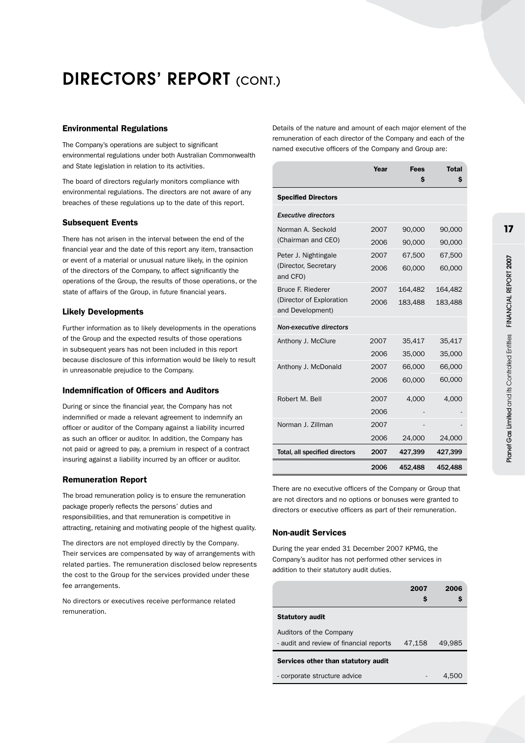# DIRECTORS' REPORT (CONT.)

### Environmental Regulations

The Company's operations are subject to significant environmental regulations under both Australian Commonwealth and State legislation in relation to its activities.

The board of directors regularly monitors compliance with environmental regulations. The directors are not aware of any breaches of these regulations up to the date of this report.

### Subsequent Events

There has not arisen in the interval between the end of the financial year and the date of this report any item, transaction or event of a material or unusual nature likely, in the opinion of the directors of the Company, to affect significantly the operations of the Group, the results of those operations, or the state of affairs of the Group, in future financial years.

### Likely Developments

Further information as to likely developments in the operations of the Group and the expected results of those operations in subsequent years has not been included in this report because disclosure of this information would be likely to result in unreasonable prejudice to the Company.

### Indemnification of Officers and Auditors

During or since the financial year, the Company has not indemnified or made a relevant agreement to indemnify an officer or auditor of the Company against a liability incurred as such an officer or auditor. In addition, the Company has not paid or agreed to pay, a premium in respect of a contract insuring against a liability incurred by an officer or auditor.

### Remuneration Report

The broad remuneration policy is to ensure the remuneration package properly reflects the persons' duties and responsibilities, and that remuneration is competitive in attracting, retaining and motivating people of the highest quality.

The directors are not employed directly by the Company. Their services are compensated by way of arrangements with related parties. The remuneration disclosed below represents the cost to the Group for the services provided under these fee arrangements.

No directors or executives receive performance related remuneration.

Details of the nature and amount of each major element of the remuneration of each director of the Company and each of the named executive officers of the Company and Group are:

| | Year | Fees $ | Total $ |
|---|---|---|---|
| **Specified Directors** | | | |
| ***Executive directors*** | | | |
| Norman A. Seckold (Chairman and CEO) | 2007 | 90,000 | 90,000 |
| | 2006 | 90,000 | 90,000 |
| Peter J. Nightingale (Director, Secretary and CFO) | 2007 | 67,500 | 67,500 |
| | 2006 | 60,000 | 60,000 |
| Bruce F. Riederer (Director of Exploration and Development) | 2007 | 164,482 | 164,482 |
| | 2006 | 183,488 | 183,488 |
| ***Non-executive directors*** | | | |
| Anthony J. McClure | 2007 | 35,417 | 35,417 |
| | 2006 | 35,000 | 35,000 |
| Anthony J. McDonald | 2007 | 66,000 | 66,000 |
| | 2006 | 60,000 | 60,000 |
| Robert M. Bell | 2007 | 4,000 | 4,000 |
| | 2006 | - | - |
| Norman J. Zillman | 2007 | - | - |
| | 2006 | 24,000 | 24,000 |
| **Total, all specified directors** | **2007** | **427,399** | **427,399** |
| | **2006** | **452,488** | **452,488** |

There are no executive officers of the Company or Group that are not directors and no options or bonuses were granted to directors or executive officers as part of their remuneration.

### Non-audit Services

During the year ended 31 December 2007 KPMG, the Company's auditor has not performed other services in addition to their statutory audit duties.

| | 2007 $ | 2006 $ |
|---|---|---|
| **Statutory audit** | | |
| Auditors of the Company - audit and review of financial reports | 47,158 | 49,985 |
| **Services other than statutory audit** | | |
| - corporate structure advice | - | 4,500 |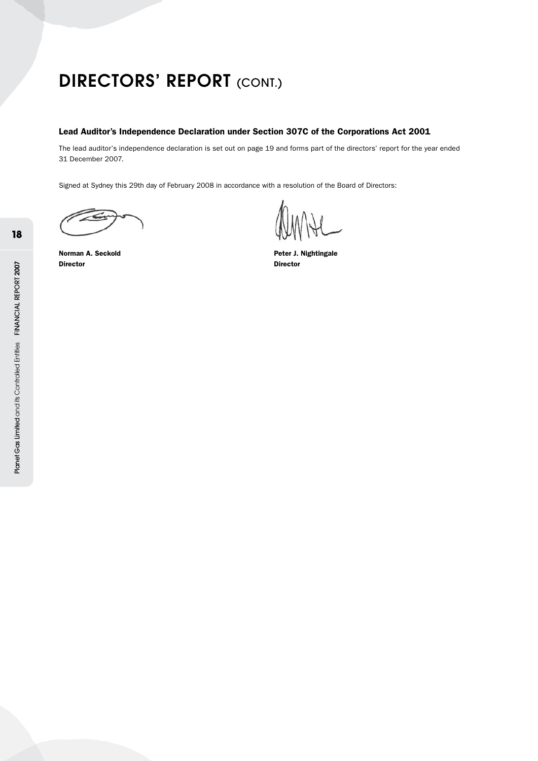# DIRECTORS' REPORT (CONT.)

### Lead Auditor's Independence Declaration under Section 307C of the Corporations Act 2001

The lead auditor's independence declaration is set out on page 19 and forms part of the directors' report for the year ended 31 December 2007.

Signed at Sydney this 29th day of February 2008 in accordance with a resolution of the Board of Directors:

**Norman A. Seckold**
**Director**

**Peter J. Nightingale**
**Director**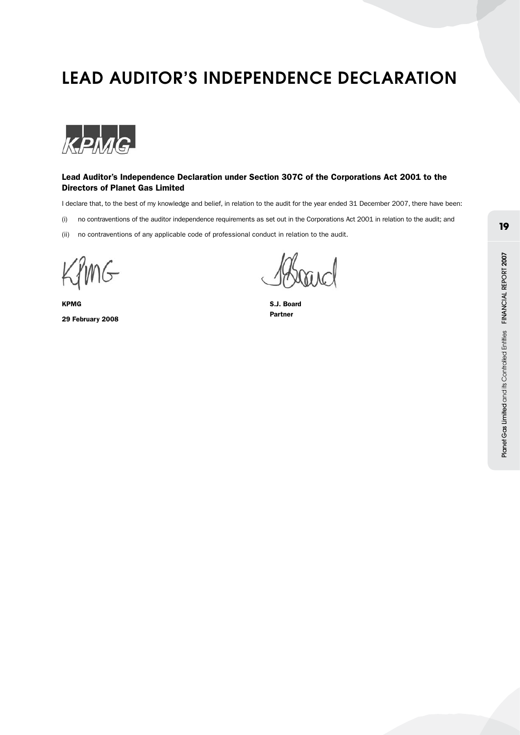# LEAD AUDITOR'S INDEPENDENCE DECLARATION

KPMG

**Lead Auditor's Independence Declaration under Section 307C of the Corporations Act 2001 to the Directors of Planet Gas Limited**

I declare that, to the best of my knowledge and belief, in relation to the audit for the year ended 31 December 2007, there have been:

(i) no contraventions of the auditor independence requirements as set out in the Corporations Act 2001 in relation to the audit; and

(ii) no contraventions of any applicable code of professional conduct in relation to the audit.

**KPMG**

**29 February 2008**

**S.J. Board**
**Partner**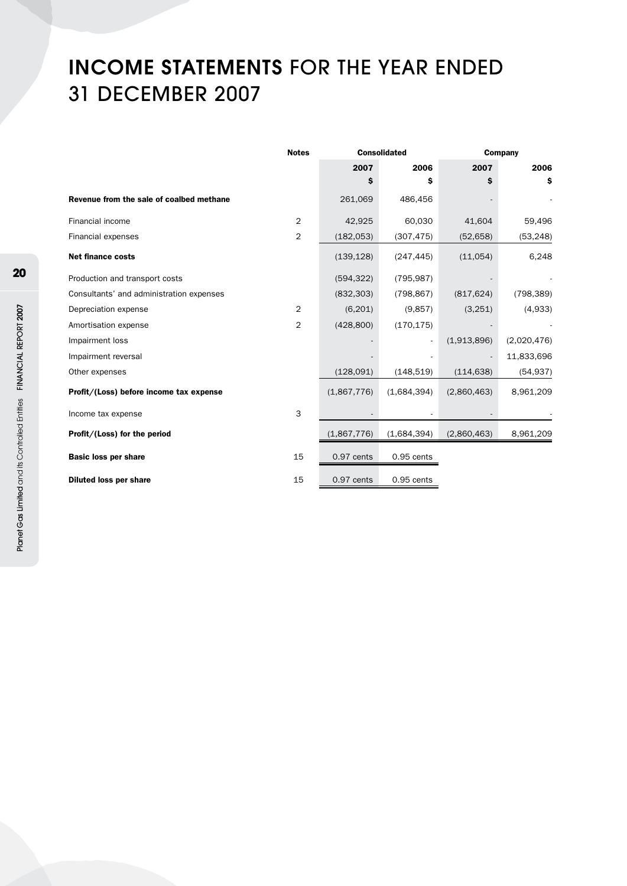# INCOME STATEMENTS FOR THE YEAR ENDED 31 DECEMBER 2007

| | Notes | Consolidated | | Company | |
|---|---|---|---|---|---|
| | | 2007 | 2006 | 2007 | 2006 |
| | | $ | $ | $ | $ |
| **Revenue from the sale of coalbed methane** | | 261,069 | 486,456 | - | - |
| Financial income | 2 | 42,925 | 60,030 | 41,604 | 59,496 |
| Financial expenses | 2 | (182,053) | (307,475) | (52,658) | (53,248) |
| **Net finance costs** | | (139,128) | (247,445) | (11,054) | 6,248 |
| Production and transport costs | | (594,322) | (795,987) | - | - |
| Consultants' and administration expenses | | (832,303) | (798,867) | (817,624) | (798,389) |
| Depreciation expense | 2 | (6,201) | (9,857) | (3,251) | (4,933) |
| Amortisation expense | 2 | (428,800) | (170,175) | - | - |
| Impairment loss | | - | - | (1,913,896) | (2,020,476) |
| Impairment reversal | | - | - | - | 11,833,696 |
| Other expenses | | (128,091) | (148,519) | (114,638) | (54,937) |
| **Profit/(Loss) before income tax expense** | | (1,867,776) | (1,684,394) | (2,860,463) | 8,961,209 |
| Income tax expense | 3 | - | - | - | - |
| **Profit/(Loss) for the period** | | (1,867,776) | (1,684,394) | (2,860,463) | 8,961,209 |
| **Basic loss per share** | 15 | 0.97 cents | 0.95 cents | | |
| **Diluted loss per share** | 15 | 0.97 cents | 0.95 cents | | |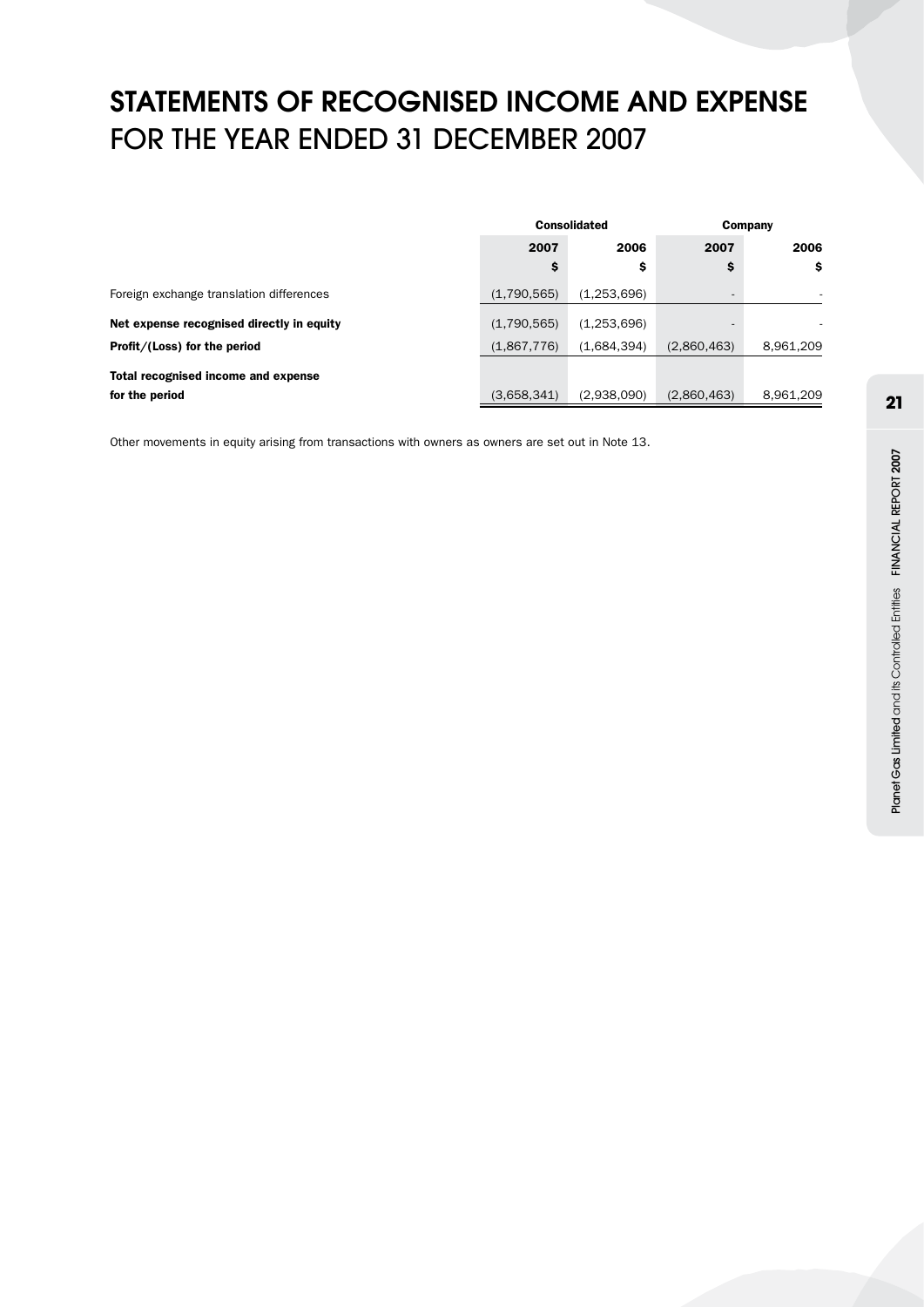# STATEMENTS OF RECOGNISED INCOME AND EXPENSE
## FOR THE YEAR ENDED 31 DECEMBER 2007

| | Consolidated | | Company | |
|---|---|---|---|---|
| | 2007 | 2006 | 2007 | 2006 |
| | $ | $ | $ | $ |
| Foreign exchange translation differences | (1,790,565) | (1,253,696) | - | - |
| **Net expense recognised directly in equity** | (1,790,565) | (1,253,696) | - | - |
| **Profit/(Loss) for the period** | (1,867,776) | (1,684,394) | (2,860,463) | 8,961,209 |
| **Total recognised income and expense for the period** | (3,658,341) | (2,938,090) | (2,860,463) | 8,961,209 |

Other movements in equity arising from transactions with owners as owners are set out in Note 13.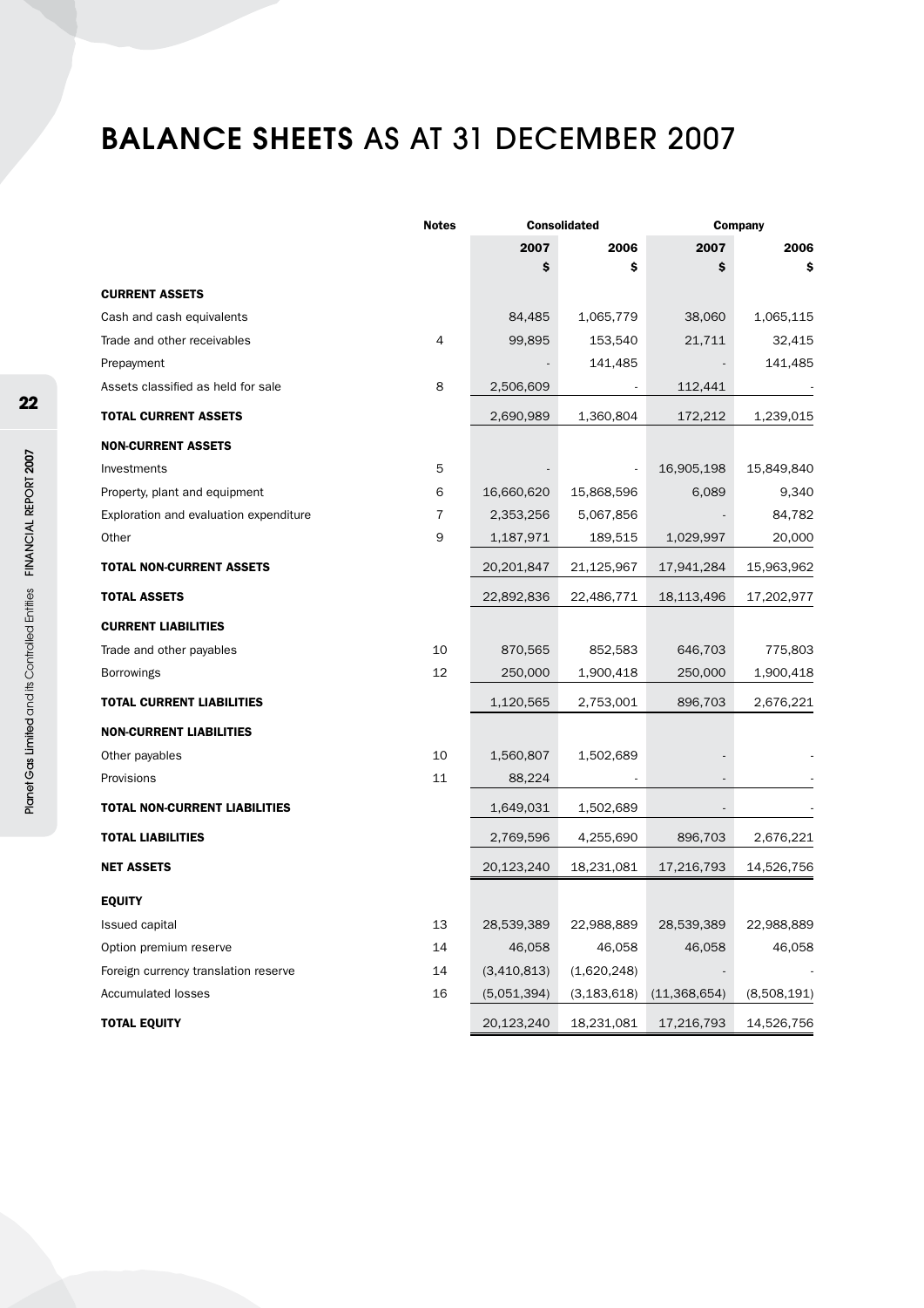# BALANCE SHEETS AS AT 31 DECEMBER 2007

| | Notes | Consolidated | | Company | |
|---|---|---|---|---|---|
| | | 2007 | 2006 | 2007 | 2006 |
| | | $ | $ | $ | $ |
| **CURRENT ASSETS** | | | | | |
| Cash and cash equivalents | | 84,485 | 1,065,779 | 38,060 | 1,065,115 |
| Trade and other receivables | 4 | 99,895 | 153,540 | 21,711 | 32,415 |
| Prepayment | | - | 141,485 | - | 141,485 |
| Assets classified as held for sale | 8 | 2,506,609 | - | 112,441 | - |
| **TOTAL CURRENT ASSETS** | | 2,690,989 | 1,360,804 | 172,212 | 1,239,015 |
| **NON-CURRENT ASSETS** | | | | | |
| Investments | 5 | - | - | 16,905,198 | 15,849,840 |
| Property, plant and equipment | 6 | 16,660,620 | 15,868,596 | 6,089 | 9,340 |
| Exploration and evaluation expenditure | 7 | 2,353,256 | 5,067,856 | - | 84,782 |
| Other | 9 | 1,187,971 | 189,515 | 1,029,997 | 20,000 |
| **TOTAL NON-CURRENT ASSETS** | | 20,201,847 | 21,125,967 | 17,941,284 | 15,963,962 |
| **TOTAL ASSETS** | | 22,892,836 | 22,486,771 | 18,113,496 | 17,202,977 |
| **CURRENT LIABILITIES** | | | | | |
| Trade and other payables | 10 | 870,565 | 852,583 | 646,703 | 775,803 |
| Borrowings | 12 | 250,000 | 1,900,418 | 250,000 | 1,900,418 |
| **TOTAL CURRENT LIABILITIES** | | 1,120,565 | 2,753,001 | 896,703 | 2,676,221 |
| **NON-CURRENT LIABILITIES** | | | | | |
| Other payables | 10 | 1,560,807 | 1,502,689 | - | - |
| Provisions | 11 | 88,224 | - | - | - |
| **TOTAL NON-CURRENT LIABILITIES** | | 1,649,031 | 1,502,689 | - | - |
| **TOTAL LIABILITIES** | | 2,769,596 | 4,255,690 | 896,703 | 2,676,221 |
| **NET ASSETS** | | 20,123,240 | 18,231,081 | 17,216,793 | 14,526,756 |
| **EQUITY** | | | | | |
| Issued capital | 13 | 28,539,389 | 22,988,889 | 28,539,389 | 22,988,889 |
| Option premium reserve | 14 | 46,058 | 46,058 | 46,058 | 46,058 |
| Foreign currency translation reserve | 14 | (3,410,813) | (1,620,248) | - | - |
| Accumulated losses | 16 | (5,051,394) | (3,183,618) | (11,368,654) | (8,508,191) |
| **TOTAL EQUITY** | | 20,123,240 | 18,231,081 | 17,216,793 | 14,526,756 |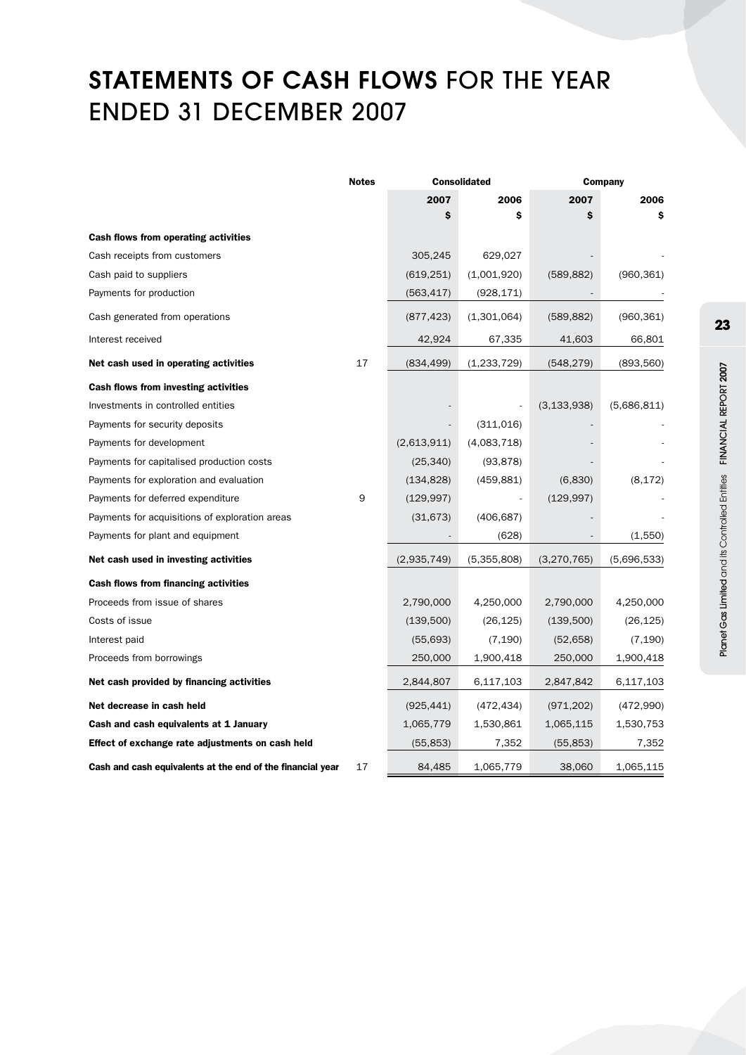# STATEMENTS OF CASH FLOWS FOR THE YEAR ENDED 31 DECEMBER 2007

| | Notes | Consolidated | | Company | |
|---|---|---|---|---|---|
| | | 2007 | 2006 | 2007 | 2006 |
| | | $ | $ | $ | $ |
| **Cash flows from operating activities** | | | | | |
| Cash receipts from customers | | 305,245 | 629,027 | - | - |
| Cash paid to suppliers | | (619,251) | (1,001,920) | (589,882) | (960,361) |
| Payments for production | | (563,417) | (928,171) | - | - |
| Cash generated from operations | | (877,423) | (1,301,064) | (589,882) | (960,361) |
| Interest received | | 42,924 | 67,335 | 41,603 | 66,801 |
| **Net cash used in operating activities** | 17 | (834,499) | (1,233,729) | (548,279) | (893,560) |
| **Cash flows from investing activities** | | | | | |
| Investments in controlled entities | | - | - | (3,133,938) | (5,686,811) |
| Payments for security deposits | | - | (311,016) | - | - |
| Payments for development | | (2,613,911) | (4,083,718) | - | - |
| Payments for capitalised production costs | | (25,340) | (93,878) | - | - |
| Payments for exploration and evaluation | | (134,828) | (459,881) | (6,830) | (8,172) |
| Payments for deferred expenditure | 9 | (129,997) | - | (129,997) | - |
| Payments for acquisitions of exploration areas | | (31,673) | (406,687) | - | - |
| Payments for plant and equipment | | - | (628) | - | (1,550) |
| **Net cash used in investing activities** | | (2,935,749) | (5,355,808) | (3,270,765) | (5,696,533) |
| **Cash flows from financing activities** | | | | | |
| Proceeds from issue of shares | | 2,790,000 | 4,250,000 | 2,790,000 | 4,250,000 |
| Costs of issue | | (139,500) | (26,125) | (139,500) | (26,125) |
| Interest paid | | (55,693) | (7,190) | (52,658) | (7,190) |
| Proceeds from borrowings | | 250,000 | 1,900,418 | 250,000 | 1,900,418 |
| **Net cash provided by financing activities** | | 2,844,807 | 6,117,103 | 2,847,842 | 6,117,103 |
| **Net decrease in cash held** | | (925,441) | (472,434) | (971,202) | (472,990) |
| **Cash and cash equivalents at 1 January** | | 1,065,779 | 1,530,861 | 1,065,115 | 1,530,753 |
| **Effect of exchange rate adjustments on cash held** | | (55,853) | 7,352 | (55,853) | 7,352 |
| **Cash and cash equivalents at the end of the financial year** | 17 | 84,485 | 1,065,779 | 38,060 | 1,065,115 |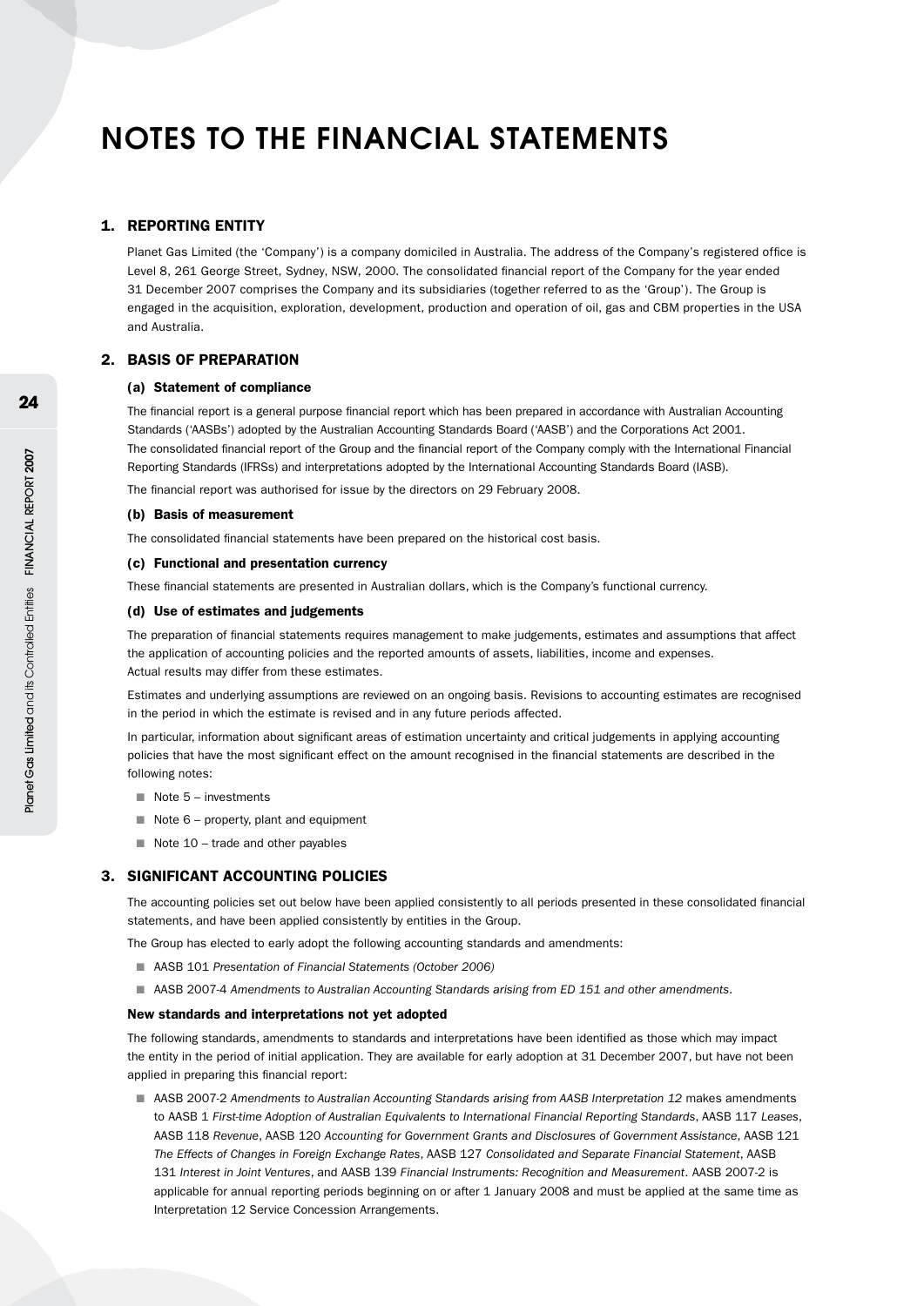# NOTES TO THE FINANCIAL STATEMENTS

## 1. REPORTING ENTITY

Planet Gas Limited (the 'Company') is a company domiciled in Australia. The address of the Company's registered office is Level 8, 261 George Street, Sydney, NSW, 2000. The consolidated financial report of the Company for the year ended 31 December 2007 comprises the Company and its subsidiaries (together referred to as the 'Group'). The Group is engaged in the acquisition, exploration, development, production and operation of oil, gas and CBM properties in the USA and Australia.

## 2. BASIS OF PREPARATION

### (a) Statement of compliance

The financial report is a general purpose financial report which has been prepared in accordance with Australian Accounting Standards ('AASBs') adopted by the Australian Accounting Standards Board ('AASB') and the Corporations Act 2001. The consolidated financial report of the Group and the financial report of the Company comply with the International Financial Reporting Standards (IFRSs) and interpretations adopted by the International Accounting Standards Board (IASB).

The financial report was authorised for issue by the directors on 29 February 2008.

### (b) Basis of measurement

The consolidated financial statements have been prepared on the historical cost basis.

### (c) Functional and presentation currency

These financial statements are presented in Australian dollars, which is the Company's functional currency.

### (d) Use of estimates and judgements

The preparation of financial statements requires management to make judgements, estimates and assumptions that affect the application of accounting policies and the reported amounts of assets, liabilities, income and expenses. Actual results may differ from these estimates.

Estimates and underlying assumptions are reviewed on an ongoing basis. Revisions to accounting estimates are recognised in the period in which the estimate is revised and in any future periods affected.

In particular, information about significant areas of estimation uncertainty and critical judgements in applying accounting policies that have the most significant effect on the amount recognised in the financial statements are described in the following notes:

- Note 5 – investments
- Note 6 – property, plant and equipment
- Note 10 – trade and other payables

## 3. SIGNIFICANT ACCOUNTING POLICIES

The accounting policies set out below have been applied consistently to all periods presented in these consolidated financial statements, and have been applied consistently by entities in the Group.

The Group has elected to early adopt the following accounting standards and amendments:

- AASB 101 *Presentation of Financial Statements (October 2006)*
- AASB 2007-4 *Amendments to Australian Accounting Standards arising from ED 151 and other amendments*.

### New standards and interpretations not yet adopted

The following standards, amendments to standards and interpretations have been identified as those which may impact the entity in the period of initial application. They are available for early adoption at 31 December 2007, but have not been applied in preparing this financial report:

- AASB 2007-2 *Amendments to Australian Accounting Standards arising from AASB Interpretation 12* makes amendments to AASB 1 *First-time Adoption of Australian Equivalents to International Financial Reporting Standards*, AASB 117 *Leases*, AASB 118 *Revenue*, AASB 120 *Accounting for Government Grants and Disclosures of Government Assistance*, AASB 121 *The Effects of Changes in Foreign Exchange Rates*, AASB 127 *Consolidated and Separate Financial Statement*, AASB 131 *Interest in Joint Ventures*, and AASB 139 *Financial Instruments: Recognition and Measurement*. AASB 2007-2 is applicable for annual reporting periods beginning on or after 1 January 2008 and must be applied at the same time as Interpretation 12 Service Concession Arrangements.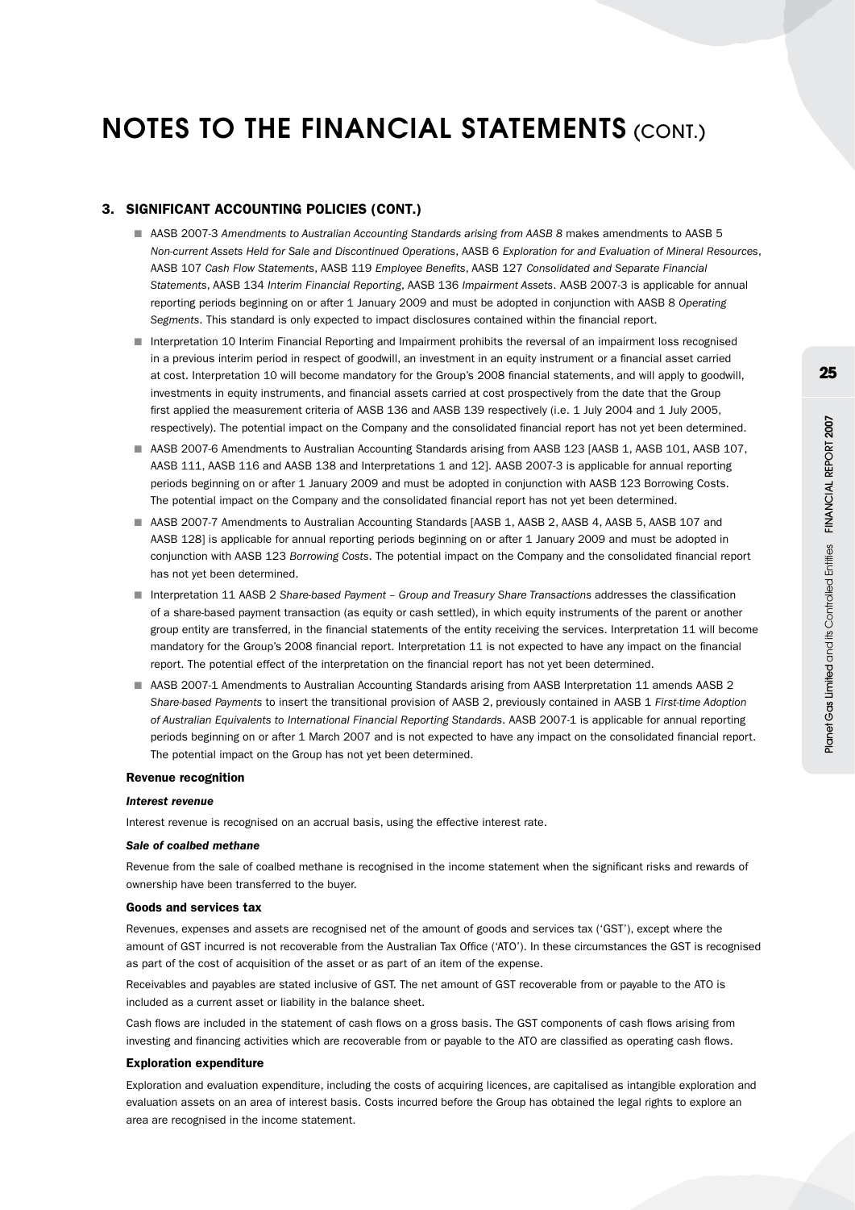# NOTES TO THE FINANCIAL STATEMENTS (CONT.)

## 3. SIGNIFICANT ACCOUNTING POLICIES (CONT.)

- AASB 2007-3 *Amendments to Australian Accounting Standards arising from AASB 8* makes amendments to AASB 5 *Non-current Assets Held for Sale and Discontinued Operations*, AASB 6 *Exploration for and Evaluation of Mineral Resources*, AASB 107 *Cash Flow Statements*, AASB 119 *Employee Benefits*, AASB 127 *Consolidated and Separate Financial Statements*, AASB 134 *Interim Financial Reporting*, AASB 136 *Impairment Assets*. AASB 2007-3 is applicable for annual reporting periods beginning on or after 1 January 2009 and must be adopted in conjunction with AASB 8 *Operating Segments*. This standard is only expected to impact disclosures contained within the financial report.
- Interpretation 10 Interim Financial Reporting and Impairment prohibits the reversal of an impairment loss recognised in a previous interim period in respect of goodwill, an investment in an equity instrument or a financial asset carried at cost. Interpretation 10 will become mandatory for the Group's 2008 financial statements, and will apply to goodwill, investments in equity instruments, and financial assets carried at cost prospectively from the date that the Group first applied the measurement criteria of AASB 136 and AASB 139 respectively (i.e. 1 July 2004 and 1 July 2005, respectively). The potential impact on the Company and the consolidated financial report has not yet been determined.
- AASB 2007-6 Amendments to Australian Accounting Standards arising from AASB 123 [AASB 1, AASB 101, AASB 107, AASB 111, AASB 116 and AASB 138 and Interpretations 1 and 12]. AASB 2007-3 is applicable for annual reporting periods beginning on or after 1 January 2009 and must be adopted in conjunction with AASB 123 Borrowing Costs. The potential impact on the Company and the consolidated financial report has not yet been determined.
- AASB 2007-7 Amendments to Australian Accounting Standards [AASB 1, AASB 2, AASB 4, AASB 5, AASB 107 and AASB 128] is applicable for annual reporting periods beginning on or after 1 January 2009 and must be adopted in conjunction with AASB 123 *Borrowing Costs*. The potential impact on the Company and the consolidated financial report has not yet been determined.
- Interpretation 11 AASB 2 *Share-based Payment – Group and Treasury Share Transactions* addresses the classification of a share-based payment transaction (as equity or cash settled), in which equity instruments of the parent or another group entity are transferred, in the financial statements of the entity receiving the services. Interpretation 11 will become mandatory for the Group's 2008 financial report. Interpretation 11 is not expected to have any impact on the financial report. The potential effect of the interpretation on the financial report has not yet been determined.
- AASB 2007-1 Amendments to Australian Accounting Standards arising from AASB Interpretation 11 amends AASB 2 *Share-based Payments* to insert the transitional provision of AASB 2, previously contained in AASB 1 *First-time Adoption of Australian Equivalents to International Financial Reporting Standards*. AASB 2007-1 is applicable for annual reporting periods beginning on or after 1 March 2007 and is not expected to have any impact on the consolidated financial report. The potential impact on the Group has not yet been determined.

### Revenue recognition

#### *Interest revenue*

Interest revenue is recognised on an accrual basis, using the effective interest rate.

#### *Sale of coalbed methane*

Revenue from the sale of coalbed methane is recognised in the income statement when the significant risks and rewards of ownership have been transferred to the buyer.

### Goods and services tax

Revenues, expenses and assets are recognised net of the amount of goods and services tax ('GST'), except where the amount of GST incurred is not recoverable from the Australian Tax Office ('ATO'). In these circumstances the GST is recognised as part of the cost of acquisition of the asset or as part of an item of the expense.

Receivables and payables are stated inclusive of GST. The net amount of GST recoverable from or payable to the ATO is included as a current asset or liability in the balance sheet.

Cash flows are included in the statement of cash flows on a gross basis. The GST components of cash flows arising from investing and financing activities which are recoverable from or payable to the ATO are classified as operating cash flows.

### Exploration expenditure

Exploration and evaluation expenditure, including the costs of acquiring licences, are capitalised as intangible exploration and evaluation assets on an area of interest basis. Costs incurred before the Group has obtained the legal rights to explore an area are recognised in the income statement.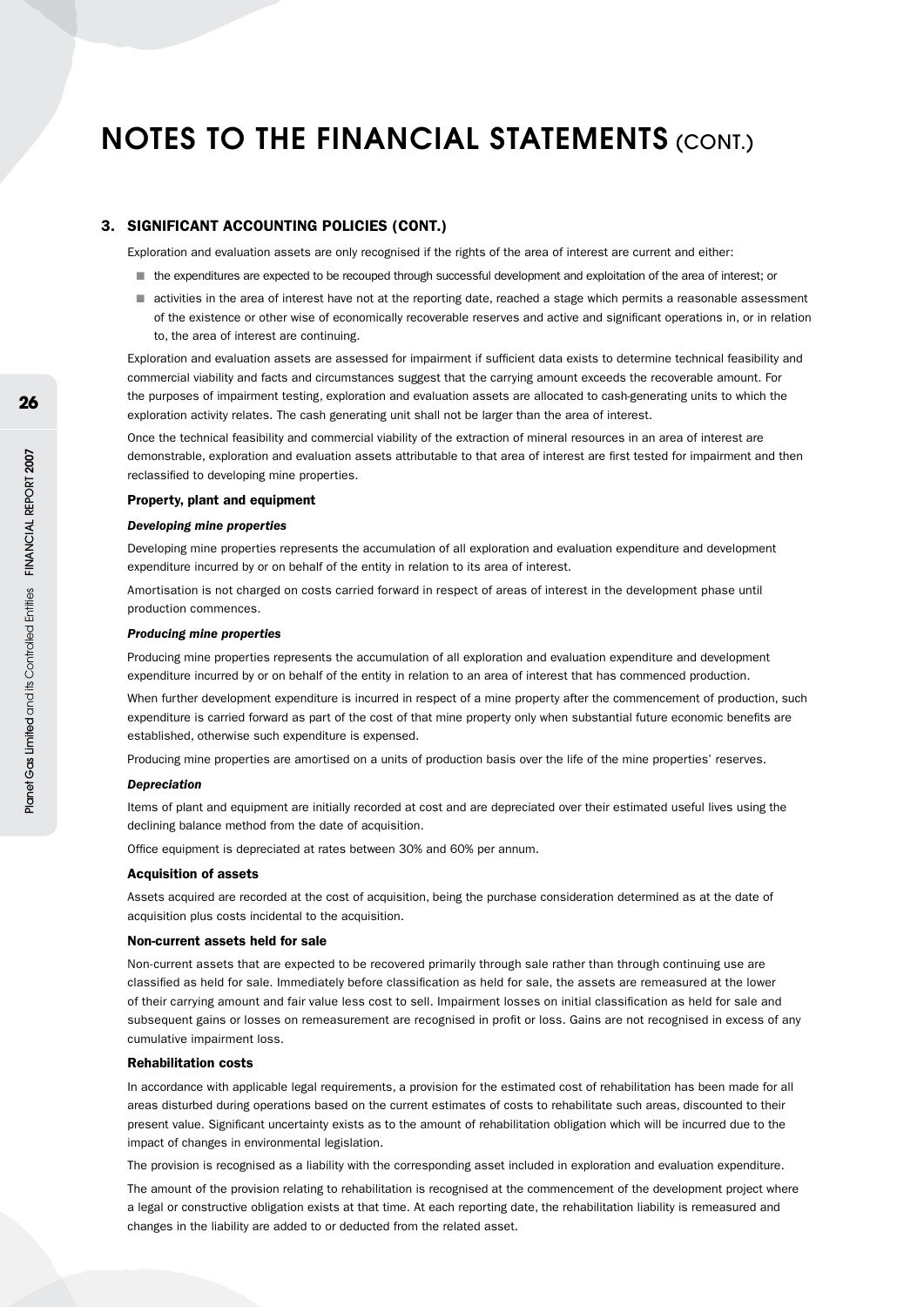# NOTES TO THE FINANCIAL STATEMENTS (CONT.)

## 3. SIGNIFICANT ACCOUNTING POLICIES (CONT.)

Exploration and evaluation assets are only recognised if the rights of the area of interest are current and either:

- the expenditures are expected to be recouped through successful development and exploitation of the area of interest; or
- activities in the area of interest have not at the reporting date, reached a stage which permits a reasonable assessment of the existence or other wise of economically recoverable reserves and active and significant operations in, or in relation to, the area of interest are continuing.

Exploration and evaluation assets are assessed for impairment if sufficient data exists to determine technical feasibility and commercial viability and facts and circumstances suggest that the carrying amount exceeds the recoverable amount. For the purposes of impairment testing, exploration and evaluation assets are allocated to cash-generating units to which the exploration activity relates. The cash generating unit shall not be larger than the area of interest.

Once the technical feasibility and commercial viability of the extraction of mineral resources in an area of interest are demonstrable, exploration and evaluation assets attributable to that area of interest are first tested for impairment and then reclassified to developing mine properties.

### Property, plant and equipment

#### *Developing mine properties*

Developing mine properties represents the accumulation of all exploration and evaluation expenditure and development expenditure incurred by or on behalf of the entity in relation to its area of interest.

Amortisation is not charged on costs carried forward in respect of areas of interest in the development phase until production commences.

#### *Producing mine properties*

Producing mine properties represents the accumulation of all exploration and evaluation expenditure and development expenditure incurred by or on behalf of the entity in relation to an area of interest that has commenced production.

When further development expenditure is incurred in respect of a mine property after the commencement of production, such expenditure is carried forward as part of the cost of that mine property only when substantial future economic benefits are established, otherwise such expenditure is expensed.

Producing mine properties are amortised on a units of production basis over the life of the mine properties' reserves.

#### *Depreciation*

Items of plant and equipment are initially recorded at cost and are depreciated over their estimated useful lives using the declining balance method from the date of acquisition.

Office equipment is depreciated at rates between 30% and 60% per annum.

### Acquisition of assets

Assets acquired are recorded at the cost of acquisition, being the purchase consideration determined as at the date of acquisition plus costs incidental to the acquisition.

### Non-current assets held for sale

Non-current assets that are expected to be recovered primarily through sale rather than through continuing use are classified as held for sale. Immediately before classification as held for sale, the assets are remeasured at the lower of their carrying amount and fair value less cost to sell. Impairment losses on initial classification as held for sale and subsequent gains or losses on remeasurement are recognised in profit or loss. Gains are not recognised in excess of any cumulative impairment loss.

### Rehabilitation costs

In accordance with applicable legal requirements, a provision for the estimated cost of rehabilitation has been made for all areas disturbed during operations based on the current estimates of costs to rehabilitate such areas, discounted to their present value. Significant uncertainty exists as to the amount of rehabilitation obligation which will be incurred due to the impact of changes in environmental legislation.

The provision is recognised as a liability with the corresponding asset included in exploration and evaluation expenditure.

The amount of the provision relating to rehabilitation is recognised at the commencement of the development project where a legal or constructive obligation exists at that time. At each reporting date, the rehabilitation liability is remeasured and changes in the liability are added to or deducted from the related asset.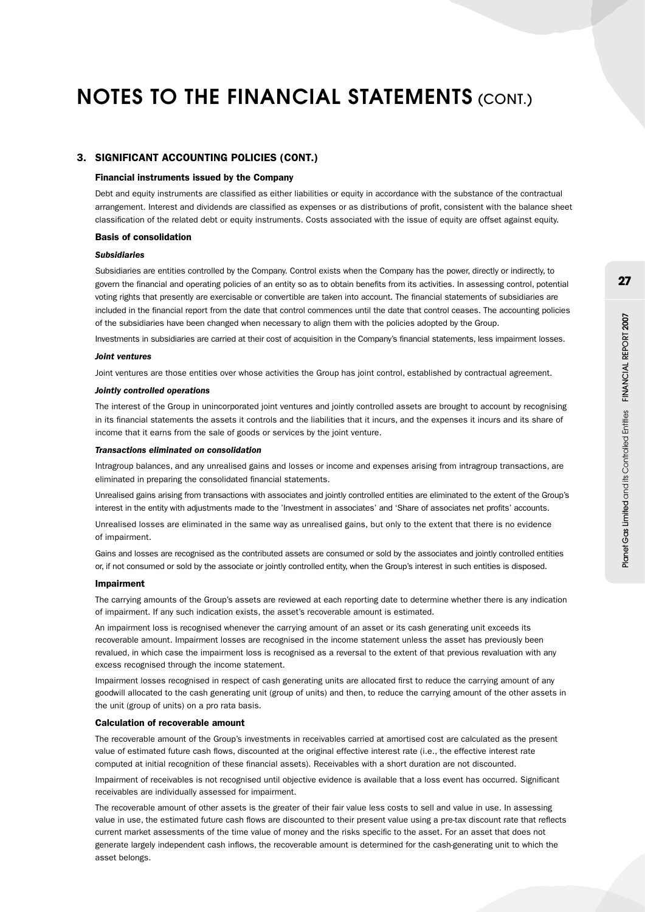# NOTES TO THE FINANCIAL STATEMENTS (CONT.)

## 3. SIGNIFICANT ACCOUNTING POLICIES (CONT.)

### Financial instruments issued by the Company

Debt and equity instruments are classified as either liabilities or equity in accordance with the substance of the contractual arrangement. Interest and dividends are classified as expenses or as distributions of profit, consistent with the balance sheet classification of the related debt or equity instruments. Costs associated with the issue of equity are offset against equity.

### Basis of consolidation

***Subsidiaries***

Subsidiaries are entities controlled by the Company. Control exists when the Company has the power, directly or indirectly, to govern the financial and operating policies of an entity so as to obtain benefits from its activities. In assessing control, potential voting rights that presently are exercisable or convertible are taken into account. The financial statements of subsidiaries are included in the financial report from the date that control commences until the date that control ceases. The accounting policies of the subsidiaries have been changed when necessary to align them with the policies adopted by the Group.

Investments in subsidiaries are carried at their cost of acquisition in the Company's financial statements, less impairment losses.

***Joint ventures***

Joint ventures are those entities over whose activities the Group has joint control, established by contractual agreement.

***Jointly controlled operations***

The interest of the Group in unincorporated joint ventures and jointly controlled assets are brought to account by recognising in its financial statements the assets it controls and the liabilities that it incurs, and the expenses it incurs and its share of income that it earns from the sale of goods or services by the joint venture.

***Transactions eliminated on consolidation***

Intragroup balances, and any unrealised gains and losses or income and expenses arising from intragroup transactions, are eliminated in preparing the consolidated financial statements.

Unrealised gains arising from transactions with associates and jointly controlled entities are eliminated to the extent of the Group's interest in the entity with adjustments made to the 'Investment in associates' and 'Share of associates net profits' accounts.

Unrealised losses are eliminated in the same way as unrealised gains, but only to the extent that there is no evidence of impairment.

Gains and losses are recognised as the contributed assets are consumed or sold by the associates and jointly controlled entities or, if not consumed or sold by the associate or jointly controlled entity, when the Group's interest in such entities is disposed.

### Impairment

The carrying amounts of the Group's assets are reviewed at each reporting date to determine whether there is any indication of impairment. If any such indication exists, the asset's recoverable amount is estimated.

An impairment loss is recognised whenever the carrying amount of an asset or its cash generating unit exceeds its recoverable amount. Impairment losses are recognised in the income statement unless the asset has previously been revalued, in which case the impairment loss is recognised as a reversal to the extent of that previous revaluation with any excess recognised through the income statement.

Impairment losses recognised in respect of cash generating units are allocated first to reduce the carrying amount of any goodwill allocated to the cash generating unit (group of units) and then, to reduce the carrying amount of the other assets in the unit (group of units) on a pro rata basis.

### Calculation of recoverable amount

The recoverable amount of the Group's investments in receivables carried at amortised cost are calculated as the present value of estimated future cash flows, discounted at the original effective interest rate (i.e., the effective interest rate computed at initial recognition of these financial assets). Receivables with a short duration are not discounted.

Impairment of receivables is not recognised until objective evidence is available that a loss event has occurred. Significant receivables are individually assessed for impairment.

The recoverable amount of other assets is the greater of their fair value less costs to sell and value in use. In assessing value in use, the estimated future cash flows are discounted to their present value using a pre-tax discount rate that reflects current market assessments of the time value of money and the risks specific to the asset. For an asset that does not generate largely independent cash inflows, the recoverable amount is determined for the cash-generating unit to which the asset belongs.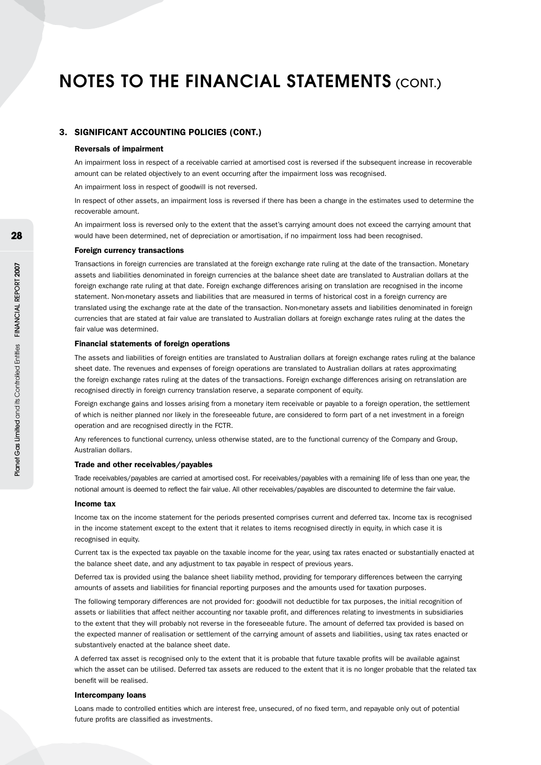# NOTES TO THE FINANCIAL STATEMENTS (CONT.)

## 3. SIGNIFICANT ACCOUNTING POLICIES (CONT.)

### Reversals of impairment

An impairment loss in respect of a receivable carried at amortised cost is reversed if the subsequent increase in recoverable amount can be related objectively to an event occurring after the impairment loss was recognised.

An impairment loss in respect of goodwill is not reversed.

In respect of other assets, an impairment loss is reversed if there has been a change in the estimates used to determine the recoverable amount.

An impairment loss is reversed only to the extent that the asset's carrying amount does not exceed the carrying amount that would have been determined, net of depreciation or amortisation, if no impairment loss had been recognised.

### Foreign currency transactions

Transactions in foreign currencies are translated at the foreign exchange rate ruling at the date of the transaction. Monetary assets and liabilities denominated in foreign currencies at the balance sheet date are translated to Australian dollars at the foreign exchange rate ruling at that date. Foreign exchange differences arising on translation are recognised in the income statement. Non-monetary assets and liabilities that are measured in terms of historical cost in a foreign currency are translated using the exchange rate at the date of the transaction. Non-monetary assets and liabilities denominated in foreign currencies that are stated at fair value are translated to Australian dollars at foreign exchange rates ruling at the dates the fair value was determined.

### Financial statements of foreign operations

The assets and liabilities of foreign entities are translated to Australian dollars at foreign exchange rates ruling at the balance sheet date. The revenues and expenses of foreign operations are translated to Australian dollars at rates approximating the foreign exchange rates ruling at the dates of the transactions. Foreign exchange differences arising on retranslation are recognised directly in foreign currency translation reserve, a separate component of equity.

Foreign exchange gains and losses arising from a monetary item receivable or payable to a foreign operation, the settlement of which is neither planned nor likely in the foreseeable future, are considered to form part of a net investment in a foreign operation and are recognised directly in the FCTR.

Any references to functional currency, unless otherwise stated, are to the functional currency of the Company and Group, Australian dollars.

### Trade and other receivables/payables

Trade receivables/payables are carried at amortised cost. For receivables/payables with a remaining life of less than one year, the notional amount is deemed to reflect the fair value. All other receivables/payables are discounted to determine the fair value.

### Income tax

Income tax on the income statement for the periods presented comprises current and deferred tax. Income tax is recognised in the income statement except to the extent that it relates to items recognised directly in equity, in which case it is recognised in equity.

Current tax is the expected tax payable on the taxable income for the year, using tax rates enacted or substantially enacted at the balance sheet date, and any adjustment to tax payable in respect of previous years.

Deferred tax is provided using the balance sheet liability method, providing for temporary differences between the carrying amounts of assets and liabilities for financial reporting purposes and the amounts used for taxation purposes.

The following temporary differences are not provided for: goodwill not deductible for tax purposes, the initial recognition of assets or liabilities that affect neither accounting nor taxable profit, and differences relating to investments in subsidiaries to the extent that they will probably not reverse in the foreseeable future. The amount of deferred tax provided is based on the expected manner of realisation or settlement of the carrying amount of assets and liabilities, using tax rates enacted or substantively enacted at the balance sheet date.

A deferred tax asset is recognised only to the extent that it is probable that future taxable profits will be available against which the asset can be utilised. Deferred tax assets are reduced to the extent that it is no longer probable that the related tax benefit will be realised.

### Intercompany loans

Loans made to controlled entities which are interest free, unsecured, of no fixed term, and repayable only out of potential future profits are classified as investments.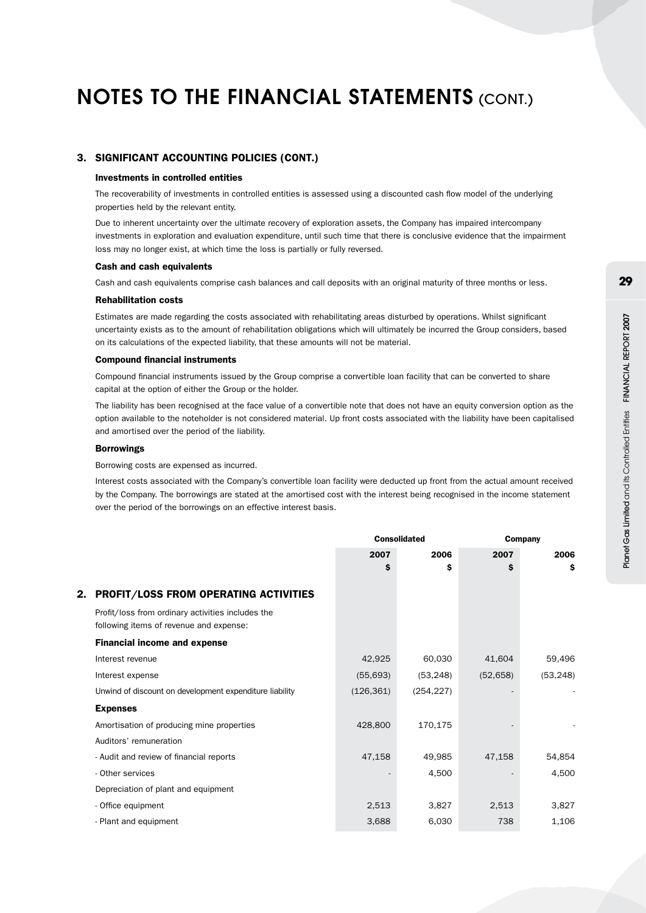# NOTES TO THE FINANCIAL STATEMENTS (CONT.)

## 3. SIGNIFICANT ACCOUNTING POLICIES (CONT.)

### Investments in controlled entities

The recoverability of investments in controlled entities is assessed using a discounted cash flow model of the underlying properties held by the relevant entity.

Due to inherent uncertainty over the ultimate recovery of exploration assets, the Company has impaired intercompany investments in exploration and evaluation expenditure, until such time that there is conclusive evidence that the impairment loss may no longer exist, at which time the loss is partially or fully reversed.

### Cash and cash equivalents

Cash and cash equivalents comprise cash balances and call deposits with an original maturity of three months or less.

### Rehabilitation costs

Estimates are made regarding the costs associated with rehabilitating areas disturbed by operations. Whilst significant uncertainty exists as to the amount of rehabilitation obligations which will ultimately be incurred the Group considers, based on its calculations of the expected liability, that these amounts will not be material.

### Compound financial instruments

Compound financial instruments issued by the Group comprise a convertible loan facility that can be converted to share capital at the option of either the Group or the holder.

The liability has been recognised at the face value of a convertible note that does not have an equity conversion option as the option available to the noteholder is not considered material. Up front costs associated with the liability have been capitalised and amortised over the period of the liability.

### Borrowings

Borrowing costs are expensed as incurred.

Interest costs associated with the Company's convertible loan facility were deducted up front from the actual amount received by the Company. The borrowings are stated at the amortised cost with the interest being recognised in the income statement over the period of the borrowings on an effective interest basis.

## 2. PROFIT/LOSS FROM OPERATING ACTIVITIES

| | Consolidated | | Company | |
|---|---|---|---|---|
| | 2007 $ | 2006 $ | 2007 $ | 2006 $ |
| Profit/loss from ordinary activities includes the following items of revenue and expense: | | | | |
| **Financial income and expense** | | | | |
| Interest revenue | 42,925 | 60,030 | 41,604 | 59,496 |
| Interest expense | (55,693) | (53,248) | (52,658) | (53,248) |
| Unwind of discount on development expenditure liability | (126,361) | (254,227) | - | - |
| **Expenses** | | | | |
| Amortisation of producing mine properties | 428,800 | 170,175 | - | - |
| Auditors' remuneration | | | | |
| - Audit and review of financial reports | 47,158 | 49,985 | 47,158 | 54,854 |
| - Other services | - | 4,500 | - | 4,500 |
| Depreciation of plant and equipment | | | | |
| - Office equipment | 2,513 | 3,827 | 2,513 | 3,827 |
| - Plant and equipment | 3,688 | 6,030 | 738 | 1,106 |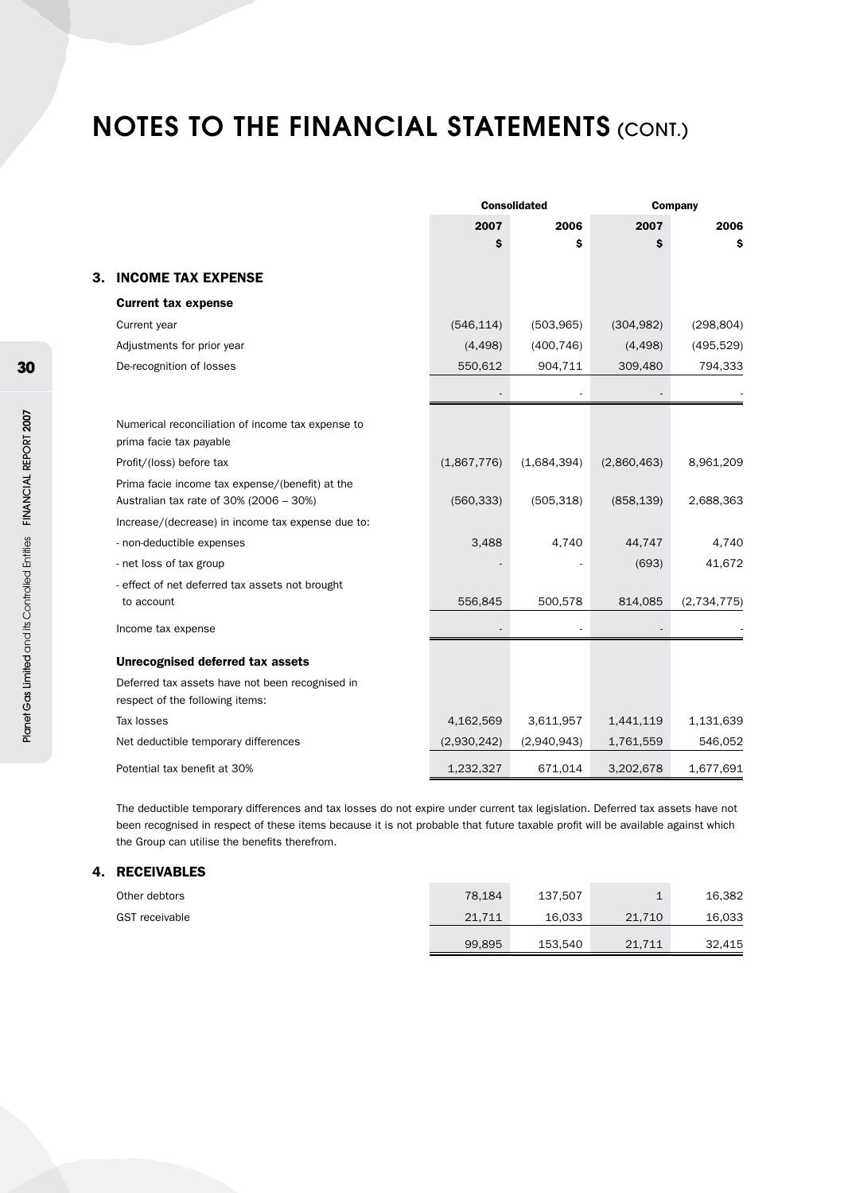# NOTES TO THE FINANCIAL STATEMENTS (CONT.)

| | Consolidated | | Company | |
|---|---|---|---|---|
| | 2007 | 2006 | 2007 | 2006 |
| | $ | $ | $ | $ |
| **3. INCOME TAX EXPENSE** | | | | |
| **Current tax expense** | | | | |
| Current year | (546,114) | (503,965) | (304,982) | (298,804) |
| Adjustments for prior year | (4,498) | (400,746) | (4,498) | (495,529) |
| De-recognition of losses | 550,612 | 904,711 | 309,480 | 794,333 |
| | - | - | - | - |
| Numerical reconciliation of income tax expense to prima facie tax payable | | | | |
| Profit/(loss) before tax | (1,867,776) | (1,684,394) | (2,860,463) | 8,961,209 |
| Prima facie income tax expense/(benefit) at the Australian tax rate of 30% (2006 – 30%) | (560,333) | (505,318) | (858,139) | 2,688,363 |
| Increase/(decrease) in income tax expense due to: | | | | |
| - non-deductible expenses | 3,488 | 4,740 | 44,747 | 4,740 |
| - net loss of tax group | - | - | (693) | 41,672 |
| - effect of net deferred tax assets not brought to account | 556,845 | 500,578 | 814,085 | (2,734,775) |
| Income tax expense | - | - | - | - |
| **Unrecognised deferred tax assets** | | | | |
| Deferred tax assets have not been recognised in respect of the following items: | | | | |
| Tax losses | 4,162,569 | 3,611,957 | 1,441,119 | 1,131,639 |
| Net deductible temporary differences | (2,930,242) | (2,940,943) | 1,761,559 | 546,052 |
| Potential tax benefit at 30% | 1,232,327 | 671,014 | 3,202,678 | 1,677,691 |

The deductible temporary differences and tax losses do not expire under current tax legislation. Deferred tax assets have not been recognised in respect of these items because it is not probable that future taxable profit will be available against which the Group can utilise the benefits therefrom.

## 4. RECEIVABLES

| | Consolidated 2007 | Consolidated 2006 | Company 2007 | Company 2006 |
|---|---|---|---|---|
| Other debtors | 78,184 | 137,507 | 1 | 16,382 |
| GST receivable | 21,711 | 16,033 | 21,710 | 16,033 |
| | 99,895 | 153,540 | 21,711 | 32,415 |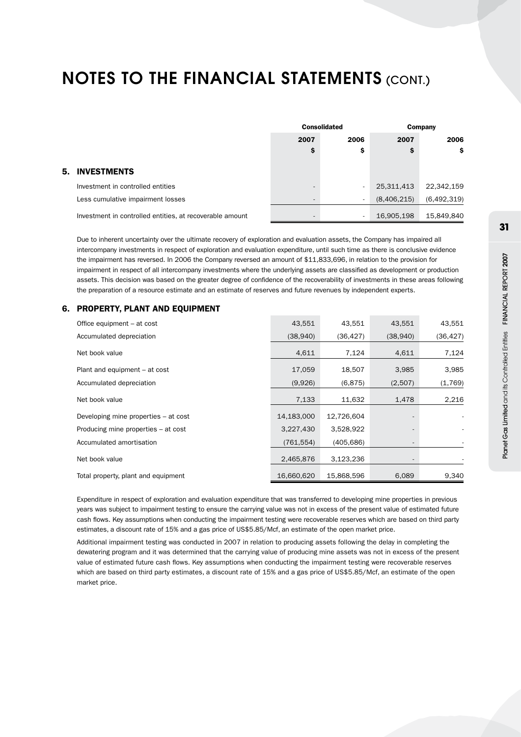# NOTES TO THE FINANCIAL STATEMENTS (CONT.)

| | Consolidated | | Company | |
|---|---|---|---|---|
| | 2007 | 2006 | 2007 | 2006 |
| | $ | $ | $ | $ |
| **5. INVESTMENTS** | | | | |
| Investment in controlled entities | - | - | 25,311,413 | 22,342,159 |
| Less cumulative impairment losses | - | - | (8,406,215) | (6,492,319) |
| Investment in controlled entities, at recoverable amount | - | - | 16,905,198 | 15,849,840 |

Due to inherent uncertainty over the ultimate recovery of exploration and evaluation assets, the Company has impaired all intercompany investments in respect of exploration and evaluation expenditure, until such time as there is conclusive evidence the impairment has reversed. In 2006 the Company reversed an amount of $11,833,696, in relation to the provision for impairment in respect of all intercompany investments where the underlying assets are classified as development or production assets. This decision was based on the greater degree of confidence of the recoverability of investments in these areas following the preparation of a resource estimate and an estimate of reserves and future revenues by independent experts.

## 6. PROPERTY, PLANT AND EQUIPMENT

| | Consolidated 2007 $ | Consolidated 2006 $ | Company 2007 $ | Company 2006 $ |
|---|---|---|---|---|
| Office equipment – at cost | 43,551 | 43,551 | 43,551 | 43,551 |
| Accumulated depreciation | (38,940) | (36,427) | (38,940) | (36,427) |
| Net book value | 4,611 | 7,124 | 4,611 | 7,124 |
| Plant and equipment – at cost | 17,059 | 18,507 | 3,985 | 3,985 |
| Accumulated depreciation | (9,926) | (6,875) | (2,507) | (1,769) |
| Net book value | 7,133 | 11,632 | 1,478 | 2,216 |
| Developing mine properties – at cost | 14,183,000 | 12,726,604 | - | - |
| Producing mine properties – at cost | 3,227,430 | 3,528,922 | - | - |
| Accumulated amortisation | (761,554) | (405,686) | - | - |
| Net book value | 2,465,876 | 3,123,236 | - | - |
| Total property, plant and equipment | 16,660,620 | 15,868,596 | 6,089 | 9,340 |

Expenditure in respect of exploration and evaluation expenditure that was transferred to developing mine properties in previous years was subject to impairment testing to ensure the carrying value was not in excess of the present value of estimated future cash flows. Key assumptions when conducting the impairment testing were recoverable reserves which are based on third party estimates, a discount rate of 15% and a gas price of US$5.85/Mcf, an estimate of the open market price.

Additional impairment testing was conducted in 2007 in relation to producing assets following the delay in completing the dewatering program and it was determined that the carrying value of producing mine assets was not in excess of the present value of estimated future cash flows. Key assumptions when conducting the impairment testing were recoverable reserves which are based on third party estimates, a discount rate of 15% and a gas price of US$5.85/Mcf, an estimate of the open market price.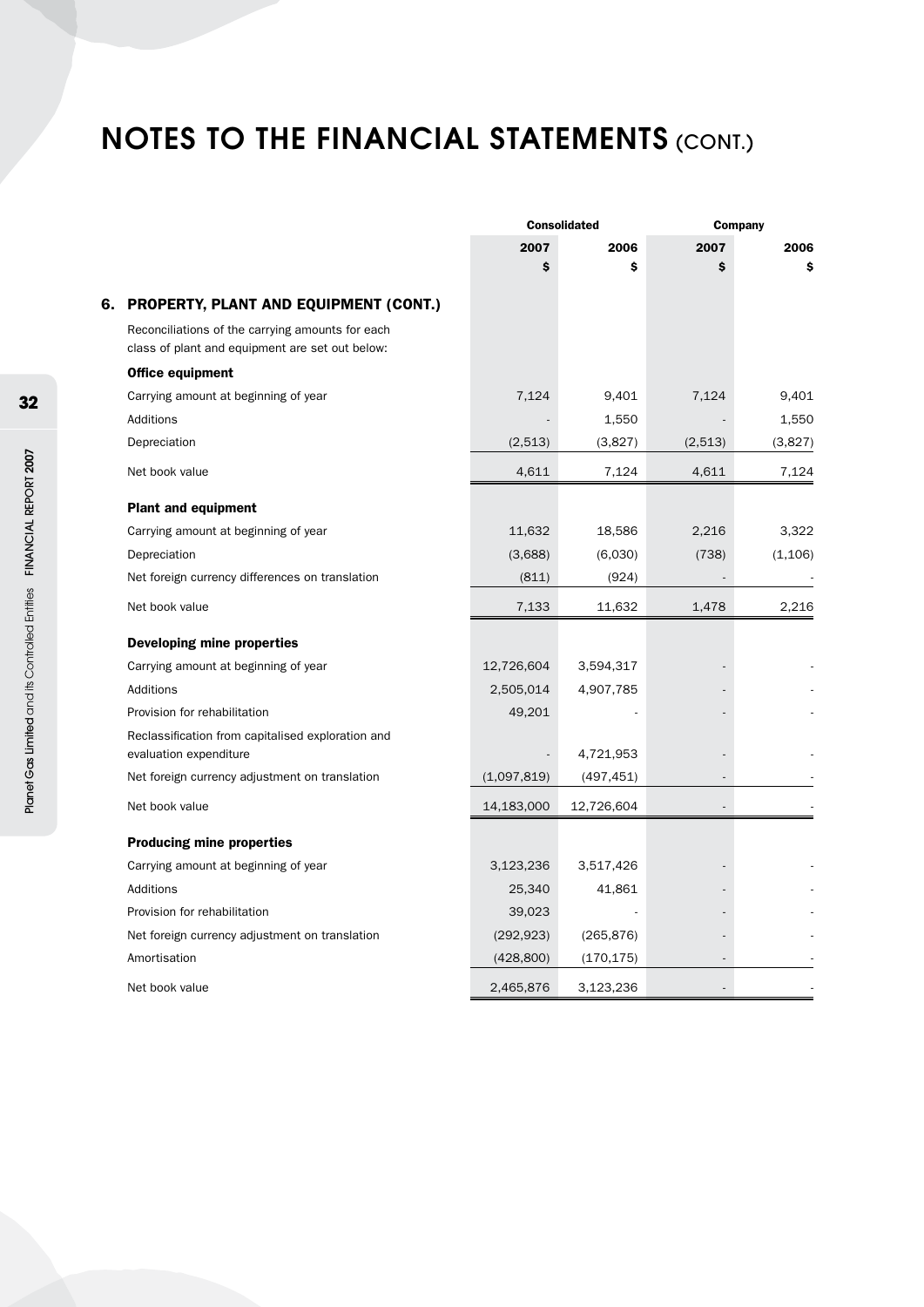# NOTES TO THE FINANCIAL STATEMENTS (CONT.)

| | Consolidated | | Company | |
|---|---|---|---|---|
| | 2007 | 2006 | 2007 | 2006 |
| | $ | $ | $ | $ |
| **6. PROPERTY, PLANT AND EQUIPMENT (CONT.)** | | | | |
| Reconciliations of the carrying amounts for each class of plant and equipment are set out below: | | | | |
| **Office equipment** | | | | |
| Carrying amount at beginning of year | 7,124 | 9,401 | 7,124 | 9,401 |
| Additions | - | 1,550 | - | 1,550 |
| Depreciation | (2,513) | (3,827) | (2,513) | (3,827) |
| Net book value | 4,611 | 7,124 | 4,611 | 7,124 |
| **Plant and equipment** | | | | |
| Carrying amount at beginning of year | 11,632 | 18,586 | 2,216 | 3,322 |
| Depreciation | (3,688) | (6,030) | (738) | (1,106) |
| Net foreign currency differences on translation | (811) | (924) | - | - |
| Net book value | 7,133 | 11,632 | 1,478 | 2,216 |
| **Developing mine properties** | | | | |
| Carrying amount at beginning of year | 12,726,604 | 3,594,317 | - | - |
| Additions | 2,505,014 | 4,907,785 | - | - |
| Provision for rehabilitation | 49,201 | - | - | - |
| Reclassification from capitalised exploration and evaluation expenditure | - | 4,721,953 | - | - |
| Net foreign currency adjustment on translation | (1,097,819) | (497,451) | - | - |
| Net book value | 14,183,000 | 12,726,604 | - | - |
| **Producing mine properties** | | | | |
| Carrying amount at beginning of year | 3,123,236 | 3,517,426 | - | - |
| Additions | 25,340 | 41,861 | - | - |
| Provision for rehabilitation | 39,023 | - | - | - |
| Net foreign currency adjustment on translation | (292,923) | (265,876) | - | - |
| Amortisation | (428,800) | (170,175) | - | - |
| Net book value | 2,465,876 | 3,123,236 | - | - |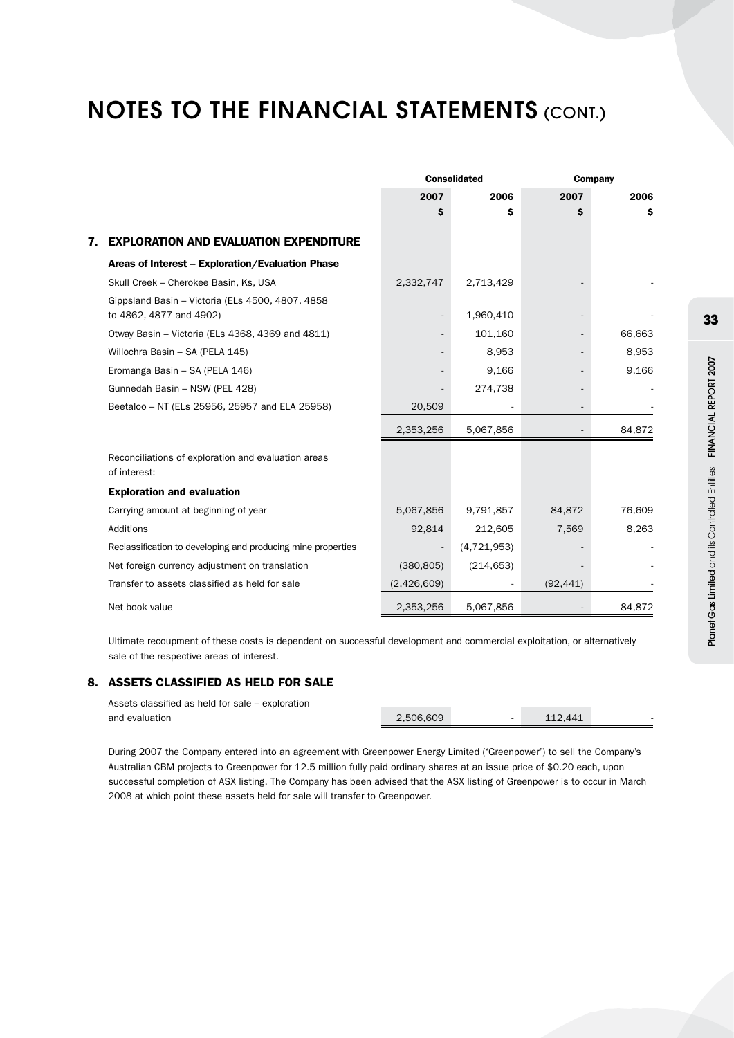# NOTES TO THE FINANCIAL STATEMENTS (CONT.)

| | Consolidated | | Company | |
|---|---|---|---|---|
| | 2007 | 2006 | 2007 | 2006 |
| | $ | $ | $ | $ |
| **7. EXPLORATION AND EVALUATION EXPENDITURE** | | | | |
| **Areas of Interest – Exploration/Evaluation Phase** | | | | |
| Skull Creek – Cherokee Basin, Ks, USA | 2,332,747 | 2,713,429 | - | - |
| Gippsland Basin – Victoria (ELs 4500, 4807, 4858 to 4862, 4877 and 4902) | - | 1,960,410 | - | - |
| Otway Basin – Victoria (ELs 4368, 4369 and 4811) | - | 101,160 | - | 66,663 |
| Willochra Basin – SA (PELA 145) | - | 8,953 | - | 8,953 |
| Eromanga Basin – SA (PELA 146) | - | 9,166 | - | 9,166 |
| Gunnedah Basin – NSW (PEL 428) | - | 274,738 | - | - |
| Beetaloo – NT (ELs 25956, 25957 and ELA 25958) | 20,509 | - | - | - |
| | 2,353,256 | 5,067,856 | - | 84,872 |
| Reconciliations of exploration and evaluation areas of interest: | | | | |
| **Exploration and evaluation** | | | | |
| Carrying amount at beginning of year | 5,067,856 | 9,791,857 | 84,872 | 76,609 |
| Additions | 92,814 | 212,605 | 7,569 | 8,263 |
| Reclassification to developing and producing mine properties | - | (4,721,953) | - | - |
| Net foreign currency adjustment on translation | (380,805) | (214,653) | - | - |
| Transfer to assets classified as held for sale | (2,426,609) | - | (92,441) | - |
| Net book value | 2,353,256 | 5,067,856 | - | 84,872 |

Ultimate recoupment of these costs is dependent on successful development and commercial exploitation, or alternatively sale of the respective areas of interest.

## 8. ASSETS CLASSIFIED AS HELD FOR SALE

| | Consolidated 2007 | Consolidated 2006 | Company 2007 | Company 2006 |
|---|---|---|---|---|
| Assets classified as held for sale – exploration and evaluation | 2,506,609 | - | 112,441 | - |

During 2007 the Company entered into an agreement with Greenpower Energy Limited ('Greenpower') to sell the Company's Australian CBM projects to Greenpower for 12.5 million fully paid ordinary shares at an issue price of $0.20 each, upon successful completion of ASX listing. The Company has been advised that the ASX listing of Greenpower is to occur in March 2008 at which point these assets held for sale will transfer to Greenpower.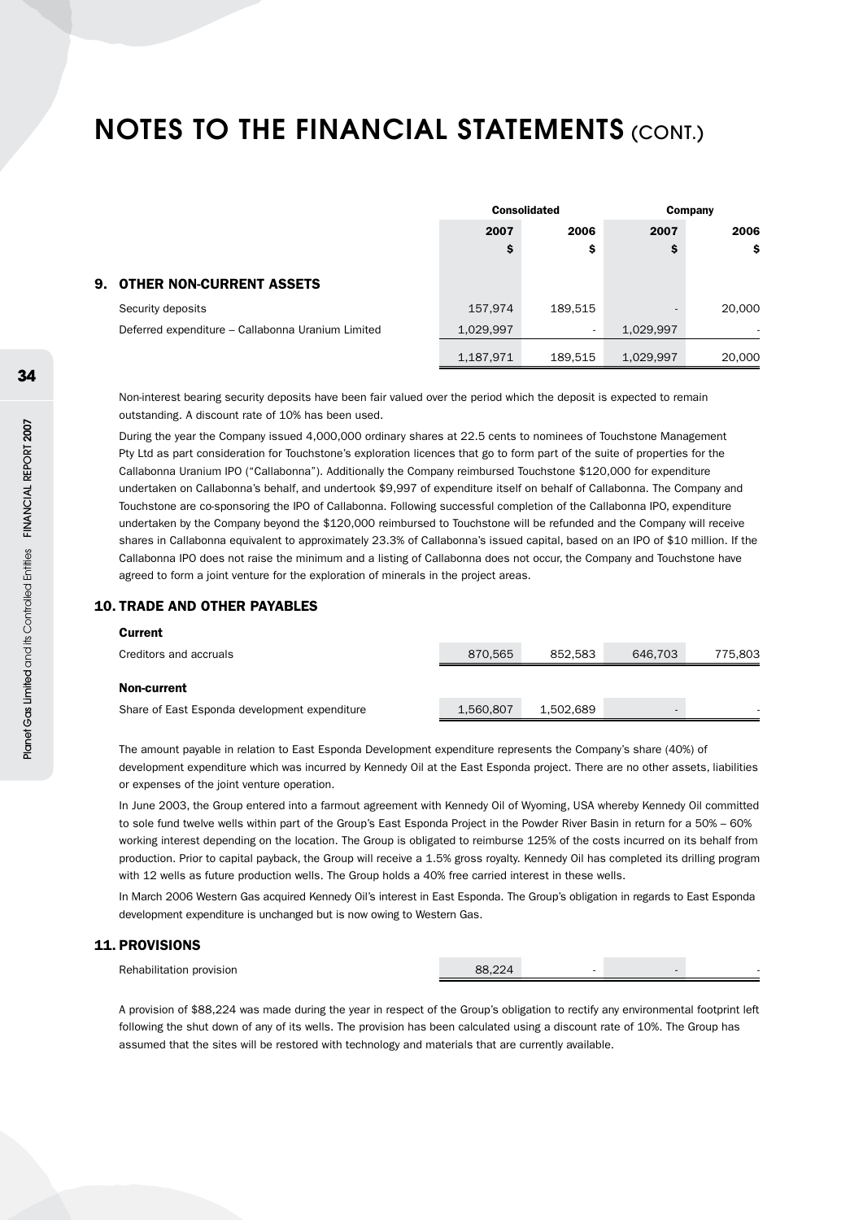# NOTES TO THE FINANCIAL STATEMENTS (CONT.)

| | Consolidated | | Company | |
|---|---|---|---|---|
| | 2007 | 2006 | 2007 | 2006 |
| | $ | $ | $ | $ |
| **9. OTHER NON-CURRENT ASSETS** | | | | |
| Security deposits | 157,974 | 189,515 | - | 20,000 |
| Deferred expenditure – Callabonna Uranium Limited | 1,029,997 | - | 1,029,997 | - |
| | 1,187,971 | 189,515 | 1,029,997 | 20,000 |

Non-interest bearing security deposits have been fair valued over the period which the deposit is expected to remain outstanding. A discount rate of 10% has been used.

During the year the Company issued 4,000,000 ordinary shares at 22.5 cents to nominees of Touchstone Management Pty Ltd as part consideration for Touchstone's exploration licences that go to form part of the suite of properties for the Callabonna Uranium IPO ("Callabonna"). Additionally the Company reimbursed Touchstone $120,000 for expenditure undertaken on Callabonna's behalf, and undertook $9,997 of expenditure itself on behalf of Callabonna. The Company and Touchstone are co-sponsoring the IPO of Callabonna. Following successful completion of the Callabonna IPO, expenditure undertaken by the Company beyond the $120,000 reimbursed to Touchstone will be refunded and the Company will receive shares in Callabonna equivalent to approximately 23.3% of Callabonna's issued capital, based on an IPO of $10 million. If the Callabonna IPO does not raise the minimum and a listing of Callabonna does not occur, the Company and Touchstone have agreed to form a joint venture for the exploration of minerals in the project areas.

## 10. TRADE AND OTHER PAYABLES

| | Consolidated 2007 $ | Consolidated 2006 $ | Company 2007 $ | Company 2006 $ |
|---|---|---|---|---|
| **Current** | | | | |
| Creditors and accruals | 870,565 | 852,583 | 646,703 | 775,803 |
| **Non-current** | | | | |
| Share of East Esponda development expenditure | 1,560,807 | 1,502,689 | - | - |

The amount payable in relation to East Esponda Development expenditure represents the Company's share (40%) of development expenditure which was incurred by Kennedy Oil at the East Esponda project. There are no other assets, liabilities or expenses of the joint venture operation.

In June 2003, the Group entered into a farmout agreement with Kennedy Oil of Wyoming, USA whereby Kennedy Oil committed to sole fund twelve wells within part of the Group's East Esponda Project in the Powder River Basin in return for a 50% – 60% working interest depending on the location. The Group is obligated to reimburse 125% of the costs incurred on its behalf from production. Prior to capital payback, the Group will receive a 1.5% gross royalty. Kennedy Oil has completed its drilling program with 12 wells as future production wells. The Group holds a 40% free carried interest in these wells.

In March 2006 Western Gas acquired Kennedy Oil's interest in East Esponda. The Group's obligation in regards to East Esponda development expenditure is unchanged but is now owing to Western Gas.

## 11. PROVISIONS

| | Consolidated 2007 $ | Consolidated 2006 $ | Company 2007 $ | Company 2006 $ |
|---|---|---|---|---|
| Rehabilitation provision | 88,224 | - | - | - |

A provision of $88,224 was made during the year in respect of the Group's obligation to rectify any environmental footprint left following the shut down of any of its wells. The provision has been calculated using a discount rate of 10%. The Group has assumed that the sites will be restored with technology and materials that are currently available.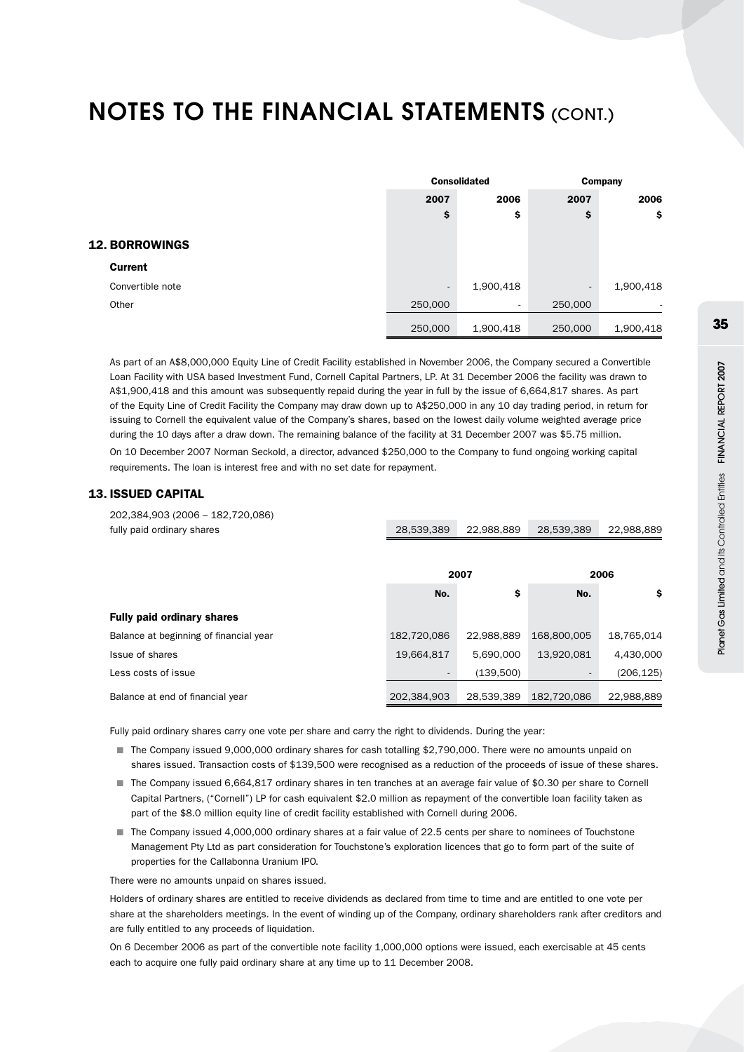# NOTES TO THE FINANCIAL STATEMENTS (CONT.)

| | Consolidated | | Company | |
|---|---|---|---|---|
| | 2007 | 2006 | 2007 | 2006 |
| | $ | $ | $ | $ |
| **12. BORROWINGS** | | | | |
| **Current** | | | | |
| Convertible note | - | 1,900,418 | - | 1,900,418 |
| Other | 250,000 | - | 250,000 | - |
| | 250,000 | 1,900,418 | 250,000 | 1,900,418 |

As part of an A$8,000,000 Equity Line of Credit Facility established in November 2006, the Company secured a Convertible Loan Facility with USA based Investment Fund, Cornell Capital Partners, LP. At 31 December 2006 the facility was drawn to A$1,900,418 and this amount was subsequently repaid during the year in full by the issue of 6,664,817 shares. As part of the Equity Line of Credit Facility the Company may draw down up to A$250,000 in any 10 day trading period, in return for issuing to Cornell the equivalent value of the Company's shares, based on the lowest daily volume weighted average price during the 10 days after a draw down. The remaining balance of the facility at 31 December 2007 was $5.75 million.

On 10 December 2007 Norman Seckold, a director, advanced $250,000 to the Company to fund ongoing working capital requirements. The loan is interest free and with no set date for repayment.

## 13. ISSUED CAPITAL

| | Consolidated 2007 $ | Consolidated 2006 $ | Company 2007 $ | Company 2006 $ |
|---|---|---|---|---|
| 202,384,903 (2006 – 182,720,086) fully paid ordinary shares | 28,539,389 | 22,988,889 | 28,539,389 | 22,988,889 |

| | 2007 | | 2006 | |
|---|---|---|---|---|
| | No. | $ | No. | $ |
| **Fully paid ordinary shares** | | | | |
| Balance at beginning of financial year | 182,720,086 | 22,988,889 | 168,800,005 | 18,765,014 |
| Issue of shares | 19,664,817 | 5,690,000 | 13,920,081 | 4,430,000 |
| Less costs of issue | - | (139,500) | - | (206,125) |
| Balance at end of financial year | 202,384,903 | 28,539,389 | 182,720,086 | 22,988,889 |

Fully paid ordinary shares carry one vote per share and carry the right to dividends. During the year:

- The Company issued 9,000,000 ordinary shares for cash totalling $2,790,000. There were no amounts unpaid on shares issued. Transaction costs of $139,500 were recognised as a reduction of the proceeds of issue of these shares.
- The Company issued 6,664,817 ordinary shares in ten tranches at an average fair value of $0.30 per share to Cornell Capital Partners, ("Cornell") LP for cash equivalent $2.0 million as repayment of the convertible loan facility taken as part of the $8.0 million equity line of credit facility established with Cornell during 2006.
- The Company issued 4,000,000 ordinary shares at a fair value of 22.5 cents per share to nominees of Touchstone Management Pty Ltd as part consideration for Touchstone's exploration licences that go to form part of the suite of properties for the Callabonna Uranium IPO.

There were no amounts unpaid on shares issued.

Holders of ordinary shares are entitled to receive dividends as declared from time to time and are entitled to one vote per share at the shareholders meetings. In the event of winding up of the Company, ordinary shareholders rank after creditors and are fully entitled to any proceeds of liquidation.

On 6 December 2006 as part of the convertible note facility 1,000,000 options were issued, each exercisable at 45 cents each to acquire one fully paid ordinary share at any time up to 11 December 2008.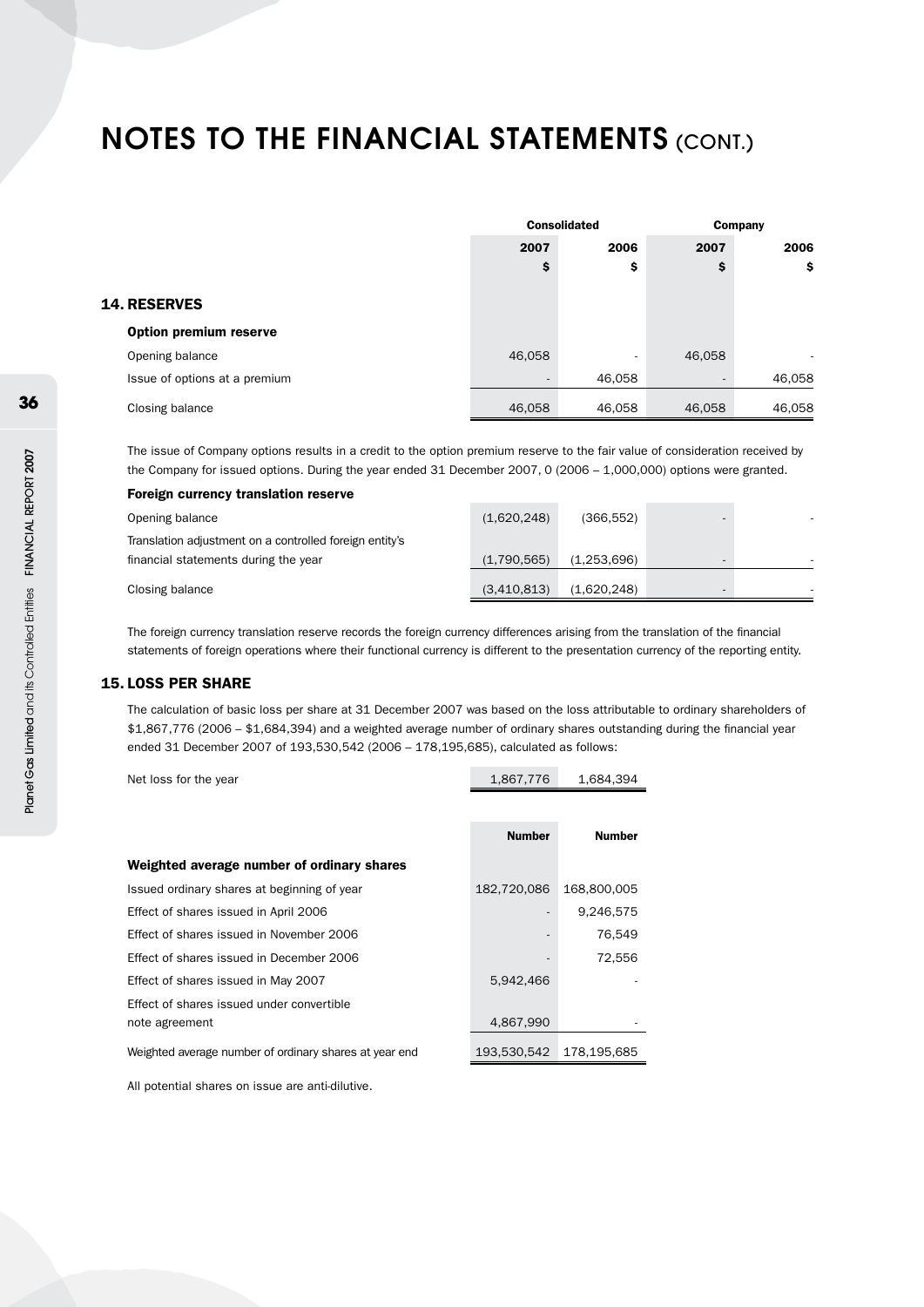# NOTES TO THE FINANCIAL STATEMENTS (CONT.)

## 14. RESERVES

| | Consolidated | | Company | |
|---|---|---|---|---|
| | 2007 | 2006 | 2007 | 2006 |
| | $ | $ | $ | $ |
| **Option premium reserve** | | | | |
| Opening balance | 46,058 | - | 46,058 | - |
| Issue of options at a premium | - | 46,058 | - | 46,058 |
| Closing balance | 46,058 | 46,058 | 46,058 | 46,058 |

The issue of Company options results in a credit to the option premium reserve to the fair value of consideration received by the Company for issued options. During the year ended 31 December 2007, 0 (2006 – 1,000,000) options were granted.

| | Consolidated | | Company | |
|---|---|---|---|---|
| | 2007 | 2006 | 2007 | 2006 |
| | $ | $ | $ | $ |
| **Foreign currency translation reserve** | | | | |
| Opening balance | (1,620,248) | (366,552) | - | - |
| Translation adjustment on a controlled foreign entity's financial statements during the year | (1,790,565) | (1,253,696) | - | - |
| Closing balance | (3,410,813) | (1,620,248) | - | - |

The foreign currency translation reserve records the foreign currency differences arising from the translation of the financial statements of foreign operations where their functional currency is different to the presentation currency of the reporting entity.

## 15. LOSS PER SHARE

The calculation of basic loss per share at 31 December 2007 was based on the loss attributable to ordinary shareholders of $1,867,776 (2006 – $1,684,394) and a weighted average number of ordinary shares outstanding during the financial year ended 31 December 2007 of 193,530,542 (2006 – 178,195,685), calculated as follows:

| | 2007 | 2006 |
|---|---|---|
| Net loss for the year | 1,867,776 | 1,684,394 |

| | Number | Number |
|---|---|---|
| **Weighted average number of ordinary shares** | | |
| Issued ordinary shares at beginning of year | 182,720,086 | 168,800,005 |
| Effect of shares issued in April 2006 | - | 9,246,575 |
| Effect of shares issued in November 2006 | - | 76,549 |
| Effect of shares issued in December 2006 | - | 72,556 |
| Effect of shares issued in May 2007 | 5,942,466 | - |
| Effect of shares issued under convertible note agreement | 4,867,990 | - |
| Weighted average number of ordinary shares at year end | 193,530,542 | 178,195,685 |

All potential shares on issue are anti-dilutive.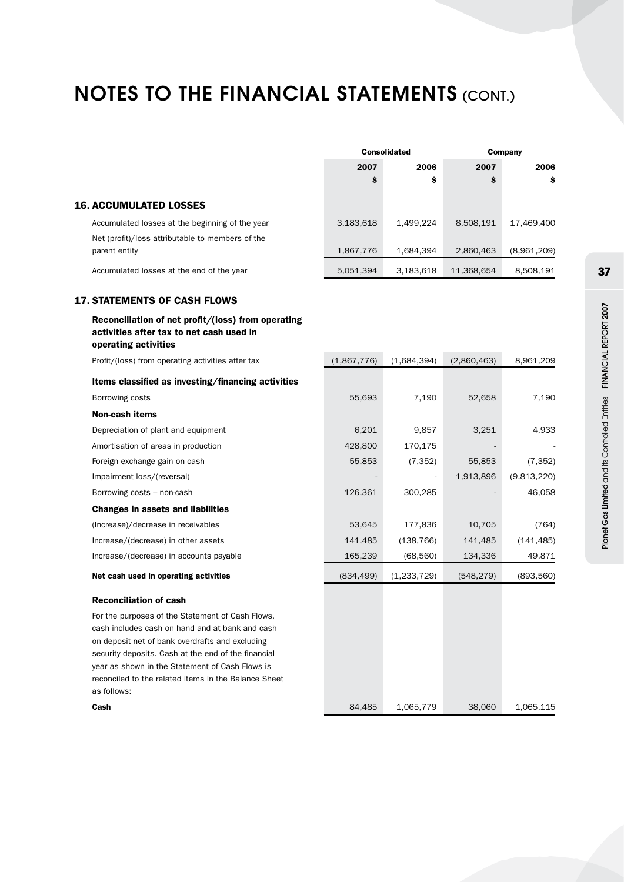# NOTES TO THE FINANCIAL STATEMENTS (CONT.)

| | Consolidated | | Company | |
|---|---|---|---|---|
| | 2007 | 2006 | 2007 | 2006 |
| | $ | $ | $ | $ |
| **16. ACCUMULATED LOSSES** | | | | |
| Accumulated losses at the beginning of the year | 3,183,618 | 1,499,224 | 8,508,191 | 17,469,400 |
| Net (profit)/loss attributable to members of the parent entity | 1,867,776 | 1,684,394 | 2,860,463 | (8,961,209) |
| Accumulated losses at the end of the year | 5,051,394 | 3,183,618 | 11,368,654 | 8,508,191 |

## 17. STATEMENTS OF CASH FLOWS

| | Consolidated | | Company | |
|---|---|---|---|---|
| | 2007 | 2006 | 2007 | 2006 |
| | $ | $ | $ | $ |
| **Reconciliation of net profit/(loss) from operating activities after tax to net cash used in operating activities** | | | | |
| Profit/(loss) from operating activities after tax | (1,867,776) | (1,684,394) | (2,860,463) | 8,961,209 |
| **Items classified as investing/financing activities** | | | | |
| Borrowing costs | 55,693 | 7,190 | 52,658 | 7,190 |
| **Non-cash items** | | | | |
| Depreciation of plant and equipment | 6,201 | 9,857 | 3,251 | 4,933 |
| Amortisation of areas in production | 428,800 | 170,175 | - | - |
| Foreign exchange gain on cash | 55,853 | (7,352) | 55,853 | (7,352) |
| Impairment loss/(reversal) | - | - | 1,913,896 | (9,813,220) |
| Borrowing costs – non-cash | 126,361 | 300,285 | - | 46,058 |
| **Changes in assets and liabilities** | | | | |
| (Increase)/decrease in receivables | 53,645 | 177,836 | 10,705 | (764) |
| Increase/(decrease) in other assets | 141,485 | (138,766) | 141,485 | (141,485) |
| Increase/(decrease) in accounts payable | 165,239 | (68,560) | 134,336 | 49,871 |
| **Net cash used in operating activities** | (834,499) | (1,233,729) | (548,279) | (893,560) |

**Reconciliation of cash**

For the purposes of the Statement of Cash Flows, cash includes cash on hand and at bank and cash on deposit net of bank overdrafts and excluding security deposits. Cash at the end of the financial year as shown in the Statement of Cash Flows is reconciled to the related items in the Balance Sheet as follows:

| | Consolidated 2007 | Consolidated 2006 | Company 2007 | Company 2006 |
|---|---|---|---|---|
| **Cash** | 84,485 | 1,065,779 | 38,060 | 1,065,115 |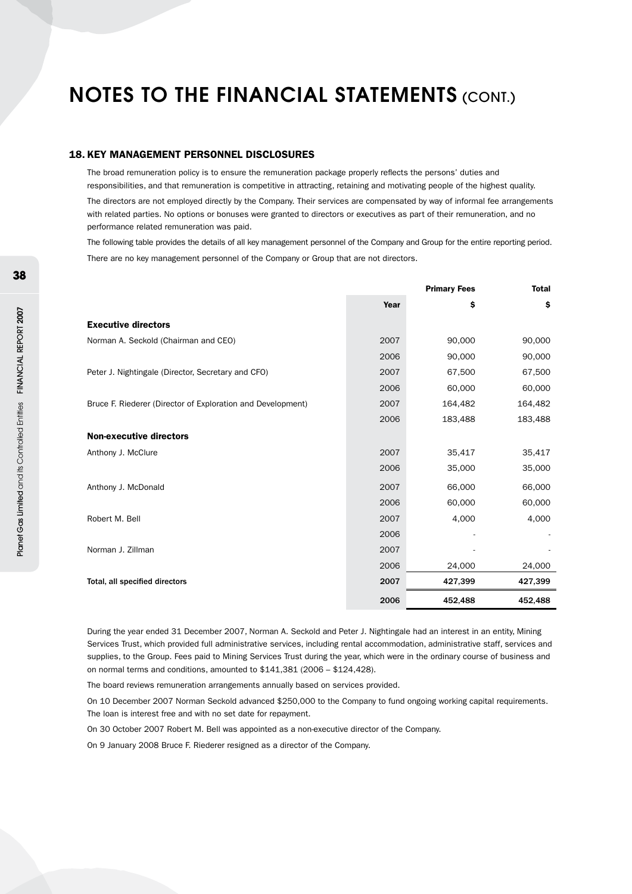# NOTES TO THE FINANCIAL STATEMENTS (CONT.)

## 18. KEY MANAGEMENT PERSONNEL DISCLOSURES

The broad remuneration policy is to ensure the remuneration package properly reflects the persons' duties and responsibilities, and that remuneration is competitive in attracting, retaining and motivating people of the highest quality.

The directors are not employed directly by the Company. Their services are compensated by way of informal fee arrangements with related parties. No options or bonuses were granted to directors or executives as part of their remuneration, and no performance related remuneration was paid.

The following table provides the details of all key management personnel of the Company and Group for the entire reporting period.

There are no key management personnel of the Company or Group that are not directors.

| | Year | Primary Fees $ | Total $ |
|---|---|---|---|
| **Executive directors** | | | |
| Norman A. Seckold (Chairman and CEO) | 2007 | 90,000 | 90,000 |
| | 2006 | 90,000 | 90,000 |
| Peter J. Nightingale (Director, Secretary and CFO) | 2007 | 67,500 | 67,500 |
| | 2006 | 60,000 | 60,000 |
| Bruce F. Riederer (Director of Exploration and Development) | 2007 | 164,482 | 164,482 |
| | 2006 | 183,488 | 183,488 |
| **Non-executive directors** | | | |
| Anthony J. McClure | 2007 | 35,417 | 35,417 |
| | 2006 | 35,000 | 35,000 |
| Anthony J. McDonald | 2007 | 66,000 | 66,000 |
| | 2006 | 60,000 | 60,000 |
| Robert M. Bell | 2007 | 4,000 | 4,000 |
| | 2006 | - | - |
| Norman J. Zillman | 2007 | - | - |
| | 2006 | 24,000 | 24,000 |
| **Total, all specified directors** | **2007** | **427,399** | **427,399** |
| | **2006** | **452,488** | **452,488** |

During the year ended 31 December 2007, Norman A. Seckold and Peter J. Nightingale had an interest in an entity, Mining Services Trust, which provided full administrative services, including rental accommodation, administrative staff, services and supplies, to the Group. Fees paid to Mining Services Trust during the year, which were in the ordinary course of business and on normal terms and conditions, amounted to $141,381 (2006 – $124,428).

The board reviews remuneration arrangements annually based on services provided.

On 10 December 2007 Norman Seckold advanced $250,000 to the Company to fund ongoing working capital requirements. The loan is interest free and with no set date for repayment.

On 30 October 2007 Robert M. Bell was appointed as a non-executive director of the Company.

On 9 January 2008 Bruce F. Riederer resigned as a director of the Company.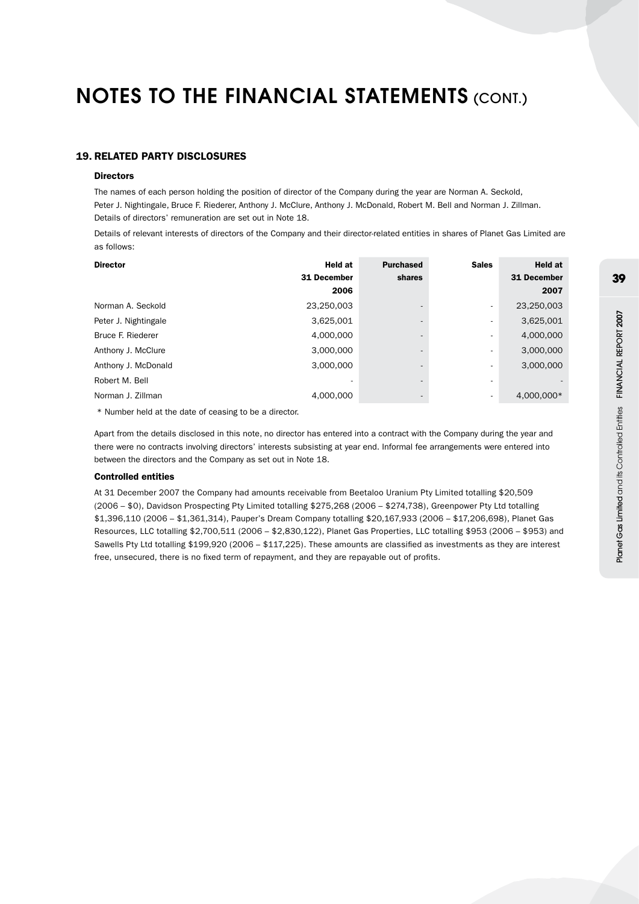# NOTES TO THE FINANCIAL STATEMENTS (CONT.)

## 19. RELATED PARTY DISCLOSURES

### Directors

The names of each person holding the position of director of the Company during the year are Norman A. Seckold, Peter J. Nightingale, Bruce F. Riederer, Anthony J. McClure, Anthony J. McDonald, Robert M. Bell and Norman J. Zillman. Details of directors' remuneration are set out in Note 18.

Details of relevant interests of directors of the Company and their director-related entities in shares of Planet Gas Limited are as follows:

| Director | Held at 31 December 2006 | Purchased shares | Sales | Held at 31 December 2007 |
|---|---|---|---|---|
| Norman A. Seckold | 23,250,003 | - | - | 23,250,003 |
| Peter J. Nightingale | 3,625,001 | - | - | 3,625,001 |
| Bruce F. Riederer | 4,000,000 | - | - | 4,000,000 |
| Anthony J. McClure | 3,000,000 | - | - | 3,000,000 |
| Anthony J. McDonald | 3,000,000 | - | - | 3,000,000 |
| Robert M. Bell | - | - | - | - |
| Norman J. Zillman | 4,000,000 | - | - | 4,000,000* |

\* Number held at the date of ceasing to be a director.

Apart from the details disclosed in this note, no director has entered into a contract with the Company during the year and there were no contracts involving directors' interests subsisting at year end. Informal fee arrangements were entered into between the directors and the Company as set out in Note 18.

### Controlled entities

At 31 December 2007 the Company had amounts receivable from Beetaloo Uranium Pty Limited totalling $20,509 (2006 – $0), Davidson Prospecting Pty Limited totalling $275,268 (2006 – $274,738), Greenpower Pty Ltd totalling $1,396,110 (2006 – $1,361,314), Pauper's Dream Company totalling $20,167,933 (2006 – $17,206,698), Planet Gas Resources, LLC totalling $2,700,511 (2006 – $2,830,122), Planet Gas Properties, LLC totalling $953 (2006 – $953) and Sawells Pty Ltd totalling $199,920 (2006 – $117,225). These amounts are classified as investments as they are interest free, unsecured, there is no fixed term of repayment, and they are repayable out of profits.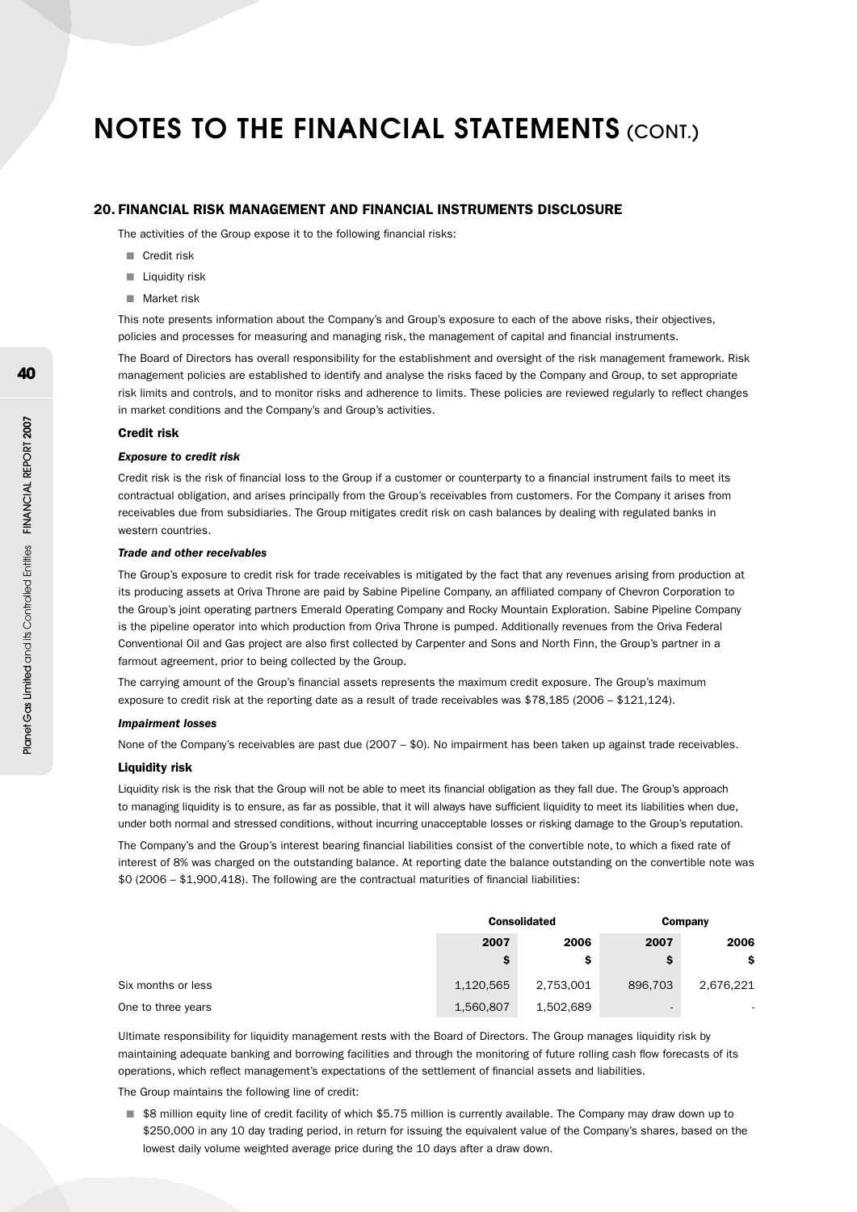# NOTES TO THE FINANCIAL STATEMENTS (CONT.)

## 20. FINANCIAL RISK MANAGEMENT AND FINANCIAL INSTRUMENTS DISCLOSURE

The activities of the Group expose it to the following financial risks:

- Credit risk
- Liquidity risk
- Market risk

This note presents information about the Company's and Group's exposure to each of the above risks, their objectives, policies and processes for measuring and managing risk, the management of capital and financial instruments.

The Board of Directors has overall responsibility for the establishment and oversight of the risk management framework. Risk management policies are established to identify and analyse the risks faced by the Company and Group, to set appropriate risk limits and controls, and to monitor risks and adherence to limits. These policies are reviewed regularly to reflect changes in market conditions and the Company's and Group's activities.

### Credit risk

***Exposure to credit risk***

Credit risk is the risk of financial loss to the Group if a customer or counterparty to a financial instrument fails to meet its contractual obligation, and arises principally from the Group's receivables from customers. For the Company it arises from receivables due from subsidiaries. The Group mitigates credit risk on cash balances by dealing with regulated banks in western countries.

***Trade and other receivables***

The Group's exposure to credit risk for trade receivables is mitigated by the fact that any revenues arising from production at its producing assets at Oriva Throne are paid by Sabine Pipeline Company, an affiliated company of Chevron Corporation to the Group's joint operating partners Emerald Operating Company and Rocky Mountain Exploration. Sabine Pipeline Company is the pipeline operator into which production from Oriva Throne is pumped. Additionally revenues from the Oriva Federal Conventional Oil and Gas project are also first collected by Carpenter and Sons and North Finn, the Group's partner in a farmout agreement, prior to being collected by the Group.

The carrying amount of the Group's financial assets represents the maximum credit exposure. The Group's maximum exposure to credit risk at the reporting date as a result of trade receivables was $78,185 (2006 – $121,124).

***Impairment losses***

None of the Company's receivables are past due (2007 – $0). No impairment has been taken up against trade receivables.

### Liquidity risk

Liquidity risk is the risk that the Group will not be able to meet its financial obligation as they fall due. The Group's approach to managing liquidity is to ensure, as far as possible, that it will always have sufficient liquidity to meet its liabilities when due, under both normal and stressed conditions, without incurring unacceptable losses or risking damage to the Group's reputation.

The Company's and the Group's interest bearing financial liabilities consist of the convertible note, to which a fixed rate of interest of 8% was charged on the outstanding balance. At reporting date the balance outstanding on the convertible note was $0 (2006 – $1,900,418). The following are the contractual maturities of financial liabilities:

| | Consolidated | | Company | |
|---|---|---|---|---|
| | 2007 | 2006 | 2007 | 2006 |
| | $ | $ | $ | $ |
| Six months or less | 1,120,565 | 2,753,001 | 896,703 | 2,676,221 |
| One to three years | 1,560,807 | 1,502,689 | - | - |

Ultimate responsibility for liquidity management rests with the Board of Directors. The Group manages liquidity risk by maintaining adequate banking and borrowing facilities and through the monitoring of future rolling cash flow forecasts of its operations, which reflect management's expectations of the settlement of financial assets and liabilities.

The Group maintains the following line of credit:

- $8 million equity line of credit facility of which $5.75 million is currently available. The Company may draw down up to $250,000 in any 10 day trading period, in return for issuing the equivalent value of the Company's shares, based on the lowest daily volume weighted average price during the 10 days after a draw down.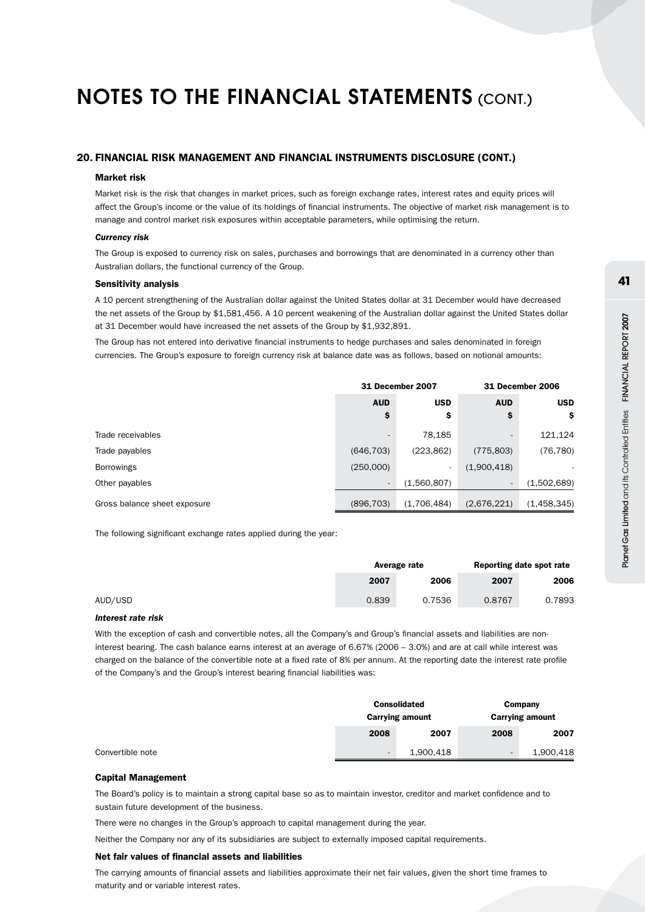# NOTES TO THE FINANCIAL STATEMENTS (CONT.)

## 20. FINANCIAL RISK MANAGEMENT AND FINANCIAL INSTRUMENTS DISCLOSURE (CONT.)

### Market risk

Market risk is the risk that changes in market prices, such as foreign exchange rates, interest rates and equity prices will affect the Group's income or the value of its holdings of financial instruments. The objective of market risk management is to manage and control market risk exposures within acceptable parameters, while optimising the return.

#### *Currency risk*

The Group is exposed to currency risk on sales, purchases and borrowings that are denominated in a currency other than Australian dollars, the functional currency of the Group.

### Sensitivity analysis

A 10 percent strengthening of the Australian dollar against the United States dollar at 31 December would have decreased the net assets of the Group by $1,581,456. A 10 percent weakening of the Australian dollar against the United States dollar at 31 December would have increased the net assets of the Group by $1,932,891.

The Group has not entered into derivative financial instruments to hedge purchases and sales denominated in foreign currencies. The Group's exposure to foreign currency risk at balance date was as follows, based on notional amounts:

| | 31 December 2007 | | 31 December 2006 | |
|---|---|---|---|---|
| | AUD $ | USD $ | AUD $ | USD $ |
| Trade receivables | - | 78,185 | - | 121,124 |
| Trade payables | (646,703) | (223,862) | (775,803) | (76,780) |
| Borrowings | (250,000) | - | (1,900,418) | - |
| Other payables | - | (1,560,807) | - | (1,502,689) |
| Gross balance sheet exposure | (896,703) | (1,706,484) | (2,676,221) | (1,458,345) |

The following significant exchange rates applied during the year:

| | Average rate | | Reporting date spot rate | |
|---|---|---|---|---|
| | 2007 | 2006 | 2007 | 2006 |
| AUD/USD | 0.839 | 0.7536 | 0.8767 | 0.7893 |

#### *Interest rate risk*

With the exception of cash and convertible notes, all the Company's and Group's financial assets and liabilities are non-interest bearing. The cash balance earns interest at an average of 6.67% (2006 – 3.0%) and are at call while interest was charged on the balance of the convertible note at a fixed rate of 8% per annum. At the reporting date the interest rate profile of the Company's and the Group's interest bearing financial liabilities was:

| | Consolidated Carrying amount | | Company Carrying amount | |
|---|---|---|---|---|
| | 2008 | 2007 | 2008 | 2007 |
| Convertible note | - | 1,900,418 | - | 1,900,418 |

### Capital Management

The Board's policy is to maintain a strong capital base so as to maintain investor, creditor and market confidence and to sustain future development of the business.

There were no changes in the Group's approach to capital management during the year.

Neither the Company nor any of its subsidiaries are subject to externally imposed capital requirements.

### Net fair values of financial assets and liabilities

The carrying amounts of financial assets and liabilities approximate their net fair values, given the short time frames to maturity and or variable interest rates.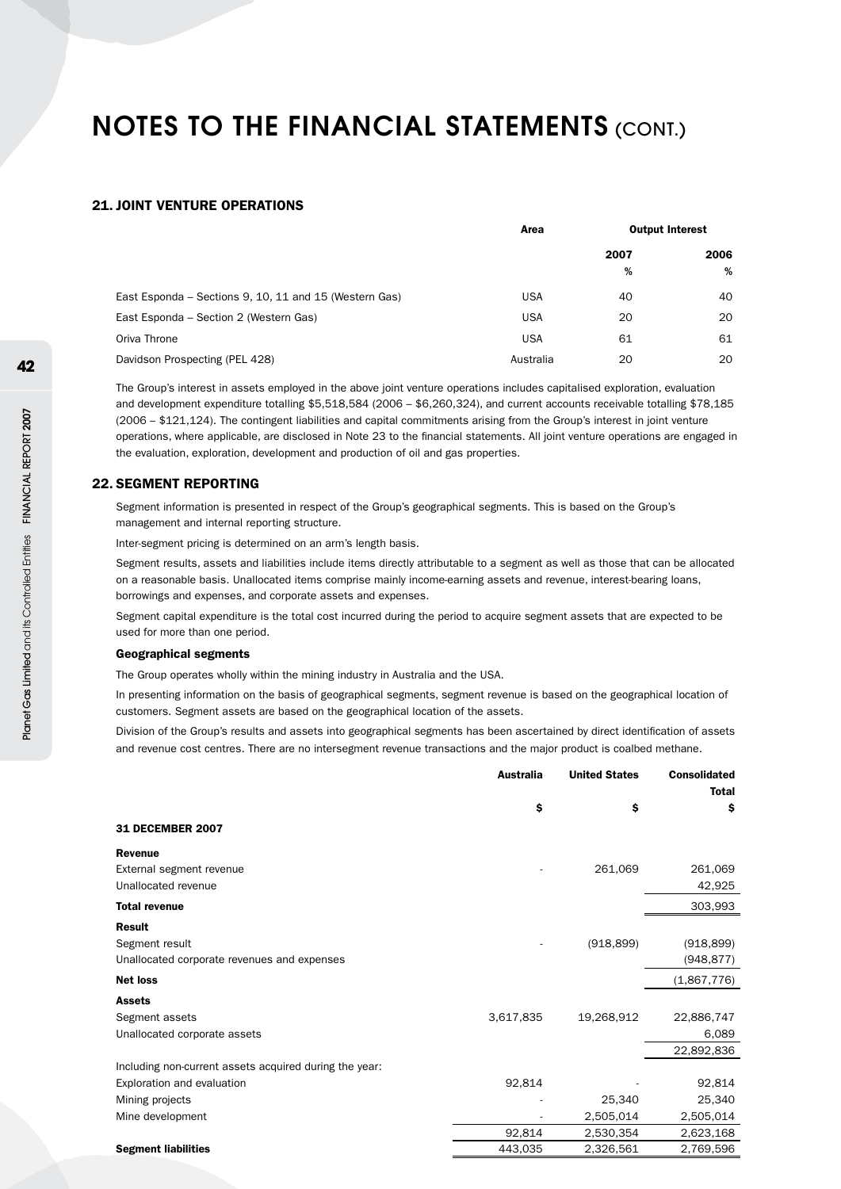# NOTES TO THE FINANCIAL STATEMENTS (CONT.)

## 21. JOINT VENTURE OPERATIONS

| | Area | Output Interest | |
|---|---|---|---|
| | | 2007 | 2006 |
| | | % | % |
| East Esponda – Sections 9, 10, 11 and 15 (Western Gas) | USA | 40 | 40 |
| East Esponda – Section 2 (Western Gas) | USA | 20 | 20 |
| Oriva Throne | USA | 61 | 61 |
| Davidson Prospecting (PEL 428) | Australia | 20 | 20 |

The Group's interest in assets employed in the above joint venture operations includes capitalised exploration, evaluation and development expenditure totalling $5,518,584 (2006 – $6,260,324), and current accounts receivable totalling $78,185 (2006 – $121,124). The contingent liabilities and capital commitments arising from the Group's interest in joint venture operations, where applicable, are disclosed in Note 23 to the financial statements. All joint venture operations are engaged in the evaluation, exploration, development and production of oil and gas properties.

## 22. SEGMENT REPORTING

Segment information is presented in respect of the Group's geographical segments. This is based on the Group's management and internal reporting structure.

Inter-segment pricing is determined on an arm's length basis.

Segment results, assets and liabilities include items directly attributable to a segment as well as those that can be allocated on a reasonable basis. Unallocated items comprise mainly income-earning assets and revenue, interest-bearing loans, borrowings and expenses, and corporate assets and expenses.

Segment capital expenditure is the total cost incurred during the period to acquire segment assets that are expected to be used for more than one period.

### Geographical segments

The Group operates wholly within the mining industry in Australia and the USA.

In presenting information on the basis of geographical segments, segment revenue is based on the geographical location of customers. Segment assets are based on the geographical location of the assets.

Division of the Group's results and assets into geographical segments has been ascertained by direct identification of assets and revenue cost centres. There are no intersegment revenue transactions and the major product is coalbed methane.

| | Australia | United States | Consolidated Total |
|---|---|---|---|
| | $ | $ | $ |
| **31 DECEMBER 2007** | | | |
| **Revenue** | | | |
| External segment revenue | - | 261,069 | 261,069 |
| Unallocated revenue | | | 42,925 |
| **Total revenue** | | | 303,993 |
| **Result** | | | |
| Segment result | - | (918,899) | (918,899) |
| Unallocated corporate revenues and expenses | | | (948,877) |
| **Net loss** | | | (1,867,776) |
| **Assets** | | | |
| Segment assets | 3,617,835 | 19,268,912 | 22,886,747 |
| Unallocated corporate assets | | | 6,089 |
| | | | 22,892,836 |
| Including non-current assets acquired during the year: | | | |
| Exploration and evaluation | 92,814 | - | 92,814 |
| Mining projects | - | 25,340 | 25,340 |
| Mine development | - | 2,505,014 | 2,505,014 |
| | 92,814 | 2,530,354 | 2,623,168 |
| **Segment liabilities** | 443,035 | 2,326,561 | 2,769,596 |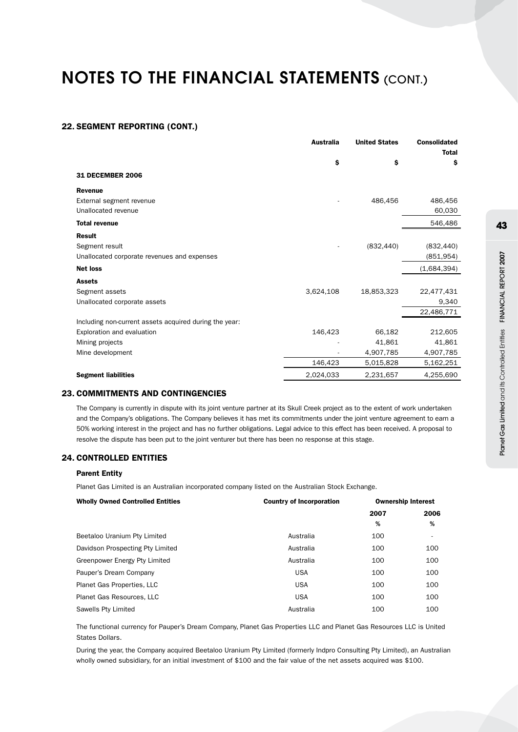# NOTES TO THE FINANCIAL STATEMENTS (CONT.)

## 22. SEGMENT REPORTING (CONT.)

| | Australia | United States | Consolidated Total |
|---|---|---|---|
| | $ | $ | $ |
| **31 DECEMBER 2006** | | | |
| **Revenue** | | | |
| External segment revenue | - | 486,456 | 486,456 |
| Unallocated revenue | | | 60,030 |
| **Total revenue** | | | 546,486 |
| **Result** | | | |
| Segment result | - | (832,440) | (832,440) |
| Unallocated corporate revenues and expenses | | | (851,954) |
| **Net loss** | | | (1,684,394) |
| **Assets** | | | |
| Segment assets | 3,624,108 | 18,853,323 | 22,477,431 |
| Unallocated corporate assets | | | 9,340 |
| | | | 22,486,771 |
| Including non-current assets acquired during the year: | | | |
| Exploration and evaluation | 146,423 | 66,182 | 212,605 |
| Mining projects | - | 41,861 | 41,861 |
| Mine development | - | 4,907,785 | 4,907,785 |
| | 146,423 | 5,015,828 | 5,162,251 |
| **Segment liabilities** | 2,024,033 | 2,231,657 | 4,255,690 |

## 23. COMMITMENTS AND CONTINGENCIES

The Company is currently in dispute with its joint venture partner at its Skull Creek project as to the extent of work undertaken and the Company's obligations. The Company believes it has met its commitments under the joint venture agreement to earn a 50% working interest in the project and has no further obligations. Legal advice to this effect has been received. A proposal to resolve the dispute has been put to the joint venturer but there has been no response at this stage.

## 24. CONTROLLED ENTITIES

### Parent Entity

Planet Gas Limited is an Australian incorporated company listed on the Australian Stock Exchange.

| Wholly Owned Controlled Entities | Country of Incorporation | Ownership Interest | |
|---|---|---|---|
| | | 2007 | 2006 |
| | | % | % |
| Beetaloo Uranium Pty Limited | Australia | 100 | - |
| Davidson Prospecting Pty Limited | Australia | 100 | 100 |
| Greenpower Energy Pty Limited | Australia | 100 | 100 |
| Pauper's Dream Company | USA | 100 | 100 |
| Planet Gas Properties, LLC | USA | 100 | 100 |
| Planet Gas Resources, LLC | USA | 100 | 100 |
| Sawells Pty Limited | Australia | 100 | 100 |

The functional currency for Pauper's Dream Company, Planet Gas Properties LLC and Planet Gas Resources LLC is United States Dollars.

During the year, the Company acquired Beetaloo Uranium Pty Limited (formerly Indpro Consulting Pty Limited), an Australian wholly owned subsidiary, for an initial investment of $100 and the fair value of the net assets acquired was $100.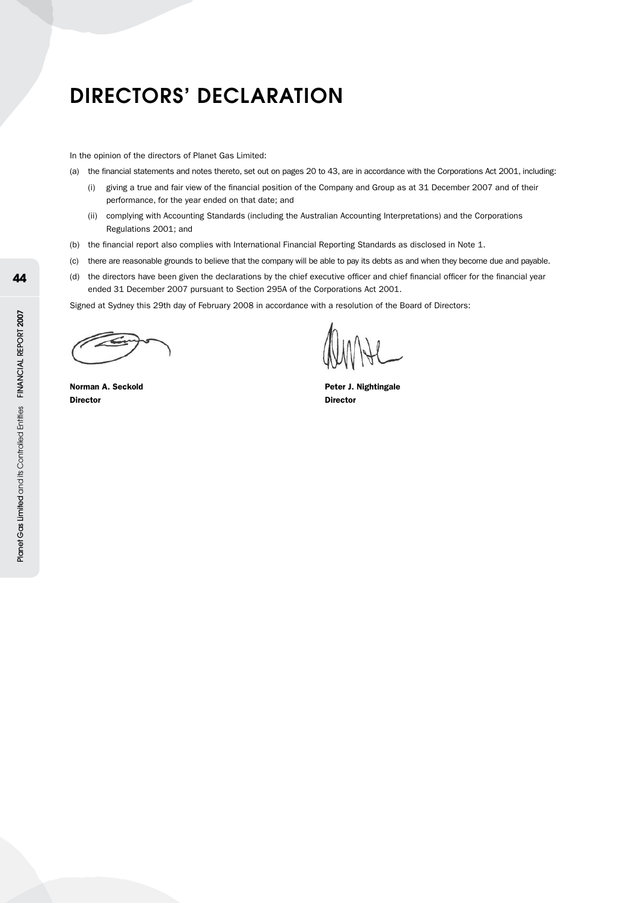# DIRECTORS' DECLARATION

In the opinion of the directors of Planet Gas Limited:

(a) the financial statements and notes thereto, set out on pages 20 to 43, are in accordance with the Corporations Act 2001, including:

   (i) giving a true and fair view of the financial position of the Company and Group as at 31 December 2007 and of their performance, for the year ended on that date; and

   (ii) complying with Accounting Standards (including the Australian Accounting Interpretations) and the Corporations Regulations 2001; and

(b) the financial report also complies with International Financial Reporting Standards as disclosed in Note 1.

(c) there are reasonable grounds to believe that the company will be able to pay its debts as and when they become due and payable.

(d) the directors have been given the declarations by the chief executive officer and chief financial officer for the financial year ended 31 December 2007 pursuant to Section 295A of the Corporations Act 2001.

Signed at Sydney this 29th day of February 2008 in accordance with a resolution of the Board of Directors:

**Norman A. Seckold**
**Director**

**Peter J. Nightingale**
**Director**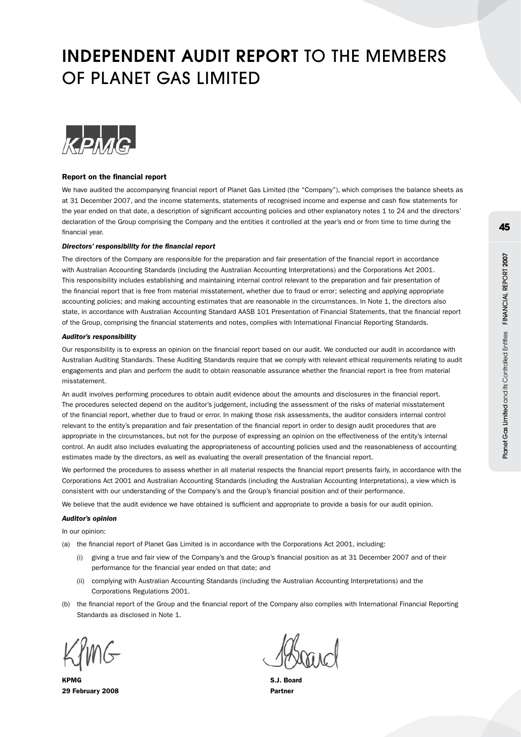# INDEPENDENT AUDIT REPORT TO THE MEMBERS OF PLANET GAS LIMITED

KPMG

### Report on the financial report

We have audited the accompanying financial report of Planet Gas Limited (the "Company"), which comprises the balance sheets as at 31 December 2007, and the income statements, statements of recognised income and expense and cash flow statements for the year ended on that date, a description of significant accounting policies and other explanatory notes 1 to 24 and the directors' declaration of the Group comprising the Company and the entities it controlled at the year's end or from time to time during the financial year.

#### *Directors' responsibility for the financial report*

The directors of the Company are responsible for the preparation and fair presentation of the financial report in accordance with Australian Accounting Standards (including the Australian Accounting Interpretations) and the Corporations Act 2001. This responsibility includes establishing and maintaining internal control relevant to the preparation and fair presentation of the financial report that is free from material misstatement, whether due to fraud or error; selecting and applying appropriate accounting policies; and making accounting estimates that are reasonable in the circumstances. In Note 1, the directors also state, in accordance with Australian Accounting Standard AASB 101 Presentation of Financial Statements, that the financial report of the Group, comprising the financial statements and notes, complies with International Financial Reporting Standards.

#### *Auditor's responsibility*

Our responsibility is to express an opinion on the financial report based on our audit. We conducted our audit in accordance with Australian Auditing Standards. These Auditing Standards require that we comply with relevant ethical requirements relating to audit engagements and plan and perform the audit to obtain reasonable assurance whether the financial report is free from material misstatement.

An audit involves performing procedures to obtain audit evidence about the amounts and disclosures in the financial report. The procedures selected depend on the auditor's judgement, including the assessment of the risks of material misstatement of the financial report, whether due to fraud or error. In making those risk assessments, the auditor considers internal control relevant to the entity's preparation and fair presentation of the financial report in order to design audit procedures that are appropriate in the circumstances, but not for the purpose of expressing an opinion on the effectiveness of the entity's internal control. An audit also includes evaluating the appropriateness of accounting policies used and the reasonableness of accounting estimates made by the directors, as well as evaluating the overall presentation of the financial report.

We performed the procedures to assess whether in all material respects the financial report presents fairly, in accordance with the Corporations Act 2001 and Australian Accounting Standards (including the Australian Accounting Interpretations), a view which is consistent with our understanding of the Company's and the Group's financial position and of their performance.

We believe that the audit evidence we have obtained is sufficient and appropriate to provide a basis for our audit opinion.

#### *Auditor's opinion*

In our opinion:

(a) the financial report of Planet Gas Limited is in accordance with the Corporations Act 2001, including:

   (i) giving a true and fair view of the Company's and the Group's financial position as at 31 December 2007 and of their performance for the financial year ended on that date; and

   (ii) complying with Australian Accounting Standards (including the Australian Accounting Interpretations) and the Corporations Regulations 2001.

(b) the financial report of the Group and the financial report of the Company also complies with International Financial Reporting Standards as disclosed in Note 1.

**KPMG**
**29 February 2008**

**S.J. Board**
**Partner**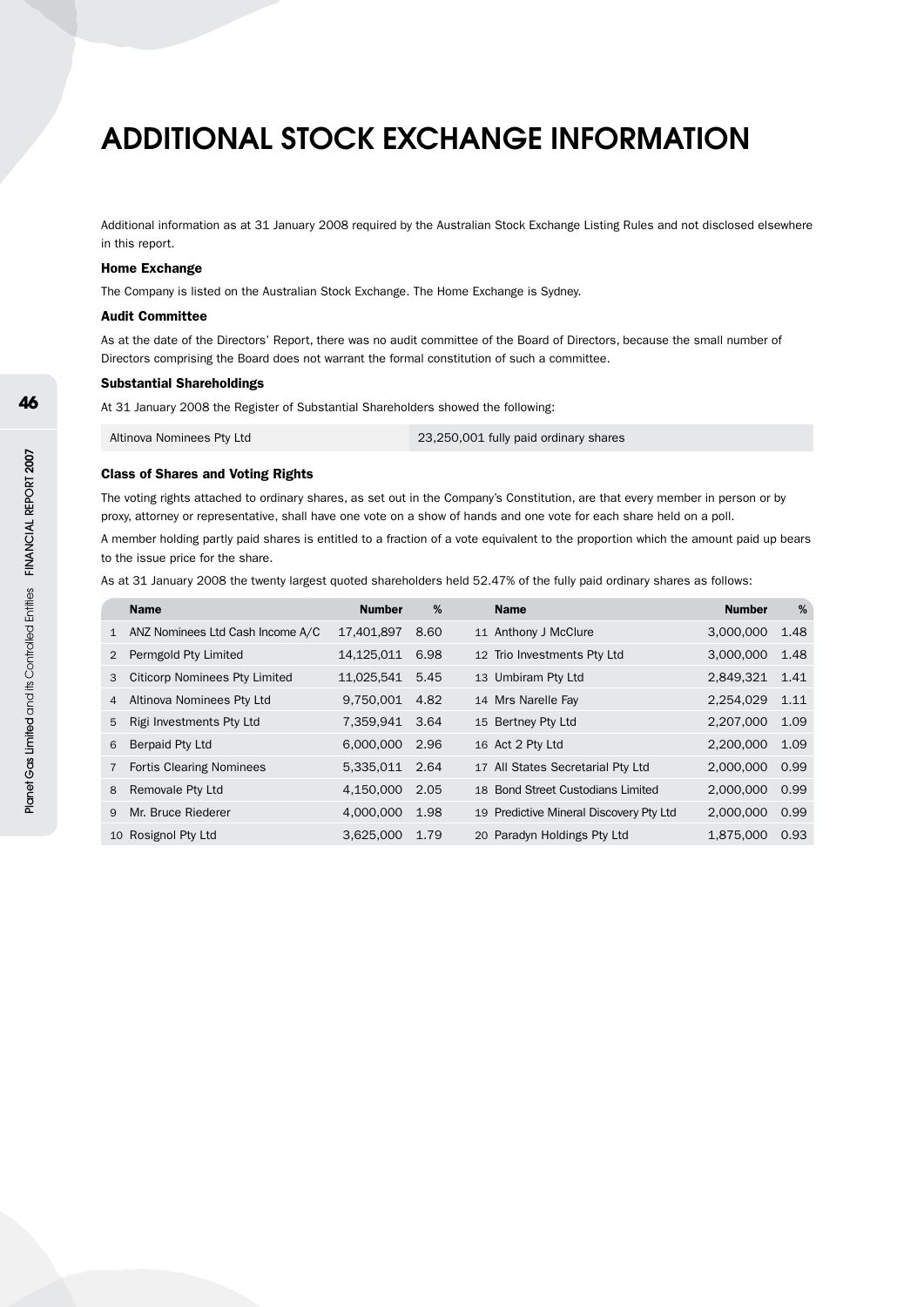# ADDITIONAL STOCK EXCHANGE INFORMATION

Additional information as at 31 January 2008 required by the Australian Stock Exchange Listing Rules and not disclosed elsewhere in this report.

### Home Exchange

The Company is listed on the Australian Stock Exchange. The Home Exchange is Sydney.

### Audit Committee

As at the date of the Directors' Report, there was no audit committee of the Board of Directors, because the small number of Directors comprising the Board does not warrant the formal constitution of such a committee.

### Substantial Shareholdings

At 31 January 2008 the Register of Substantial Shareholders showed the following:

| | |
|---|---|
| Altinova Nominees Pty Ltd | 23,250,001 fully paid ordinary shares |

### Class of Shares and Voting Rights

The voting rights attached to ordinary shares, as set out in the Company's Constitution, are that every member in person or by proxy, attorney or representative, shall have one vote on a show of hands and one vote for each share held on a poll.

A member holding partly paid shares is entitled to a fraction of a vote equivalent to the proportion which the amount paid up bears to the issue price for the share.

As at 31 January 2008 the twenty largest quoted shareholders held 52.47% of the fully paid ordinary shares as follows:

| | Name | Number | % |
|---|---|---|---|
| 1 | ANZ Nominees Ltd Cash Income A/C | 17,401,897 | 8.60 |
| 2 | Permgold Pty Limited | 14,125,011 | 6.98 |
| 3 | Citicorp Nominees Pty Limited | 11,025,541 | 5.45 |
| 4 | Altinova Nominees Pty Ltd | 9,750,001 | 4.82 |
| 5 | Rigi Investments Pty Ltd | 7,359,941 | 3.64 |
| 6 | Berpaid Pty Ltd | 6,000,000 | 2.96 |
| 7 | Fortis Clearing Nominees | 5,335,011 | 2.64 |
| 8 | Removale Pty Ltd | 4,150,000 | 2.05 |
| 9 | Mr. Bruce Riederer | 4,000,000 | 1.98 |
| 10 | Rosignol Pty Ltd | 3,625,000 | 1.79 |
| 11 | Anthony J McClure | 3,000,000 | 1.48 |
| 12 | Trio Investments Pty Ltd | 3,000,000 | 1.48 |
| 13 | Umbiram Pty Ltd | 2,849,321 | 1.41 |
| 14 | Mrs Narelle Fay | 2,254,029 | 1.11 |
| 15 | Bertney Pty Ltd | 2,207,000 | 1.09 |
| 16 | Act 2 Pty Ltd | 2,200,000 | 1.09 |
| 17 | All States Secretarial Pty Ltd | 2,000,000 | 0.99 |
| 18 | Bond Street Custodians Limited | 2,000,000 | 0.99 |
| 19 | Predictive Mineral Discovery Pty Ltd | 2,000,000 | 0.99 |
| 20 | Paradyn Holdings Pty Ltd | 1,875,000 | 0.93 |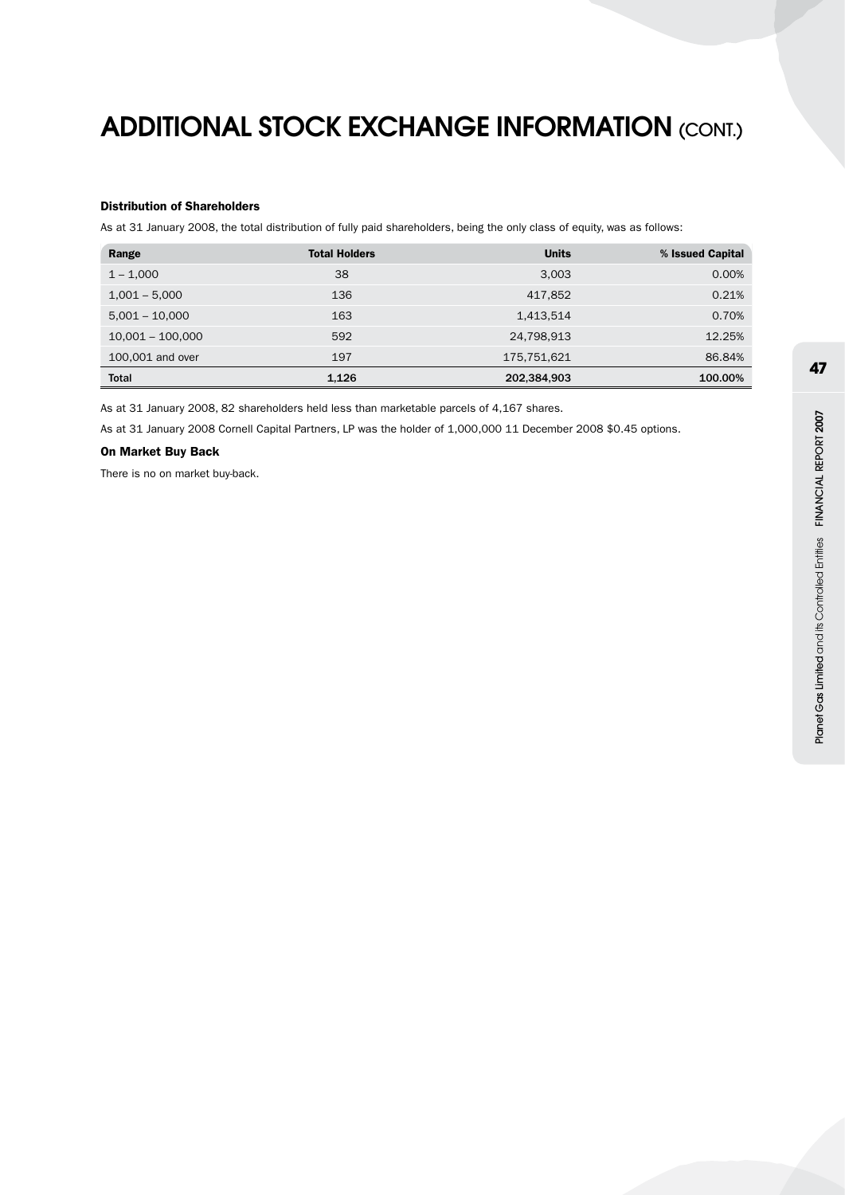# ADDITIONAL STOCK EXCHANGE INFORMATION (CONT.)

### Distribution of Shareholders

As at 31 January 2008, the total distribution of fully paid shareholders, being the only class of equity, was as follows:

| Range | Total Holders | Units | % Issued Capital |
|---|---|---|---|
| 1 – 1,000 | 38 | 3,003 | 0.00% |
| 1,001 – 5,000 | 136 | 417,852 | 0.21% |
| 5,001 – 10,000 | 163 | 1,413,514 | 0.70% |
| 10,001 – 100,000 | 592 | 24,798,913 | 12.25% |
| 100,001 and over | 197 | 175,751,621 | 86.84% |
| **Total** | **1,126** | **202,384,903** | **100.00%** |

As at 31 January 2008, 82 shareholders held less than marketable parcels of 4,167 shares.

As at 31 January 2008 Cornell Capital Partners, LP was the holder of 1,000,000 11 December 2008 $0.45 options.

### On Market Buy Back

There is no on market buy-back.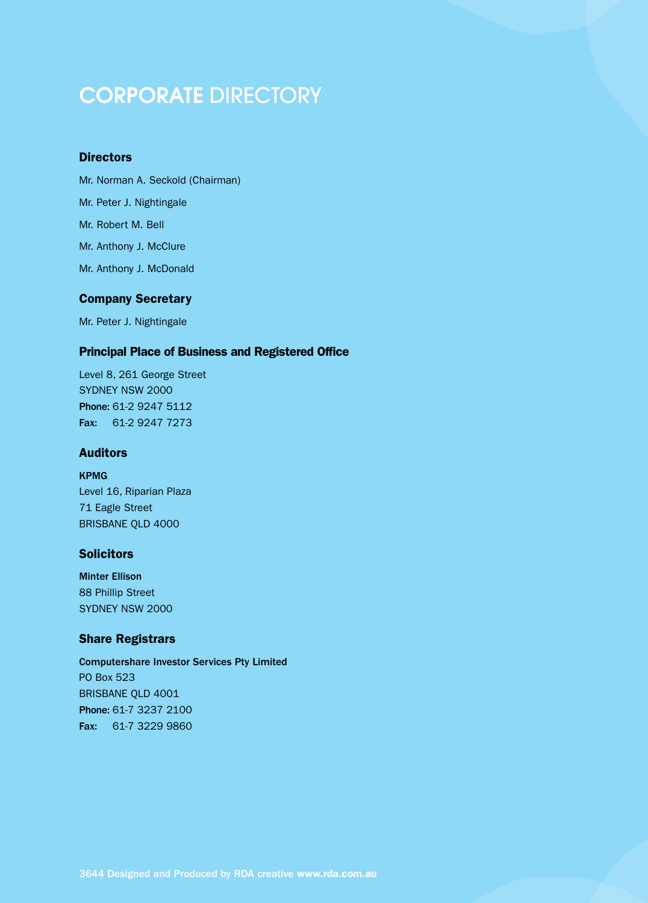# CORPORATE DIRECTORY

## Directors

Mr. Norman A. Seckold (Chairman)

Mr. Peter J. Nightingale

Mr. Robert M. Bell

Mr. Anthony J. McClure

Mr. Anthony J. McDonald

## Company Secretary

Mr. Peter J. Nightingale

## Principal Place of Business and Registered Office

Level 8, 261 George Street
SYDNEY NSW 2000
**Phone:** 61-2 9247 5112
**Fax:** 61-2 9247 7273

## Auditors

**KPMG**
Level 16, Riparian Plaza
71 Eagle Street
BRISBANE QLD 4000

## Solicitors

**Minter Ellison**
88 Phillip Street
SYDNEY NSW 2000

## Share Registrars

**Computershare Investor Services Pty Limited**
PO Box 523
BRISBANE QLD 4001
**Phone:** 61-7 3237 2100
**Fax:** 61-7 3229 9860

3644 Designed and Produced by RDA creative **www.rda.com.au**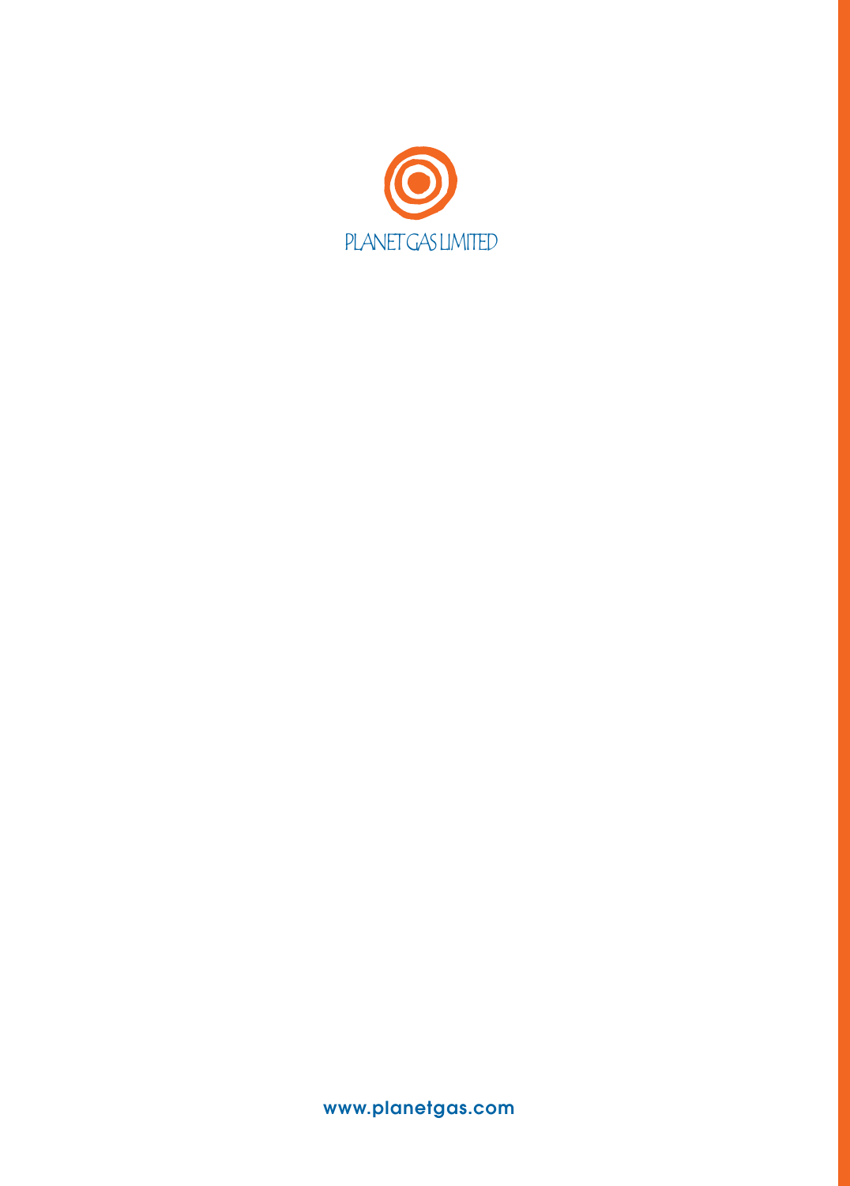PLANET GAS LIMITED

www.planetgas.com